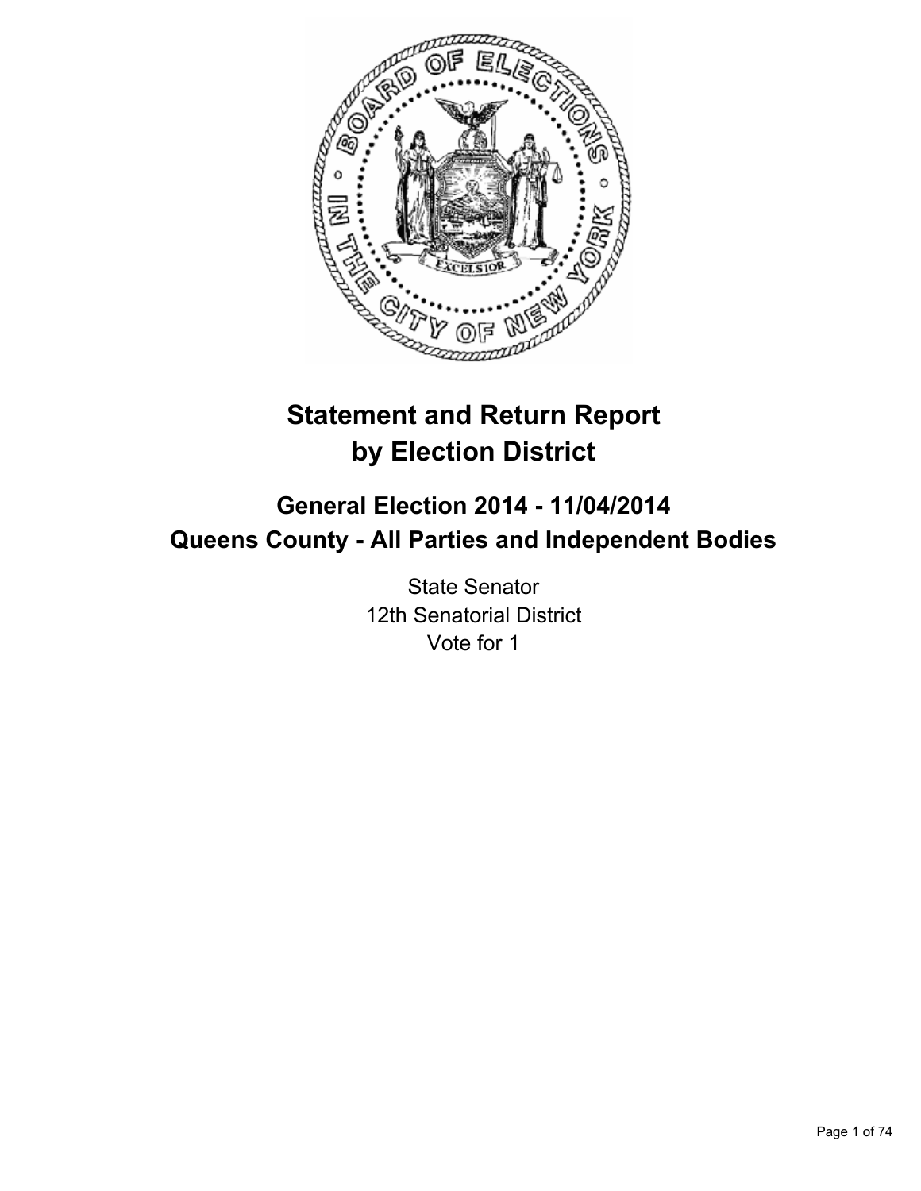# Statement and Return Report by Election District

## General Election 2014 - 11/04/2014
## Queens County - All Parties and Independent Bodies

State Senator
12th Senatorial District
Vote for 1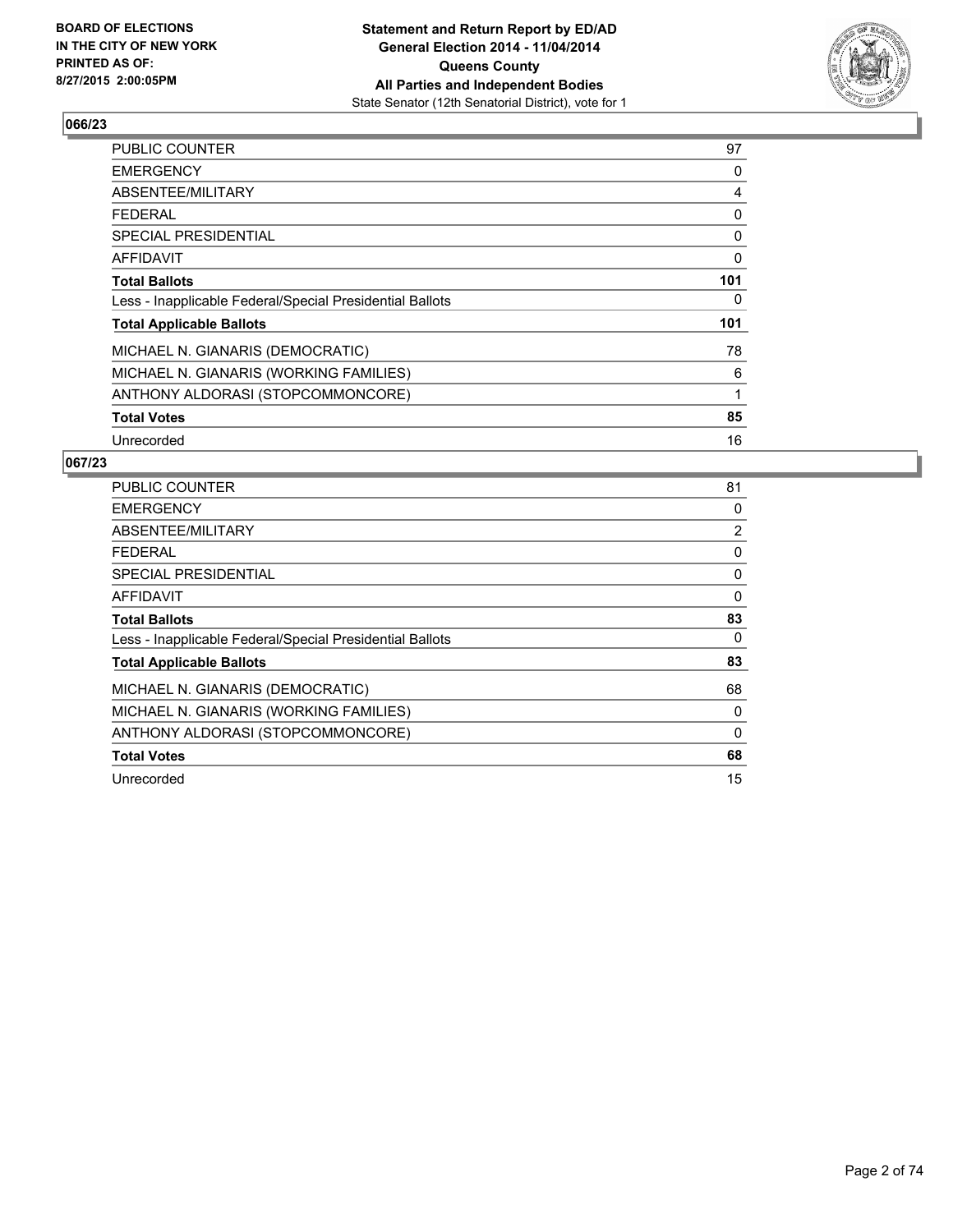## 066/23

| | |
|---|---|
| PUBLIC COUNTER | 97 |
| EMERGENCY | 0 |
| ABSENTEE/MILITARY | 4 |
| FEDERAL | 0 |
| SPECIAL PRESIDENTIAL | 0 |
| AFFIDAVIT | 0 |
| **Total Ballots** | **101** |
| Less - Inapplicable Federal/Special Presidential Ballots | 0 |
| **Total Applicable Ballots** | **101** |
| MICHAEL N. GIANARIS (DEMOCRATIC) | 78 |
| MICHAEL N. GIANARIS (WORKING FAMILIES) | 6 |
| ANTHONY ALDORASI (STOPCOMMONCORE) | 1 |
| **Total Votes** | **85** |
| Unrecorded | 16 |

## 067/23

| | |
|---|---|
| PUBLIC COUNTER | 81 |
| EMERGENCY | 0 |
| ABSENTEE/MILITARY | 2 |
| FEDERAL | 0 |
| SPECIAL PRESIDENTIAL | 0 |
| AFFIDAVIT | 0 |
| **Total Ballots** | **83** |
| Less - Inapplicable Federal/Special Presidential Ballots | 0 |
| **Total Applicable Ballots** | **83** |
| MICHAEL N. GIANARIS (DEMOCRATIC) | 68 |
| MICHAEL N. GIANARIS (WORKING FAMILIES) | 0 |
| ANTHONY ALDORASI (STOPCOMMONCORE) | 0 |
| **Total Votes** | **68** |
| Unrecorded | 15 |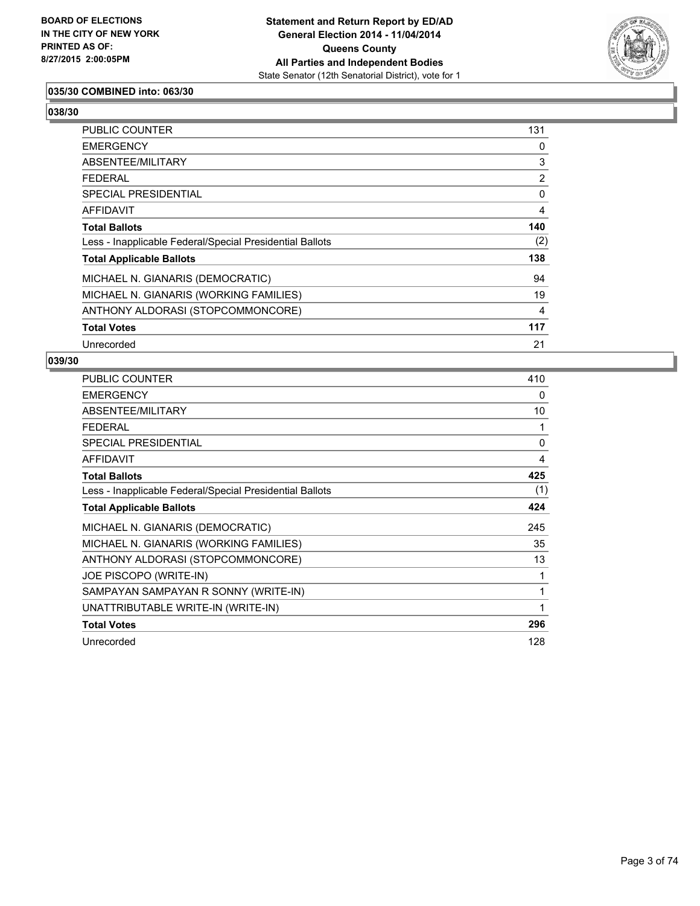**035/30 COMBINED into: 063/30**

**038/30**

| | |
|---|---|
| PUBLIC COUNTER | 131 |
| EMERGENCY | 0 |
| ABSENTEE/MILITARY | 3 |
| FEDERAL | 2 |
| SPECIAL PRESIDENTIAL | 0 |
| AFFIDAVIT | 4 |
| **Total Ballots** | **140** |
| Less - Inapplicable Federal/Special Presidential Ballots | (2) |
| **Total Applicable Ballots** | **138** |
| MICHAEL N. GIANARIS (DEMOCRATIC) | 94 |
| MICHAEL N. GIANARIS (WORKING FAMILIES) | 19 |
| ANTHONY ALDORASI (STOPCOMMONCORE) | 4 |
| **Total Votes** | **117** |
| Unrecorded | 21 |

**039/30**

| | |
|---|---|
| PUBLIC COUNTER | 410 |
| EMERGENCY | 0 |
| ABSENTEE/MILITARY | 10 |
| FEDERAL | 1 |
| SPECIAL PRESIDENTIAL | 0 |
| AFFIDAVIT | 4 |
| **Total Ballots** | **425** |
| Less - Inapplicable Federal/Special Presidential Ballots | (1) |
| **Total Applicable Ballots** | **424** |
| MICHAEL N. GIANARIS (DEMOCRATIC) | 245 |
| MICHAEL N. GIANARIS (WORKING FAMILIES) | 35 |
| ANTHONY ALDORASI (STOPCOMMONCORE) | 13 |
| JOE PISCOPO (WRITE-IN) | 1 |
| SAMPAYAN SAMPAYAN R SONNY (WRITE-IN) | 1 |
| UNATTRIBUTABLE WRITE-IN (WRITE-IN) | 1 |
| **Total Votes** | **296** |
| Unrecorded | 128 |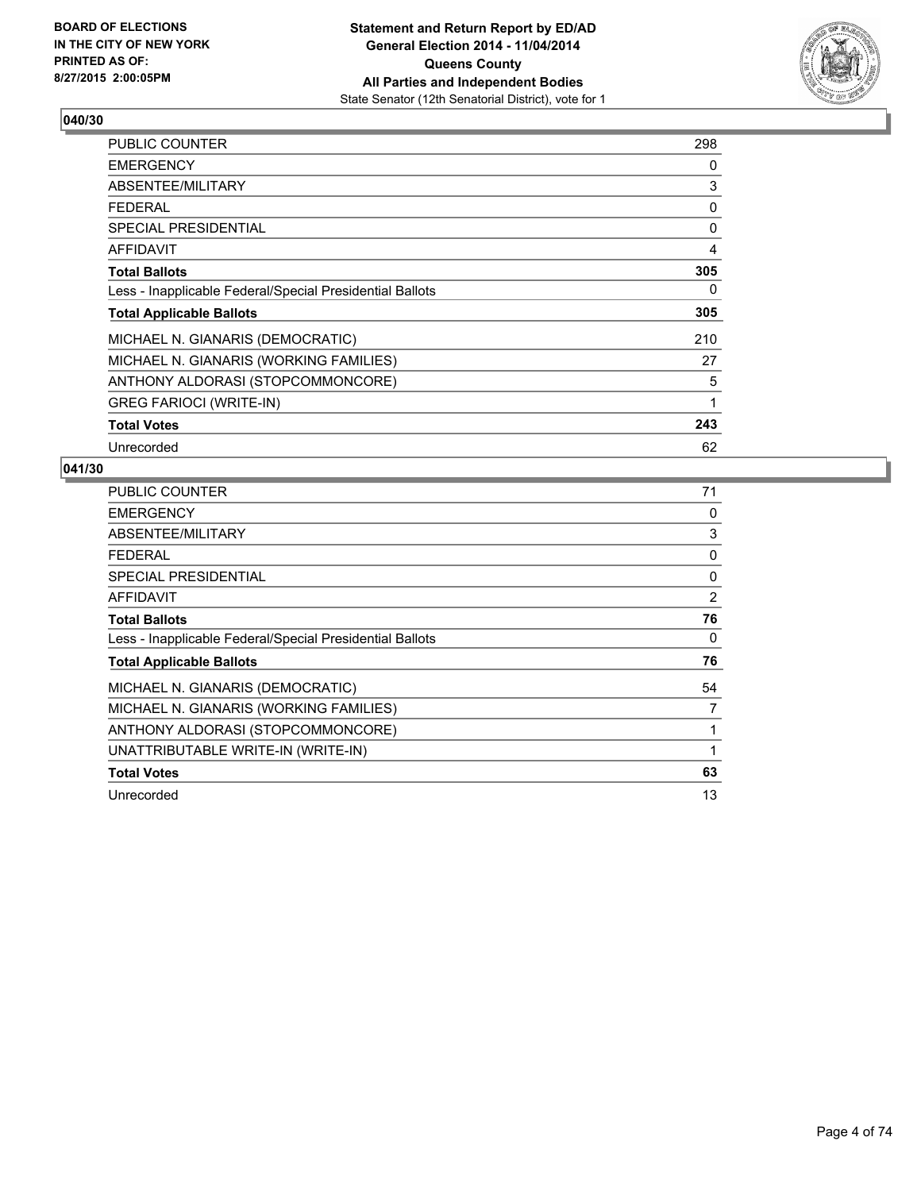BOARD OF ELECTIONS
IN THE CITY OF NEW YORK
PRINTED AS OF:
8/27/2015 2:00:05PM

**Statement and Return Report by ED/AD**
**General Election 2014 - 11/04/2014**
**Queens County**
**All Parties and Independent Bodies**
State Senator (12th Senatorial District), vote for 1

### 040/30

| | |
|---|---|
| PUBLIC COUNTER | 298 |
| EMERGENCY | 0 |
| ABSENTEE/MILITARY | 3 |
| FEDERAL | 0 |
| SPECIAL PRESIDENTIAL | 0 |
| AFFIDAVIT | 4 |
| **Total Ballots** | **305** |
| Less - Inapplicable Federal/Special Presidential Ballots | 0 |
| **Total Applicable Ballots** | **305** |
| MICHAEL N. GIANARIS (DEMOCRATIC) | 210 |
| MICHAEL N. GIANARIS (WORKING FAMILIES) | 27 |
| ANTHONY ALDORASI (STOPCOMMONCORE) | 5 |
| GREG FARIOCI (WRITE-IN) | 1 |
| **Total Votes** | **243** |
| Unrecorded | 62 |

### 041/30

| | |
|---|---|
| PUBLIC COUNTER | 71 |
| EMERGENCY | 0 |
| ABSENTEE/MILITARY | 3 |
| FEDERAL | 0 |
| SPECIAL PRESIDENTIAL | 0 |
| AFFIDAVIT | 2 |
| **Total Ballots** | **76** |
| Less - Inapplicable Federal/Special Presidential Ballots | 0 |
| **Total Applicable Ballots** | **76** |
| MICHAEL N. GIANARIS (DEMOCRATIC) | 54 |
| MICHAEL N. GIANARIS (WORKING FAMILIES) | 7 |
| ANTHONY ALDORASI (STOPCOMMONCORE) | 1 |
| UNATTRIBUTABLE WRITE-IN (WRITE-IN) | 1 |
| **Total Votes** | **63** |
| Unrecorded | 13 |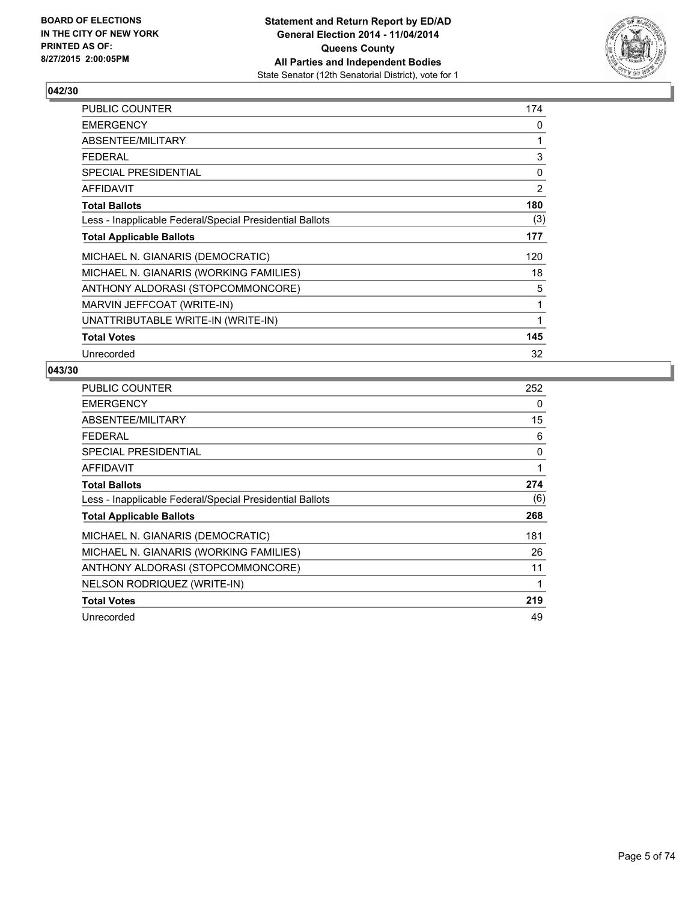**BOARD OF ELECTIONS IN THE CITY OF NEW YORK PRINTED AS OF: 8/27/2015 2:00:05PM**

**Statement and Return Report by ED/AD**
**General Election 2014 - 11/04/2014**
**Queens County**
**All Parties and Independent Bodies**
State Senator (12th Senatorial District), vote for 1

### 042/30

| | |
|---|---|
| PUBLIC COUNTER | 174 |
| EMERGENCY | 0 |
| ABSENTEE/MILITARY | 1 |
| FEDERAL | 3 |
| SPECIAL PRESIDENTIAL | 0 |
| AFFIDAVIT | 2 |
| **Total Ballots** | **180** |
| Less - Inapplicable Federal/Special Presidential Ballots | (3) |
| **Total Applicable Ballots** | **177** |
| MICHAEL N. GIANARIS (DEMOCRATIC) | 120 |
| MICHAEL N. GIANARIS (WORKING FAMILIES) | 18 |
| ANTHONY ALDORASI (STOPCOMMONCORE) | 5 |
| MARVIN JEFFCOAT (WRITE-IN) | 1 |
| UNATTRIBUTABLE WRITE-IN (WRITE-IN) | 1 |
| **Total Votes** | **145** |
| Unrecorded | 32 |

### 043/30

| | |
|---|---|
| PUBLIC COUNTER | 252 |
| EMERGENCY | 0 |
| ABSENTEE/MILITARY | 15 |
| FEDERAL | 6 |
| SPECIAL PRESIDENTIAL | 0 |
| AFFIDAVIT | 1 |
| **Total Ballots** | **274** |
| Less - Inapplicable Federal/Special Presidential Ballots | (6) |
| **Total Applicable Ballots** | **268** |
| MICHAEL N. GIANARIS (DEMOCRATIC) | 181 |
| MICHAEL N. GIANARIS (WORKING FAMILIES) | 26 |
| ANTHONY ALDORASI (STOPCOMMONCORE) | 11 |
| NELSON RODRIQUEZ (WRITE-IN) | 1 |
| **Total Votes** | **219** |
| Unrecorded | 49 |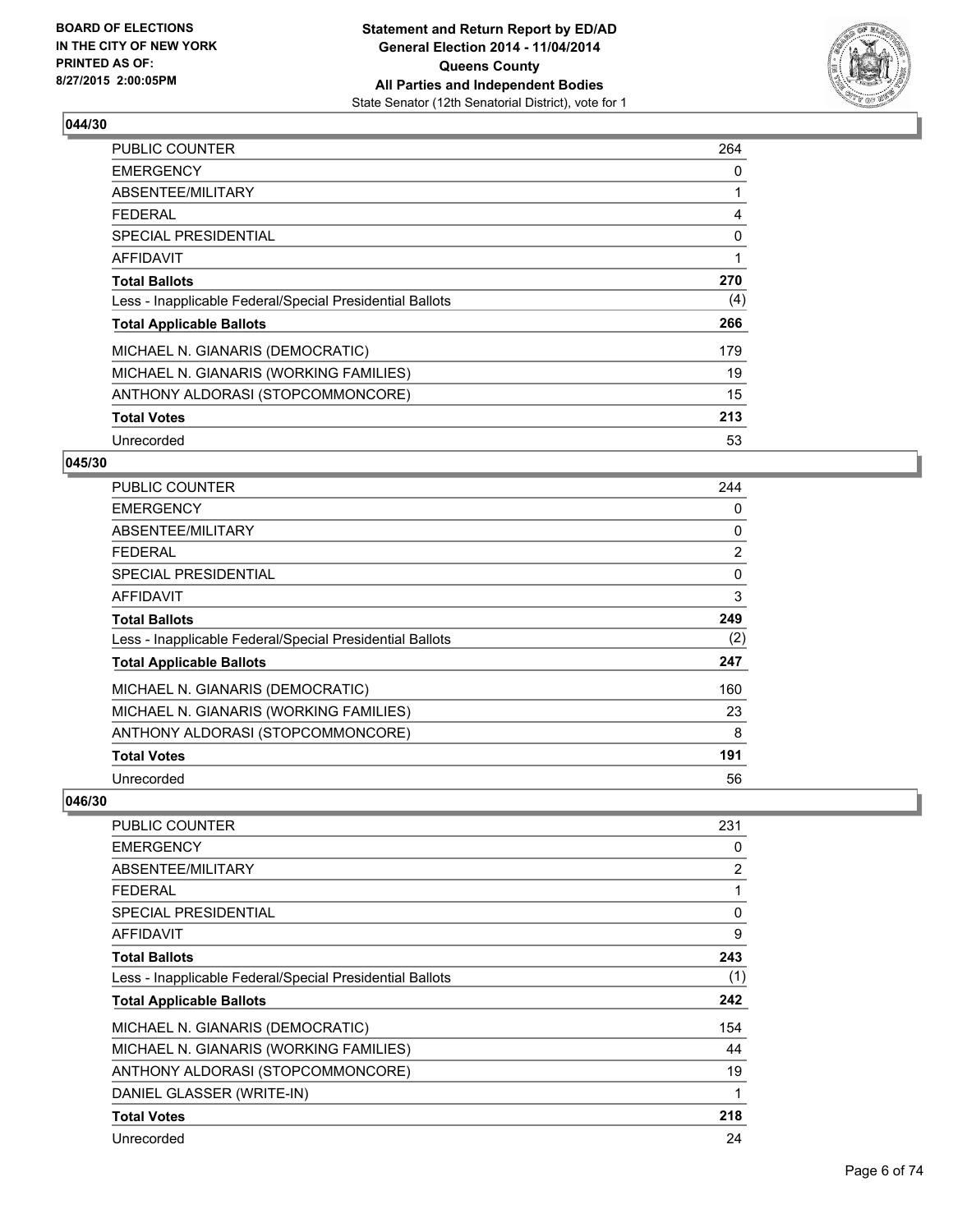## 044/30

| | |
|---|---|
| PUBLIC COUNTER | 264 |
| EMERGENCY | 0 |
| ABSENTEE/MILITARY | 1 |
| FEDERAL | 4 |
| SPECIAL PRESIDENTIAL | 0 |
| AFFIDAVIT | 1 |
| **Total Ballots** | **270** |
| Less - Inapplicable Federal/Special Presidential Ballots | (4) |
| **Total Applicable Ballots** | **266** |
| MICHAEL N. GIANARIS (DEMOCRATIC) | 179 |
| MICHAEL N. GIANARIS (WORKING FAMILIES) | 19 |
| ANTHONY ALDORASI (STOPCOMMONCORE) | 15 |
| **Total Votes** | **213** |
| Unrecorded | 53 |

## 045/30

| | |
|---|---|
| PUBLIC COUNTER | 244 |
| EMERGENCY | 0 |
| ABSENTEE/MILITARY | 0 |
| FEDERAL | 2 |
| SPECIAL PRESIDENTIAL | 0 |
| AFFIDAVIT | 3 |
| **Total Ballots** | **249** |
| Less - Inapplicable Federal/Special Presidential Ballots | (2) |
| **Total Applicable Ballots** | **247** |
| MICHAEL N. GIANARIS (DEMOCRATIC) | 160 |
| MICHAEL N. GIANARIS (WORKING FAMILIES) | 23 |
| ANTHONY ALDORASI (STOPCOMMONCORE) | 8 |
| **Total Votes** | **191** |
| Unrecorded | 56 |

## 046/30

| | |
|---|---|
| PUBLIC COUNTER | 231 |
| EMERGENCY | 0 |
| ABSENTEE/MILITARY | 2 |
| FEDERAL | 1 |
| SPECIAL PRESIDENTIAL | 0 |
| AFFIDAVIT | 9 |
| **Total Ballots** | **243** |
| Less - Inapplicable Federal/Special Presidential Ballots | (1) |
| **Total Applicable Ballots** | **242** |
| MICHAEL N. GIANARIS (DEMOCRATIC) | 154 |
| MICHAEL N. GIANARIS (WORKING FAMILIES) | 44 |
| ANTHONY ALDORASI (STOPCOMMONCORE) | 19 |
| DANIEL GLASSER (WRITE-IN) | 1 |
| **Total Votes** | **218** |
| Unrecorded | 24 |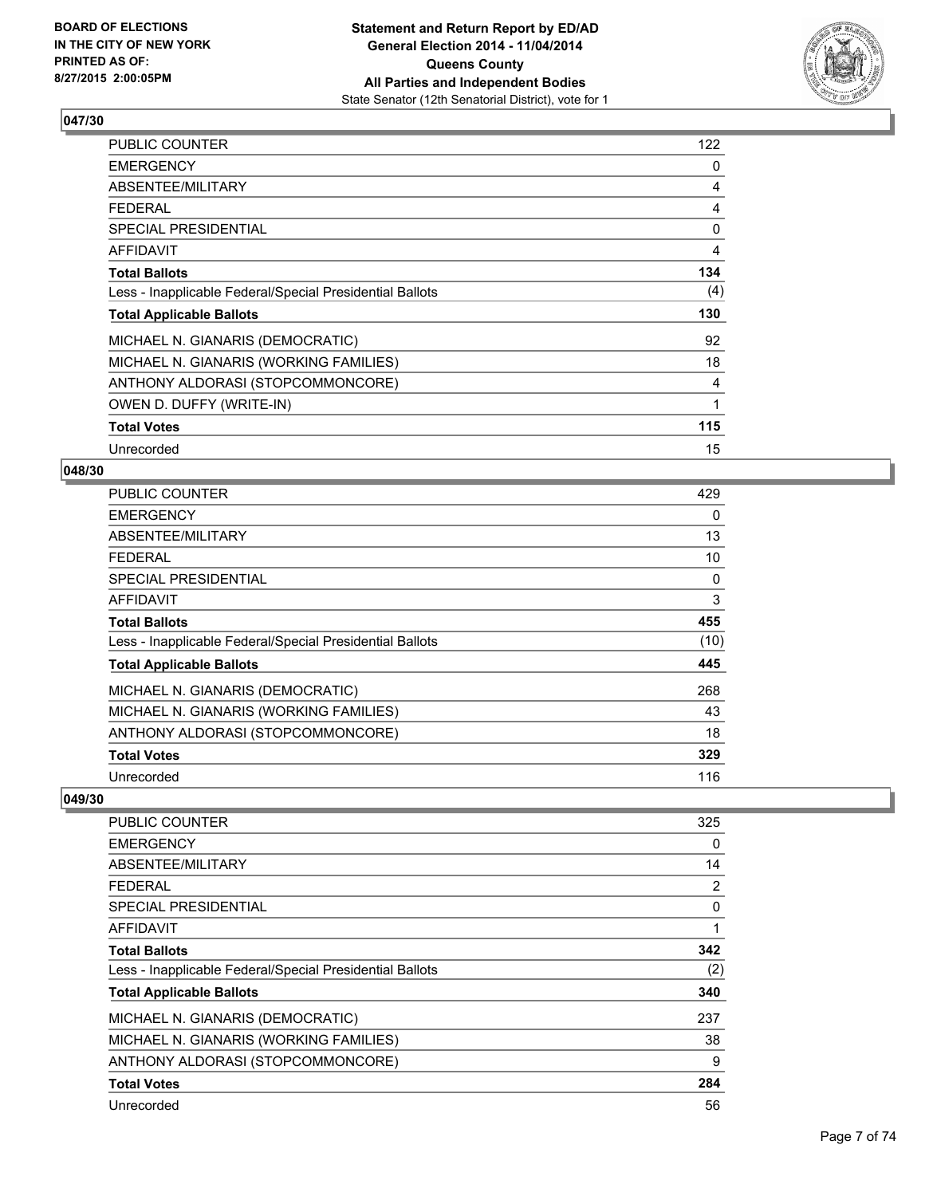**BOARD OF ELECTIONS IN THE CITY OF NEW YORK PRINTED AS OF: 8/27/2015 2:00:05PM**

**Statement and Return Report by ED/AD General Election 2014 - 11/04/2014 Queens County All Parties and Independent Bodies**
State Senator (12th Senatorial District), vote for 1

### 047/30

| | |
|---|---|
| PUBLIC COUNTER | 122 |
| EMERGENCY | 0 |
| ABSENTEE/MILITARY | 4 |
| FEDERAL | 4 |
| SPECIAL PRESIDENTIAL | 0 |
| AFFIDAVIT | 4 |
| **Total Ballots** | **134** |
| Less - Inapplicable Federal/Special Presidential Ballots | (4) |
| **Total Applicable Ballots** | **130** |
| MICHAEL N. GIANARIS (DEMOCRATIC) | 92 |
| MICHAEL N. GIANARIS (WORKING FAMILIES) | 18 |
| ANTHONY ALDORASI (STOPCOMMONCORE) | 4 |
| OWEN D. DUFFY (WRITE-IN) | 1 |
| **Total Votes** | **115** |
| Unrecorded | 15 |

### 048/30

| | |
|---|---|
| PUBLIC COUNTER | 429 |
| EMERGENCY | 0 |
| ABSENTEE/MILITARY | 13 |
| FEDERAL | 10 |
| SPECIAL PRESIDENTIAL | 0 |
| AFFIDAVIT | 3 |
| **Total Ballots** | **455** |
| Less - Inapplicable Federal/Special Presidential Ballots | (10) |
| **Total Applicable Ballots** | **445** |
| MICHAEL N. GIANARIS (DEMOCRATIC) | 268 |
| MICHAEL N. GIANARIS (WORKING FAMILIES) | 43 |
| ANTHONY ALDORASI (STOPCOMMONCORE) | 18 |
| **Total Votes** | **329** |
| Unrecorded | 116 |

### 049/30

| | |
|---|---|
| PUBLIC COUNTER | 325 |
| EMERGENCY | 0 |
| ABSENTEE/MILITARY | 14 |
| FEDERAL | 2 |
| SPECIAL PRESIDENTIAL | 0 |
| AFFIDAVIT | 1 |
| **Total Ballots** | **342** |
| Less - Inapplicable Federal/Special Presidential Ballots | (2) |
| **Total Applicable Ballots** | **340** |
| MICHAEL N. GIANARIS (DEMOCRATIC) | 237 |
| MICHAEL N. GIANARIS (WORKING FAMILIES) | 38 |
| ANTHONY ALDORASI (STOPCOMMONCORE) | 9 |
| **Total Votes** | **284** |
| Unrecorded | 56 |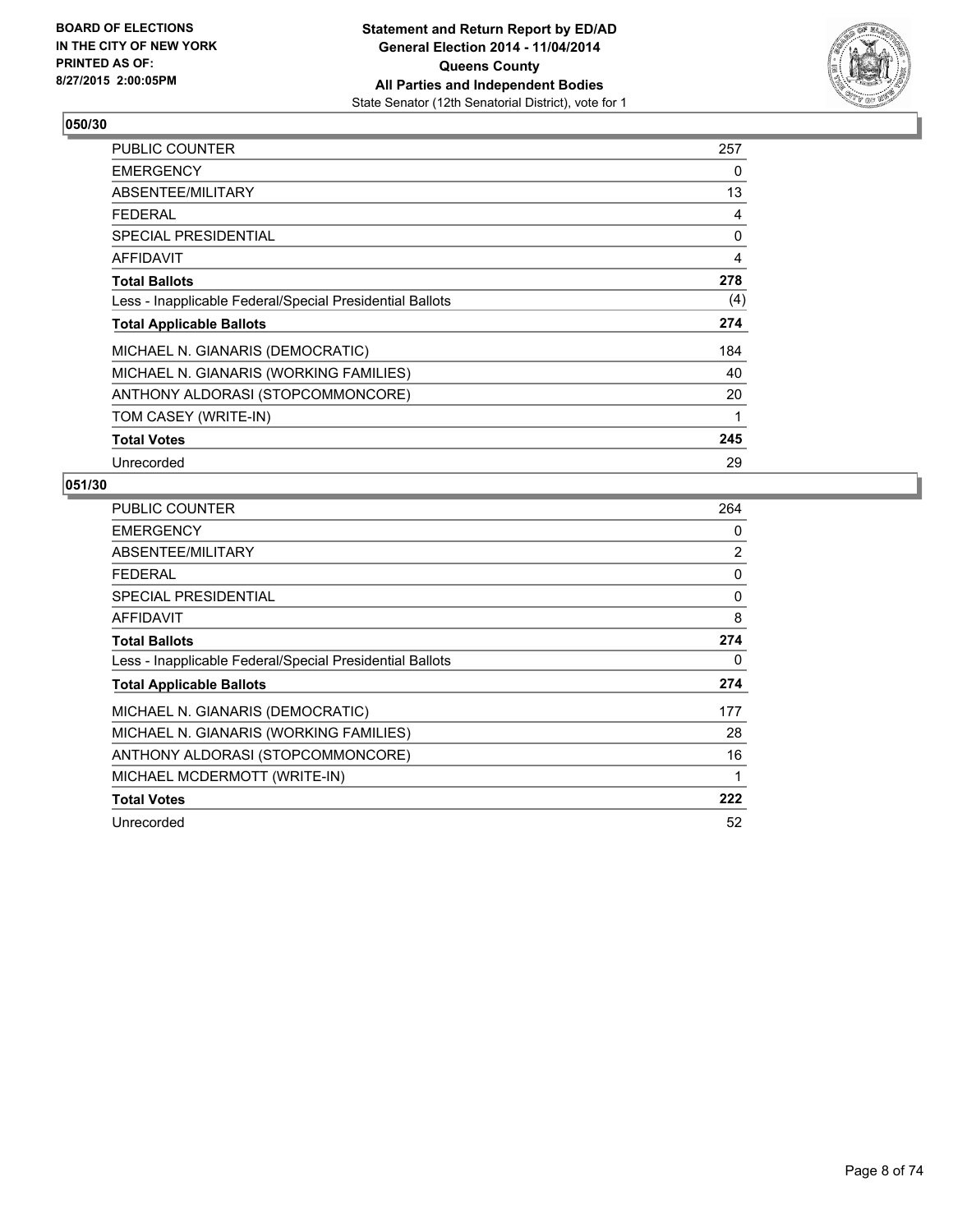**BOARD OF ELECTIONS IN THE CITY OF NEW YORK PRINTED AS OF: 8/27/2015 2:00:05PM**

**Statement and Return Report by ED/AD General Election 2014 - 11/04/2014 Queens County All Parties and Independent Bodies**
State Senator (12th Senatorial District), vote for 1

### 050/30

| | |
|---|---|
| PUBLIC COUNTER | 257 |
| EMERGENCY | 0 |
| ABSENTEE/MILITARY | 13 |
| FEDERAL | 4 |
| SPECIAL PRESIDENTIAL | 0 |
| AFFIDAVIT | 4 |
| **Total Ballots** | **278** |
| Less - Inapplicable Federal/Special Presidential Ballots | (4) |
| **Total Applicable Ballots** | **274** |
| MICHAEL N. GIANARIS (DEMOCRATIC) | 184 |
| MICHAEL N. GIANARIS (WORKING FAMILIES) | 40 |
| ANTHONY ALDORASI (STOPCOMMONCORE) | 20 |
| TOM CASEY (WRITE-IN) | 1 |
| **Total Votes** | **245** |
| Unrecorded | 29 |

### 051/30

| | |
|---|---|
| PUBLIC COUNTER | 264 |
| EMERGENCY | 0 |
| ABSENTEE/MILITARY | 2 |
| FEDERAL | 0 |
| SPECIAL PRESIDENTIAL | 0 |
| AFFIDAVIT | 8 |
| **Total Ballots** | **274** |
| Less - Inapplicable Federal/Special Presidential Ballots | 0 |
| **Total Applicable Ballots** | **274** |
| MICHAEL N. GIANARIS (DEMOCRATIC) | 177 |
| MICHAEL N. GIANARIS (WORKING FAMILIES) | 28 |
| ANTHONY ALDORASI (STOPCOMMONCORE) | 16 |
| MICHAEL MCDERMOTT (WRITE-IN) | 1 |
| **Total Votes** | **222** |
| Unrecorded | 52 |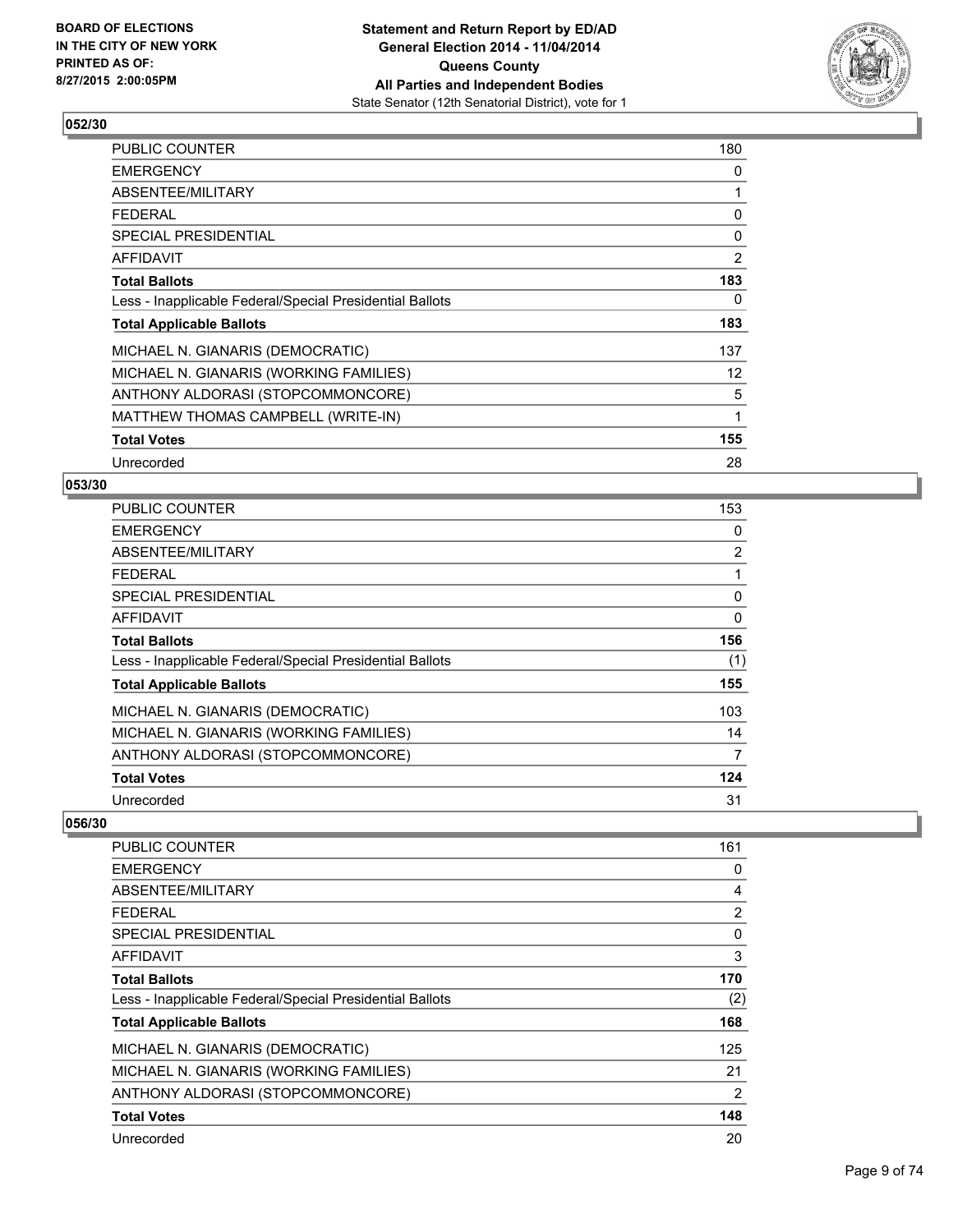## 052/30

| | |
|---|---|
| PUBLIC COUNTER | 180 |
| EMERGENCY | 0 |
| ABSENTEE/MILITARY | 1 |
| FEDERAL | 0 |
| SPECIAL PRESIDENTIAL | 0 |
| AFFIDAVIT | 2 |
| **Total Ballots** | **183** |
| Less - Inapplicable Federal/Special Presidential Ballots | 0 |
| **Total Applicable Ballots** | **183** |
| MICHAEL N. GIANARIS (DEMOCRATIC) | 137 |
| MICHAEL N. GIANARIS (WORKING FAMILIES) | 12 |
| ANTHONY ALDORASI (STOPCOMMONCORE) | 5 |
| MATTHEW THOMAS CAMPBELL (WRITE-IN) | 1 |
| **Total Votes** | **155** |
| Unrecorded | 28 |

## 053/30

| | |
|---|---|
| PUBLIC COUNTER | 153 |
| EMERGENCY | 0 |
| ABSENTEE/MILITARY | 2 |
| FEDERAL | 1 |
| SPECIAL PRESIDENTIAL | 0 |
| AFFIDAVIT | 0 |
| **Total Ballots** | **156** |
| Less - Inapplicable Federal/Special Presidential Ballots | (1) |
| **Total Applicable Ballots** | **155** |
| MICHAEL N. GIANARIS (DEMOCRATIC) | 103 |
| MICHAEL N. GIANARIS (WORKING FAMILIES) | 14 |
| ANTHONY ALDORASI (STOPCOMMONCORE) | 7 |
| **Total Votes** | **124** |
| Unrecorded | 31 |

## 056/30

| | |
|---|---|
| PUBLIC COUNTER | 161 |
| EMERGENCY | 0 |
| ABSENTEE/MILITARY | 4 |
| FEDERAL | 2 |
| SPECIAL PRESIDENTIAL | 0 |
| AFFIDAVIT | 3 |
| **Total Ballots** | **170** |
| Less - Inapplicable Federal/Special Presidential Ballots | (2) |
| **Total Applicable Ballots** | **168** |
| MICHAEL N. GIANARIS (DEMOCRATIC) | 125 |
| MICHAEL N. GIANARIS (WORKING FAMILIES) | 21 |
| ANTHONY ALDORASI (STOPCOMMONCORE) | 2 |
| **Total Votes** | **148** |
| Unrecorded | 20 |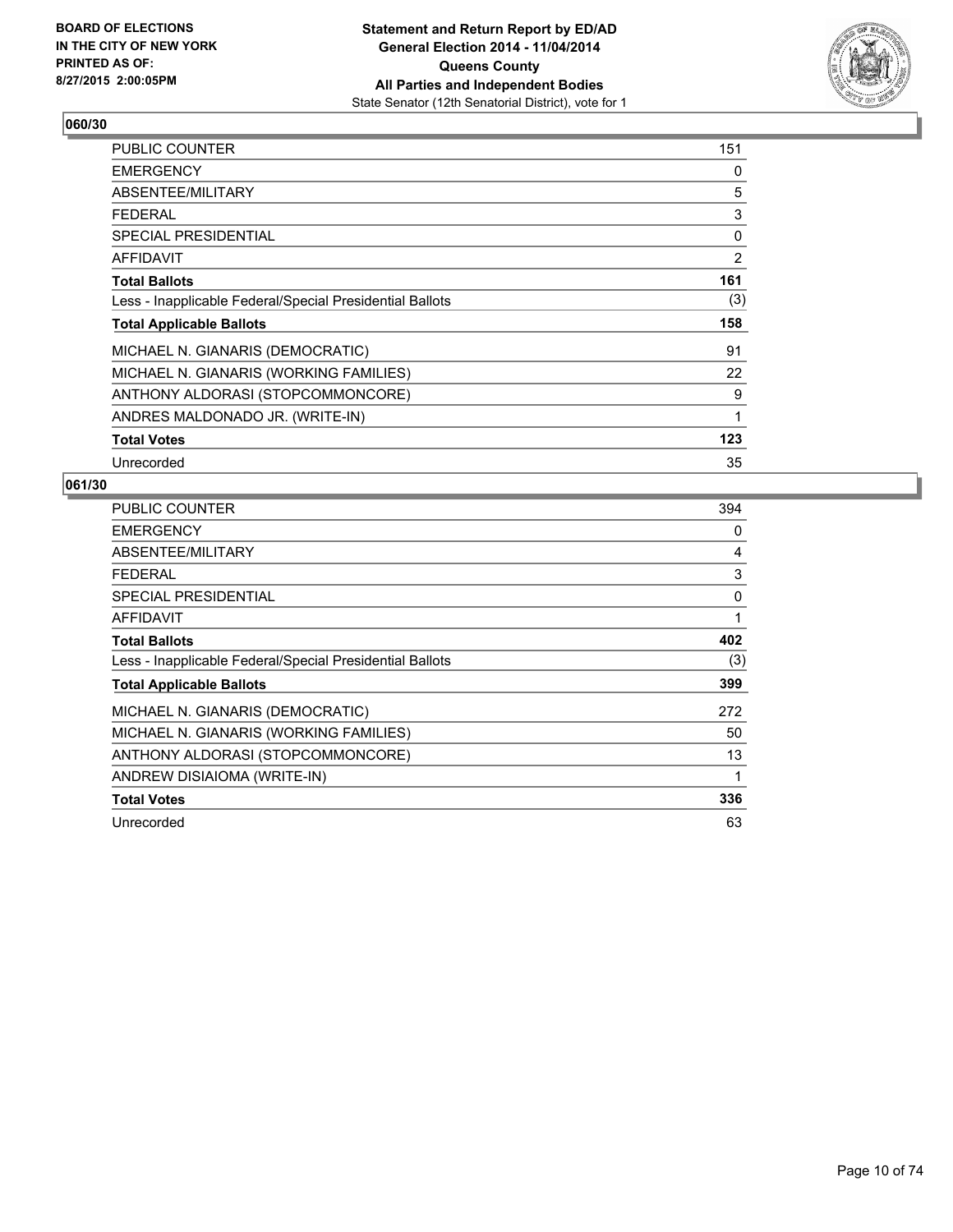**BOARD OF ELECTIONS IN THE CITY OF NEW YORK PRINTED AS OF: 8/27/2015 2:00:05PM**

**Statement and Return Report by ED/AD General Election 2014 - 11/04/2014 Queens County All Parties and Independent Bodies**
State Senator (12th Senatorial District), vote for 1

## 060/30

| | |
|---|---|
| PUBLIC COUNTER | 151 |
| EMERGENCY | 0 |
| ABSENTEE/MILITARY | 5 |
| FEDERAL | 3 |
| SPECIAL PRESIDENTIAL | 0 |
| AFFIDAVIT | 2 |
| **Total Ballots** | **161** |
| Less - Inapplicable Federal/Special Presidential Ballots | (3) |
| **Total Applicable Ballots** | **158** |
| MICHAEL N. GIANARIS (DEMOCRATIC) | 91 |
| MICHAEL N. GIANARIS (WORKING FAMILIES) | 22 |
| ANTHONY ALDORASI (STOPCOMMONCORE) | 9 |
| ANDRES MALDONADO JR. (WRITE-IN) | 1 |
| **Total Votes** | **123** |
| Unrecorded | 35 |

## 061/30

| | |
|---|---|
| PUBLIC COUNTER | 394 |
| EMERGENCY | 0 |
| ABSENTEE/MILITARY | 4 |
| FEDERAL | 3 |
| SPECIAL PRESIDENTIAL | 0 |
| AFFIDAVIT | 1 |
| **Total Ballots** | **402** |
| Less - Inapplicable Federal/Special Presidential Ballots | (3) |
| **Total Applicable Ballots** | **399** |
| MICHAEL N. GIANARIS (DEMOCRATIC) | 272 |
| MICHAEL N. GIANARIS (WORKING FAMILIES) | 50 |
| ANTHONY ALDORASI (STOPCOMMONCORE) | 13 |
| ANDREW DISIAIOMA (WRITE-IN) | 1 |
| **Total Votes** | **336** |
| Unrecorded | 63 |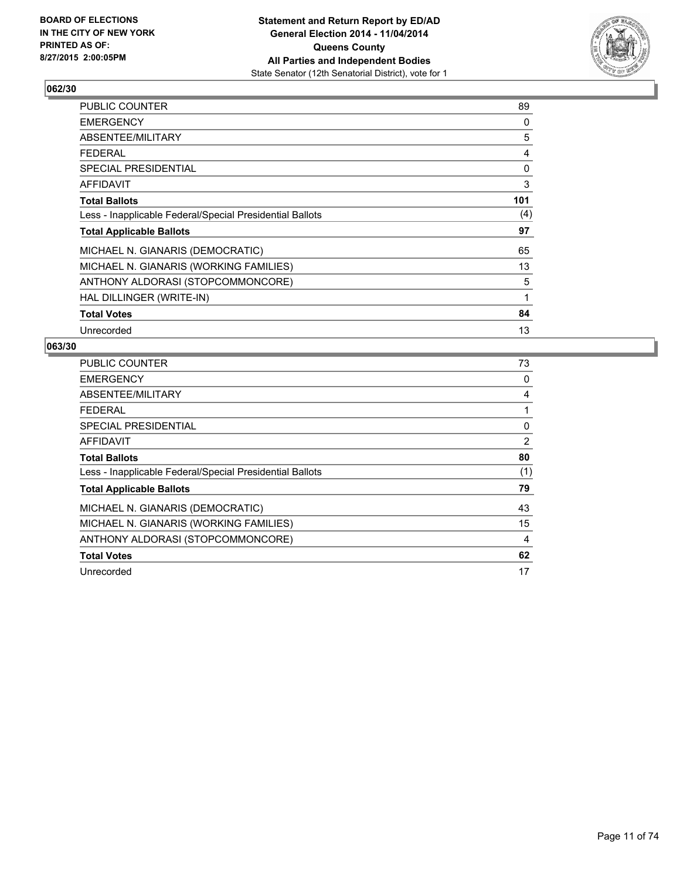**Statement and Return Report by ED/AD**
**General Election 2014 - 11/04/2014**
**Queens County**
**All Parties and Independent Bodies**
State Senator (12th Senatorial District), vote for 1

BOARD OF ELECTIONS
IN THE CITY OF NEW YORK
PRINTED AS OF:
8/27/2015 2:00:05PM

### 062/30

| | |
|---|---|
| PUBLIC COUNTER | 89 |
| EMERGENCY | 0 |
| ABSENTEE/MILITARY | 5 |
| FEDERAL | 4 |
| SPECIAL PRESIDENTIAL | 0 |
| AFFIDAVIT | 3 |
| **Total Ballots** | **101** |
| Less - Inapplicable Federal/Special Presidential Ballots | (4) |
| **Total Applicable Ballots** | **97** |
| MICHAEL N. GIANARIS (DEMOCRATIC) | 65 |
| MICHAEL N. GIANARIS (WORKING FAMILIES) | 13 |
| ANTHONY ALDORASI (STOPCOMMONCORE) | 5 |
| HAL DILLINGER (WRITE-IN) | 1 |
| **Total Votes** | **84** |
| Unrecorded | 13 |

### 063/30

| | |
|---|---|
| PUBLIC COUNTER | 73 |
| EMERGENCY | 0 |
| ABSENTEE/MILITARY | 4 |
| FEDERAL | 1 |
| SPECIAL PRESIDENTIAL | 0 |
| AFFIDAVIT | 2 |
| **Total Ballots** | **80** |
| Less - Inapplicable Federal/Special Presidential Ballots | (1) |
| **Total Applicable Ballots** | **79** |
| MICHAEL N. GIANARIS (DEMOCRATIC) | 43 |
| MICHAEL N. GIANARIS (WORKING FAMILIES) | 15 |
| ANTHONY ALDORASI (STOPCOMMONCORE) | 4 |
| **Total Votes** | **62** |
| Unrecorded | 17 |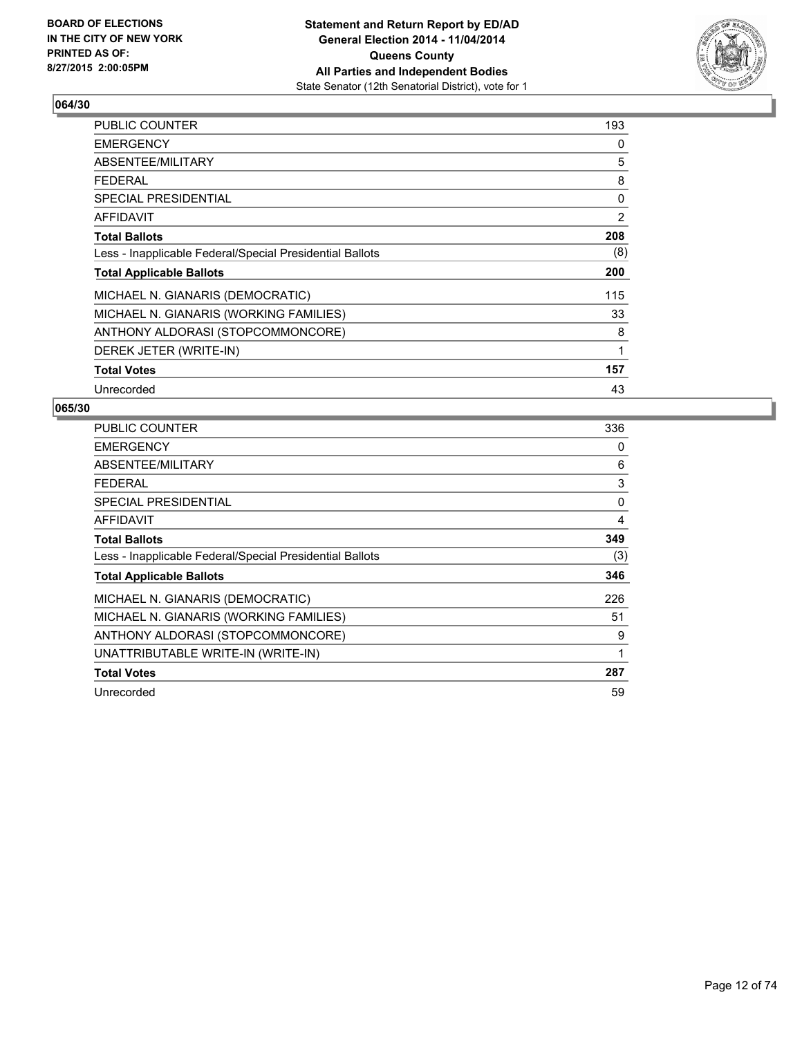BOARD OF ELECTIONS
IN THE CITY OF NEW YORK
PRINTED AS OF:
8/27/2015 2:00:05PM

**Statement and Return Report by ED/AD**
**General Election 2014 - 11/04/2014**
**Queens County**
**All Parties and Independent Bodies**
State Senator (12th Senatorial District), vote for 1

## 064/30

| | |
|---|---|
| PUBLIC COUNTER | 193 |
| EMERGENCY | 0 |
| ABSENTEE/MILITARY | 5 |
| FEDERAL | 8 |
| SPECIAL PRESIDENTIAL | 0 |
| AFFIDAVIT | 2 |
| **Total Ballots** | **208** |
| Less - Inapplicable Federal/Special Presidential Ballots | (8) |
| **Total Applicable Ballots** | **200** |
| MICHAEL N. GIANARIS (DEMOCRATIC) | 115 |
| MICHAEL N. GIANARIS (WORKING FAMILIES) | 33 |
| ANTHONY ALDORASI (STOPCOMMONCORE) | 8 |
| DEREK JETER (WRITE-IN) | 1 |
| **Total Votes** | **157** |
| Unrecorded | 43 |

## 065/30

| | |
|---|---|
| PUBLIC COUNTER | 336 |
| EMERGENCY | 0 |
| ABSENTEE/MILITARY | 6 |
| FEDERAL | 3 |
| SPECIAL PRESIDENTIAL | 0 |
| AFFIDAVIT | 4 |
| **Total Ballots** | **349** |
| Less - Inapplicable Federal/Special Presidential Ballots | (3) |
| **Total Applicable Ballots** | **346** |
| MICHAEL N. GIANARIS (DEMOCRATIC) | 226 |
| MICHAEL N. GIANARIS (WORKING FAMILIES) | 51 |
| ANTHONY ALDORASI (STOPCOMMONCORE) | 9 |
| UNATTRIBUTABLE WRITE-IN (WRITE-IN) | 1 |
| **Total Votes** | **287** |
| Unrecorded | 59 |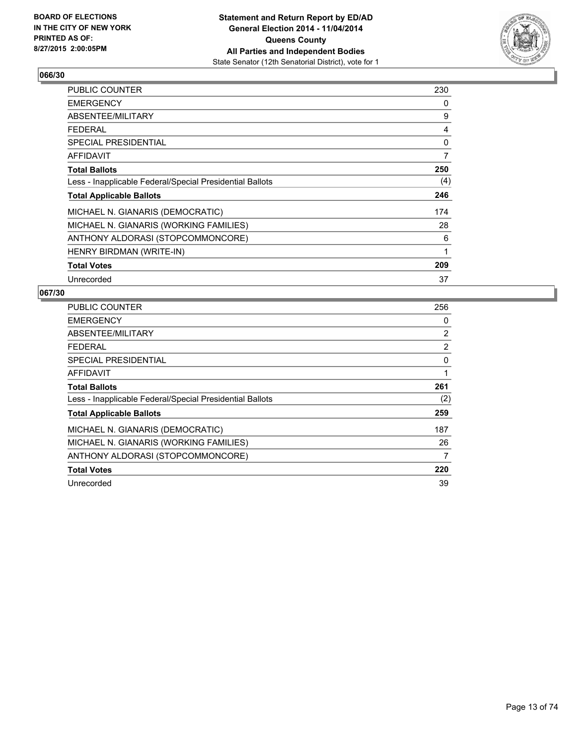**BOARD OF ELECTIONS IN THE CITY OF NEW YORK PRINTED AS OF: 8/27/2015 2:00:05PM**

**Statement and Return Report by ED/AD General Election 2014 - 11/04/2014 Queens County All Parties and Independent Bodies**
State Senator (12th Senatorial District), vote for 1

## 066/30

| | |
|---|---|
| PUBLIC COUNTER | 230 |
| EMERGENCY | 0 |
| ABSENTEE/MILITARY | 9 |
| FEDERAL | 4 |
| SPECIAL PRESIDENTIAL | 0 |
| AFFIDAVIT | 7 |
| **Total Ballots** | **250** |
| Less - Inapplicable Federal/Special Presidential Ballots | (4) |
| **Total Applicable Ballots** | **246** |
| MICHAEL N. GIANARIS (DEMOCRATIC) | 174 |
| MICHAEL N. GIANARIS (WORKING FAMILIES) | 28 |
| ANTHONY ALDORASI (STOPCOMMONCORE) | 6 |
| HENRY BIRDMAN (WRITE-IN) | 1 |
| **Total Votes** | **209** |
| Unrecorded | 37 |

## 067/30

| | |
|---|---|
| PUBLIC COUNTER | 256 |
| EMERGENCY | 0 |
| ABSENTEE/MILITARY | 2 |
| FEDERAL | 2 |
| SPECIAL PRESIDENTIAL | 0 |
| AFFIDAVIT | 1 |
| **Total Ballots** | **261** |
| Less - Inapplicable Federal/Special Presidential Ballots | (2) |
| **Total Applicable Ballots** | **259** |
| MICHAEL N. GIANARIS (DEMOCRATIC) | 187 |
| MICHAEL N. GIANARIS (WORKING FAMILIES) | 26 |
| ANTHONY ALDORASI (STOPCOMMONCORE) | 7 |
| **Total Votes** | **220** |
| Unrecorded | 39 |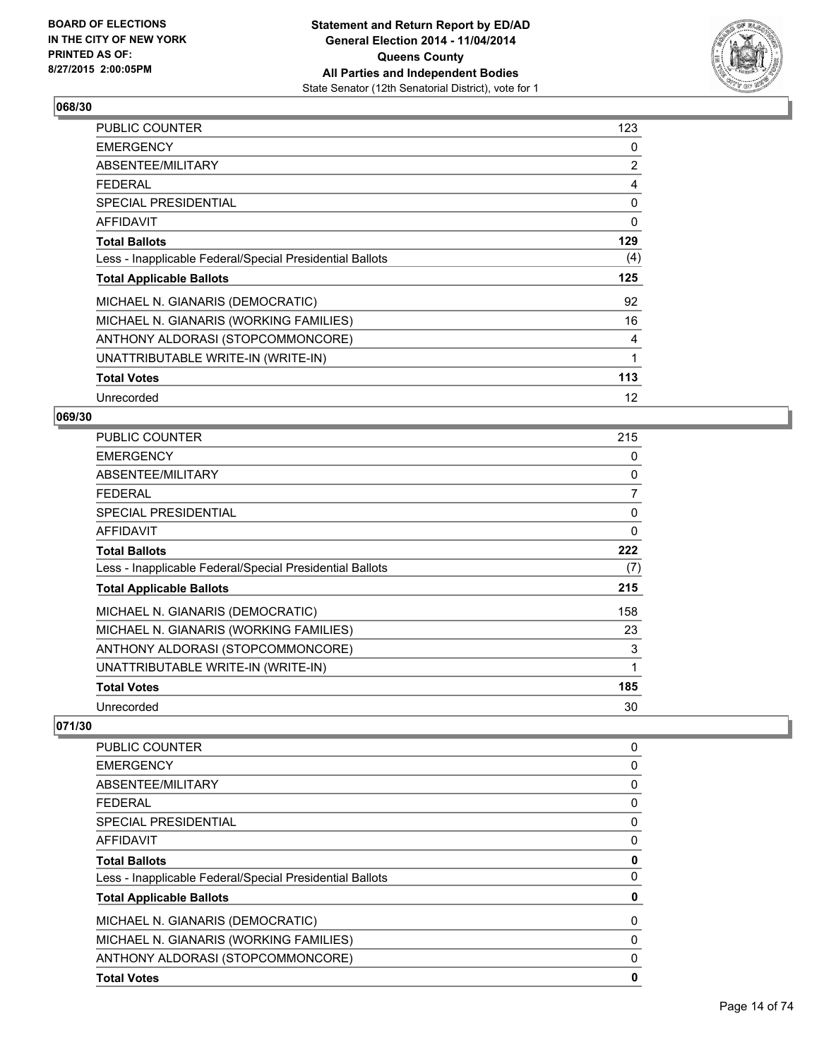### 068/30

| | |
|---|---|
| PUBLIC COUNTER | 123 |
| EMERGENCY | 0 |
| ABSENTEE/MILITARY | 2 |
| FEDERAL | 4 |
| SPECIAL PRESIDENTIAL | 0 |
| AFFIDAVIT | 0 |
| **Total Ballots** | **129** |
| Less - Inapplicable Federal/Special Presidential Ballots | (4) |
| **Total Applicable Ballots** | **125** |
| MICHAEL N. GIANARIS (DEMOCRATIC) | 92 |
| MICHAEL N. GIANARIS (WORKING FAMILIES) | 16 |
| ANTHONY ALDORASI (STOPCOMMONCORE) | 4 |
| UNATTRIBUTABLE WRITE-IN (WRITE-IN) | 1 |
| **Total Votes** | **113** |
| Unrecorded | 12 |

### 069/30

| | |
|---|---|
| PUBLIC COUNTER | 215 |
| EMERGENCY | 0 |
| ABSENTEE/MILITARY | 0 |
| FEDERAL | 7 |
| SPECIAL PRESIDENTIAL | 0 |
| AFFIDAVIT | 0 |
| **Total Ballots** | **222** |
| Less - Inapplicable Federal/Special Presidential Ballots | (7) |
| **Total Applicable Ballots** | **215** |
| MICHAEL N. GIANARIS (DEMOCRATIC) | 158 |
| MICHAEL N. GIANARIS (WORKING FAMILIES) | 23 |
| ANTHONY ALDORASI (STOPCOMMONCORE) | 3 |
| UNATTRIBUTABLE WRITE-IN (WRITE-IN) | 1 |
| **Total Votes** | **185** |
| Unrecorded | 30 |

### 071/30

| | |
|---|---|
| PUBLIC COUNTER | 0 |
| EMERGENCY | 0 |
| ABSENTEE/MILITARY | 0 |
| FEDERAL | 0 |
| SPECIAL PRESIDENTIAL | 0 |
| AFFIDAVIT | 0 |
| **Total Ballots** | **0** |
| Less - Inapplicable Federal/Special Presidential Ballots | 0 |
| **Total Applicable Ballots** | **0** |
| MICHAEL N. GIANARIS (DEMOCRATIC) | 0 |
| MICHAEL N. GIANARIS (WORKING FAMILIES) | 0 |
| ANTHONY ALDORASI (STOPCOMMONCORE) | 0 |
| **Total Votes** | **0** |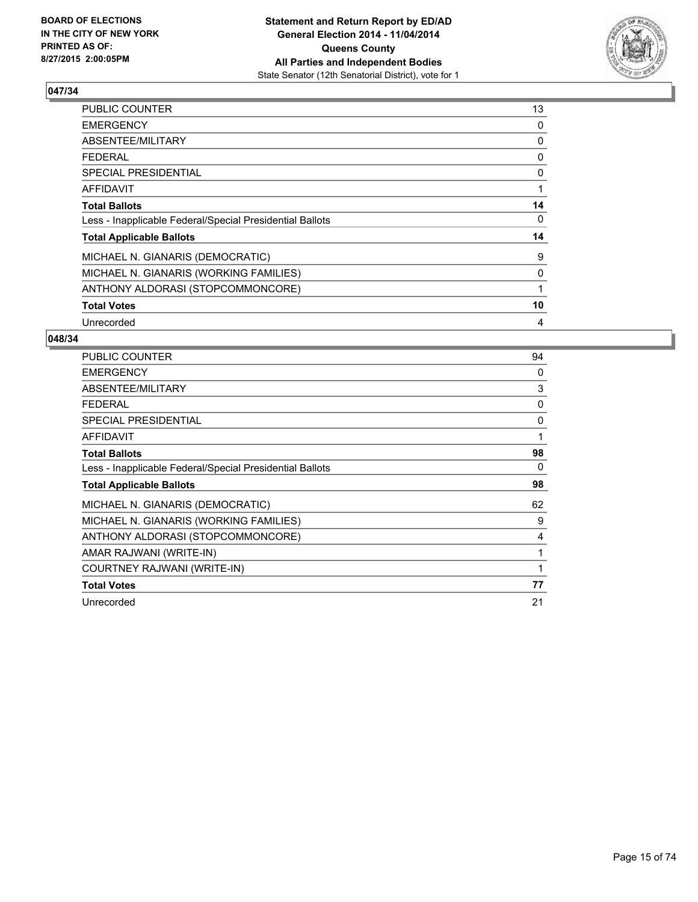**BOARD OF ELECTIONS IN THE CITY OF NEW YORK PRINTED AS OF: 8/27/2015 2:00:05PM**

**Statement and Return Report by ED/AD General Election 2014 - 11/04/2014 Queens County All Parties and Independent Bodies**
State Senator (12th Senatorial District), vote for 1

## 047/34

| | |
|---|---|
| PUBLIC COUNTER | 13 |
| EMERGENCY | 0 |
| ABSENTEE/MILITARY | 0 |
| FEDERAL | 0 |
| SPECIAL PRESIDENTIAL | 0 |
| AFFIDAVIT | 1 |
| **Total Ballots** | **14** |
| Less - Inapplicable Federal/Special Presidential Ballots | 0 |
| **Total Applicable Ballots** | **14** |
| MICHAEL N. GIANARIS (DEMOCRATIC) | 9 |
| MICHAEL N. GIANARIS (WORKING FAMILIES) | 0 |
| ANTHONY ALDORASI (STOPCOMMONCORE) | 1 |
| **Total Votes** | **10** |
| Unrecorded | 4 |

## 048/34

| | |
|---|---|
| PUBLIC COUNTER | 94 |
| EMERGENCY | 0 |
| ABSENTEE/MILITARY | 3 |
| FEDERAL | 0 |
| SPECIAL PRESIDENTIAL | 0 |
| AFFIDAVIT | 1 |
| **Total Ballots** | **98** |
| Less - Inapplicable Federal/Special Presidential Ballots | 0 |
| **Total Applicable Ballots** | **98** |
| MICHAEL N. GIANARIS (DEMOCRATIC) | 62 |
| MICHAEL N. GIANARIS (WORKING FAMILIES) | 9 |
| ANTHONY ALDORASI (STOPCOMMONCORE) | 4 |
| AMAR RAJWANI (WRITE-IN) | 1 |
| COURTNEY RAJWANI (WRITE-IN) | 1 |
| **Total Votes** | **77** |
| Unrecorded | 21 |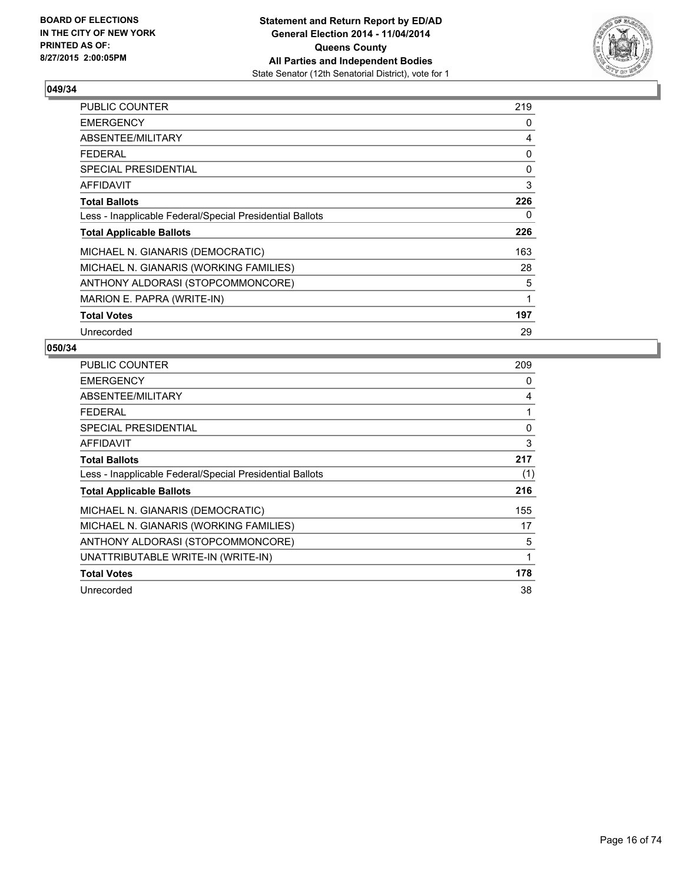BOARD OF ELECTIONS
IN THE CITY OF NEW YORK
PRINTED AS OF:
8/27/2015 2:00:05PM

**Statement and Return Report by ED/AD**
**General Election 2014 - 11/04/2014**
**Queens County**
**All Parties and Independent Bodies**
State Senator (12th Senatorial District), vote for 1

### 049/34

| | |
|---|---|
| PUBLIC COUNTER | 219 |
| EMERGENCY | 0 |
| ABSENTEE/MILITARY | 4 |
| FEDERAL | 0 |
| SPECIAL PRESIDENTIAL | 0 |
| AFFIDAVIT | 3 |
| **Total Ballots** | **226** |
| Less - Inapplicable Federal/Special Presidential Ballots | 0 |
| **Total Applicable Ballots** | **226** |
| MICHAEL N. GIANARIS (DEMOCRATIC) | 163 |
| MICHAEL N. GIANARIS (WORKING FAMILIES) | 28 |
| ANTHONY ALDORASI (STOPCOMMONCORE) | 5 |
| MARION E. PAPRA (WRITE-IN) | 1 |
| **Total Votes** | **197** |
| Unrecorded | 29 |

### 050/34

| | |
|---|---|
| PUBLIC COUNTER | 209 |
| EMERGENCY | 0 |
| ABSENTEE/MILITARY | 4 |
| FEDERAL | 1 |
| SPECIAL PRESIDENTIAL | 0 |
| AFFIDAVIT | 3 |
| **Total Ballots** | **217** |
| Less - Inapplicable Federal/Special Presidential Ballots | (1) |
| **Total Applicable Ballots** | **216** |
| MICHAEL N. GIANARIS (DEMOCRATIC) | 155 |
| MICHAEL N. GIANARIS (WORKING FAMILIES) | 17 |
| ANTHONY ALDORASI (STOPCOMMONCORE) | 5 |
| UNATTRIBUTABLE WRITE-IN (WRITE-IN) | 1 |
| **Total Votes** | **178** |
| Unrecorded | 38 |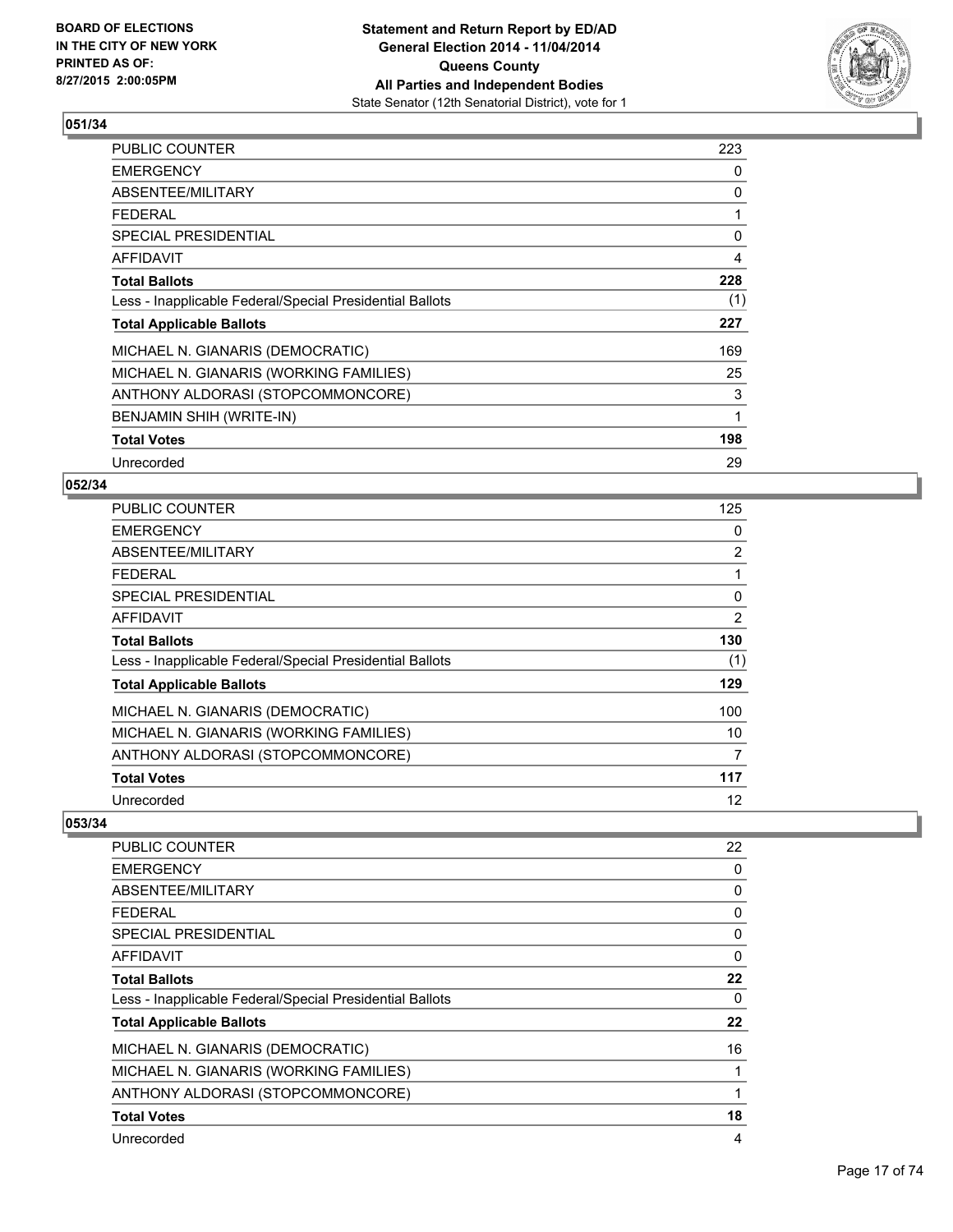## 051/34

| | |
|---|---|
| PUBLIC COUNTER | 223 |
| EMERGENCY | 0 |
| ABSENTEE/MILITARY | 0 |
| FEDERAL | 1 |
| SPECIAL PRESIDENTIAL | 0 |
| AFFIDAVIT | 4 |
| **Total Ballots** | **228** |
| Less - Inapplicable Federal/Special Presidential Ballots | (1) |
| **Total Applicable Ballots** | **227** |
| MICHAEL N. GIANARIS (DEMOCRATIC) | 169 |
| MICHAEL N. GIANARIS (WORKING FAMILIES) | 25 |
| ANTHONY ALDORASI (STOPCOMMONCORE) | 3 |
| BENJAMIN SHIH (WRITE-IN) | 1 |
| **Total Votes** | **198** |
| Unrecorded | 29 |

## 052/34

| | |
|---|---|
| PUBLIC COUNTER | 125 |
| EMERGENCY | 0 |
| ABSENTEE/MILITARY | 2 |
| FEDERAL | 1 |
| SPECIAL PRESIDENTIAL | 0 |
| AFFIDAVIT | 2 |
| **Total Ballots** | **130** |
| Less - Inapplicable Federal/Special Presidential Ballots | (1) |
| **Total Applicable Ballots** | **129** |
| MICHAEL N. GIANARIS (DEMOCRATIC) | 100 |
| MICHAEL N. GIANARIS (WORKING FAMILIES) | 10 |
| ANTHONY ALDORASI (STOPCOMMONCORE) | 7 |
| **Total Votes** | **117** |
| Unrecorded | 12 |

## 053/34

| | |
|---|---|
| PUBLIC COUNTER | 22 |
| EMERGENCY | 0 |
| ABSENTEE/MILITARY | 0 |
| FEDERAL | 0 |
| SPECIAL PRESIDENTIAL | 0 |
| AFFIDAVIT | 0 |
| **Total Ballots** | **22** |
| Less - Inapplicable Federal/Special Presidential Ballots | 0 |
| **Total Applicable Ballots** | **22** |
| MICHAEL N. GIANARIS (DEMOCRATIC) | 16 |
| MICHAEL N. GIANARIS (WORKING FAMILIES) | 1 |
| ANTHONY ALDORASI (STOPCOMMONCORE) | 1 |
| **Total Votes** | **18** |
| Unrecorded | 4 |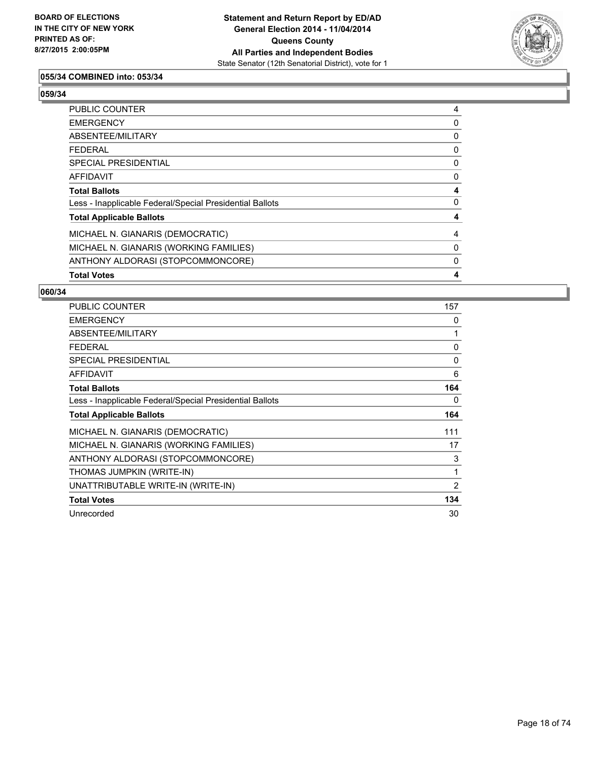### 055/34 COMBINED into: 053/34

### 059/34

| | |
|---|---|
| PUBLIC COUNTER | 4 |
| EMERGENCY | 0 |
| ABSENTEE/MILITARY | 0 |
| FEDERAL | 0 |
| SPECIAL PRESIDENTIAL | 0 |
| AFFIDAVIT | 0 |
| **Total Ballots** | **4** |
| Less - Inapplicable Federal/Special Presidential Ballots | 0 |
| **Total Applicable Ballots** | **4** |
| MICHAEL N. GIANARIS (DEMOCRATIC) | 4 |
| MICHAEL N. GIANARIS (WORKING FAMILIES) | 0 |
| ANTHONY ALDORASI (STOPCOMMONCORE) | 0 |
| **Total Votes** | **4** |

### 060/34

| | |
|---|---|
| PUBLIC COUNTER | 157 |
| EMERGENCY | 0 |
| ABSENTEE/MILITARY | 1 |
| FEDERAL | 0 |
| SPECIAL PRESIDENTIAL | 0 |
| AFFIDAVIT | 6 |
| **Total Ballots** | **164** |
| Less - Inapplicable Federal/Special Presidential Ballots | 0 |
| **Total Applicable Ballots** | **164** |
| MICHAEL N. GIANARIS (DEMOCRATIC) | 111 |
| MICHAEL N. GIANARIS (WORKING FAMILIES) | 17 |
| ANTHONY ALDORASI (STOPCOMMONCORE) | 3 |
| THOMAS JUMPKIN (WRITE-IN) | 1 |
| UNATTRIBUTABLE WRITE-IN (WRITE-IN) | 2 |
| **Total Votes** | **134** |
| Unrecorded | 30 |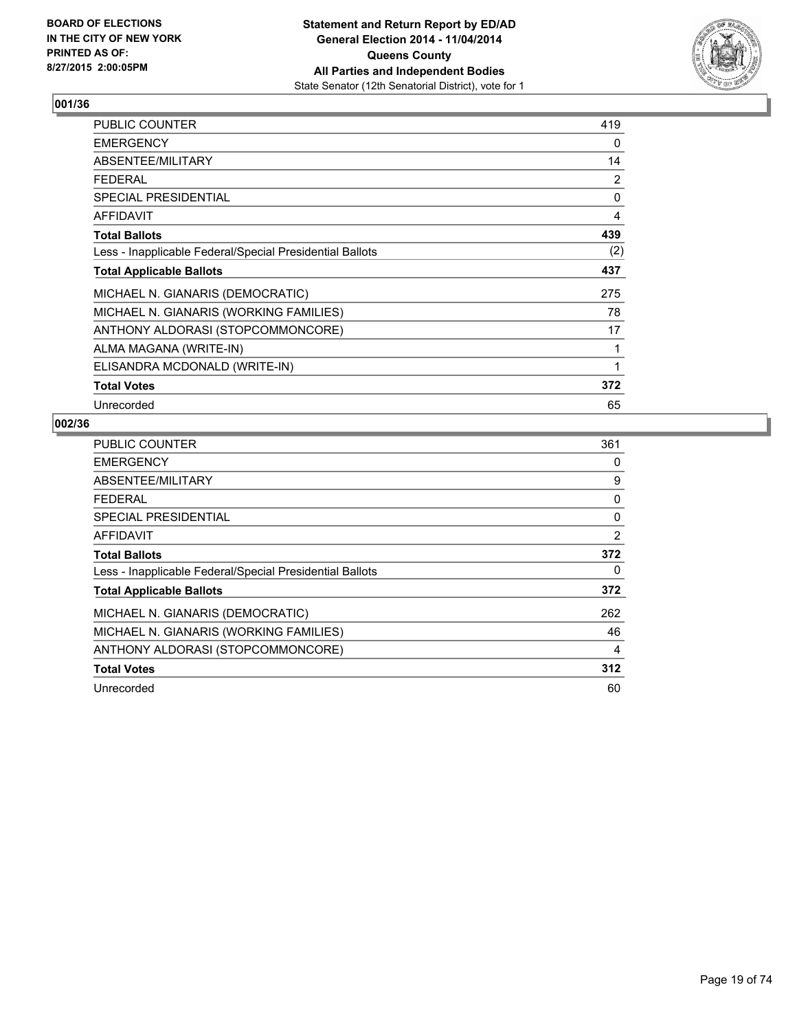BOARD OF ELECTIONS
IN THE CITY OF NEW YORK
PRINTED AS OF:
8/27/2015 2:00:05PM

**Statement and Return Report by ED/AD**
**General Election 2014 - 11/04/2014**
**Queens County**
**All Parties and Independent Bodies**
State Senator (12th Senatorial District), vote for 1

### 001/36

| | |
|---|---|
| PUBLIC COUNTER | 419 |
| EMERGENCY | 0 |
| ABSENTEE/MILITARY | 14 |
| FEDERAL | 2 |
| SPECIAL PRESIDENTIAL | 0 |
| AFFIDAVIT | 4 |
| **Total Ballots** | **439** |
| Less - Inapplicable Federal/Special Presidential Ballots | (2) |
| **Total Applicable Ballots** | **437** |
| MICHAEL N. GIANARIS (DEMOCRATIC) | 275 |
| MICHAEL N. GIANARIS (WORKING FAMILIES) | 78 |
| ANTHONY ALDORASI (STOPCOMMONCORE) | 17 |
| ALMA MAGANA (WRITE-IN) | 1 |
| ELISANDRA MCDONALD (WRITE-IN) | 1 |
| **Total Votes** | **372** |
| Unrecorded | 65 |

### 002/36

| | |
|---|---|
| PUBLIC COUNTER | 361 |
| EMERGENCY | 0 |
| ABSENTEE/MILITARY | 9 |
| FEDERAL | 0 |
| SPECIAL PRESIDENTIAL | 0 |
| AFFIDAVIT | 2 |
| **Total Ballots** | **372** |
| Less - Inapplicable Federal/Special Presidential Ballots | 0 |
| **Total Applicable Ballots** | **372** |
| MICHAEL N. GIANARIS (DEMOCRATIC) | 262 |
| MICHAEL N. GIANARIS (WORKING FAMILIES) | 46 |
| ANTHONY ALDORASI (STOPCOMMONCORE) | 4 |
| **Total Votes** | **312** |
| Unrecorded | 60 |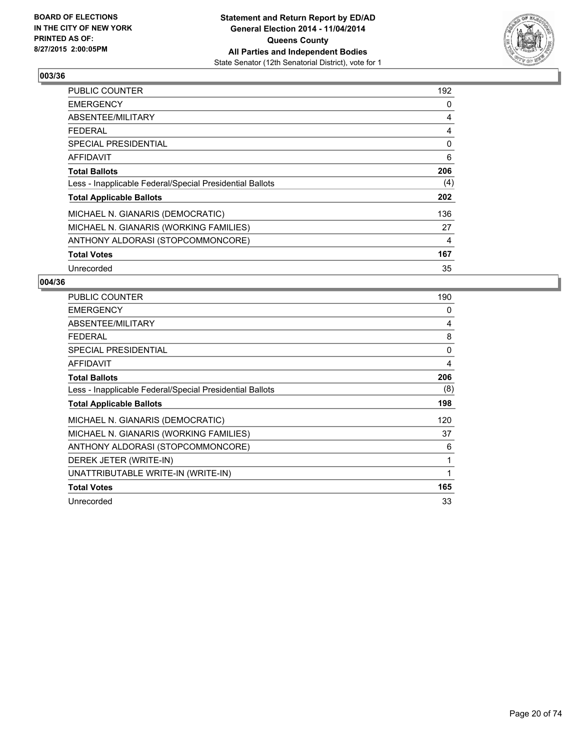BOARD OF ELECTIONS
IN THE CITY OF NEW YORK
PRINTED AS OF:
8/27/2015 2:00:05PM

**Statement and Return Report by ED/AD**
**General Election 2014 - 11/04/2014**
**Queens County**
**All Parties and Independent Bodies**
State Senator (12th Senatorial District), vote for 1

### 003/36

| | |
|---|---|
| PUBLIC COUNTER | 192 |
| EMERGENCY | 0 |
| ABSENTEE/MILITARY | 4 |
| FEDERAL | 4 |
| SPECIAL PRESIDENTIAL | 0 |
| AFFIDAVIT | 6 |
| **Total Ballots** | **206** |
| Less - Inapplicable Federal/Special Presidential Ballots | (4) |
| **Total Applicable Ballots** | **202** |
| MICHAEL N. GIANARIS (DEMOCRATIC) | 136 |
| MICHAEL N. GIANARIS (WORKING FAMILIES) | 27 |
| ANTHONY ALDORASI (STOPCOMMONCORE) | 4 |
| **Total Votes** | **167** |
| Unrecorded | 35 |

### 004/36

| | |
|---|---|
| PUBLIC COUNTER | 190 |
| EMERGENCY | 0 |
| ABSENTEE/MILITARY | 4 |
| FEDERAL | 8 |
| SPECIAL PRESIDENTIAL | 0 |
| AFFIDAVIT | 4 |
| **Total Ballots** | **206** |
| Less - Inapplicable Federal/Special Presidential Ballots | (8) |
| **Total Applicable Ballots** | **198** |
| MICHAEL N. GIANARIS (DEMOCRATIC) | 120 |
| MICHAEL N. GIANARIS (WORKING FAMILIES) | 37 |
| ANTHONY ALDORASI (STOPCOMMONCORE) | 6 |
| DEREK JETER (WRITE-IN) | 1 |
| UNATTRIBUTABLE WRITE-IN (WRITE-IN) | 1 |
| **Total Votes** | **165** |
| Unrecorded | 33 |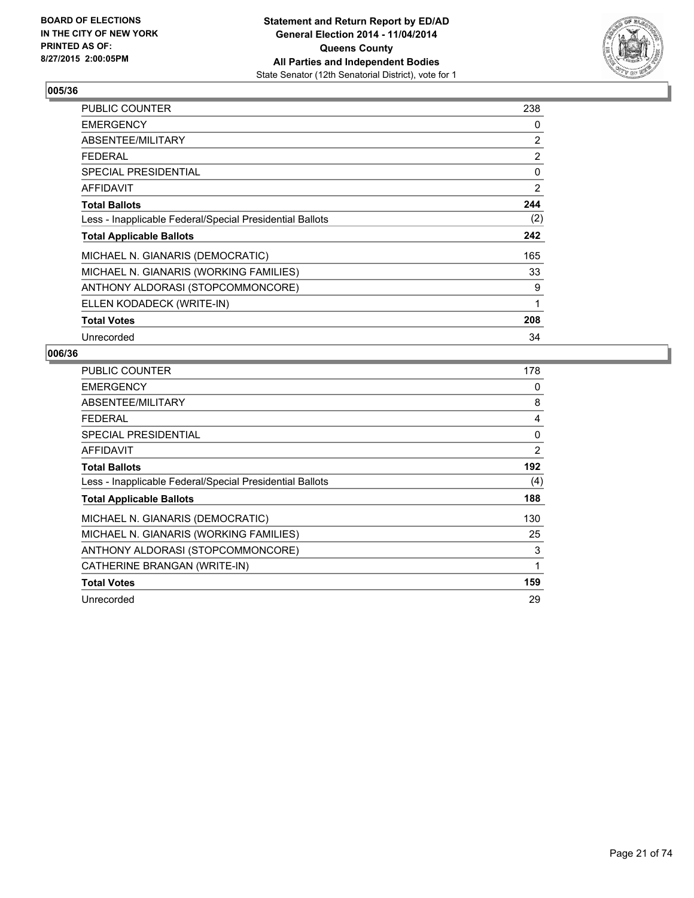**BOARD OF ELECTIONS IN THE CITY OF NEW YORK PRINTED AS OF: 8/27/2015 2:00:05PM**

**Statement and Return Report by ED/AD General Election 2014 - 11/04/2014 Queens County All Parties and Independent Bodies**
State Senator (12th Senatorial District), vote for 1

## 005/36

| | |
|---|---|
| PUBLIC COUNTER | 238 |
| EMERGENCY | 0 |
| ABSENTEE/MILITARY | 2 |
| FEDERAL | 2 |
| SPECIAL PRESIDENTIAL | 0 |
| AFFIDAVIT | 2 |
| **Total Ballots** | **244** |
| Less - Inapplicable Federal/Special Presidential Ballots | (2) |
| **Total Applicable Ballots** | **242** |
| MICHAEL N. GIANARIS (DEMOCRATIC) | 165 |
| MICHAEL N. GIANARIS (WORKING FAMILIES) | 33 |
| ANTHONY ALDORASI (STOPCOMMONCORE) | 9 |
| ELLEN KODADECK (WRITE-IN) | 1 |
| **Total Votes** | **208** |
| Unrecorded | 34 |

## 006/36

| | |
|---|---|
| PUBLIC COUNTER | 178 |
| EMERGENCY | 0 |
| ABSENTEE/MILITARY | 8 |
| FEDERAL | 4 |
| SPECIAL PRESIDENTIAL | 0 |
| AFFIDAVIT | 2 |
| **Total Ballots** | **192** |
| Less - Inapplicable Federal/Special Presidential Ballots | (4) |
| **Total Applicable Ballots** | **188** |
| MICHAEL N. GIANARIS (DEMOCRATIC) | 130 |
| MICHAEL N. GIANARIS (WORKING FAMILIES) | 25 |
| ANTHONY ALDORASI (STOPCOMMONCORE) | 3 |
| CATHERINE BRANGAN (WRITE-IN) | 1 |
| **Total Votes** | **159** |
| Unrecorded | 29 |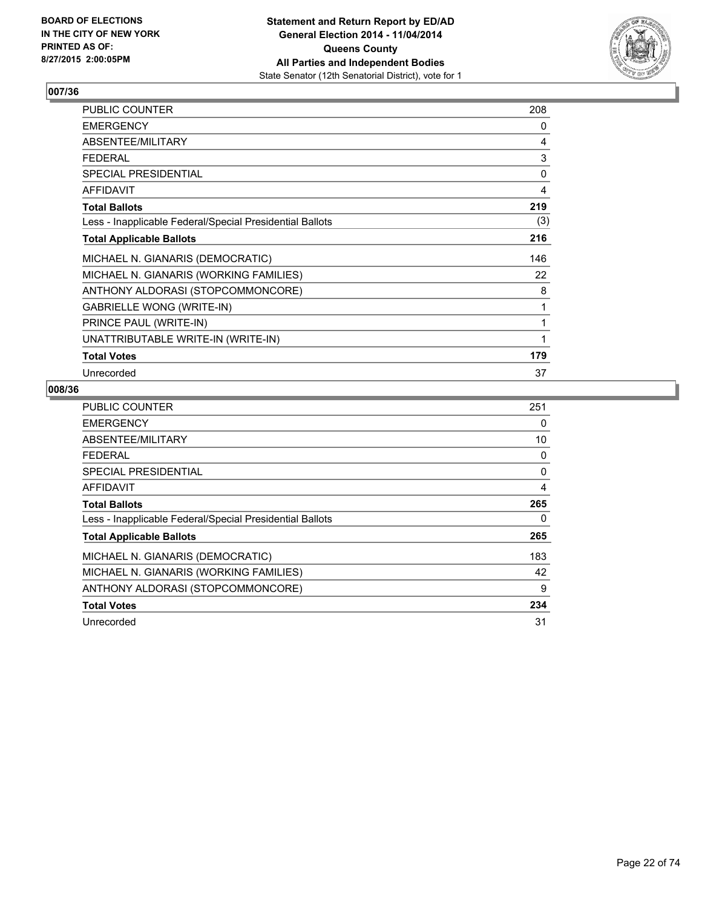## 007/36

| | |
|---|---|
| PUBLIC COUNTER | 208 |
| EMERGENCY | 0 |
| ABSENTEE/MILITARY | 4 |
| FEDERAL | 3 |
| SPECIAL PRESIDENTIAL | 0 |
| AFFIDAVIT | 4 |
| **Total Ballots** | **219** |
| Less - Inapplicable Federal/Special Presidential Ballots | (3) |
| **Total Applicable Ballots** | **216** |
| MICHAEL N. GIANARIS (DEMOCRATIC) | 146 |
| MICHAEL N. GIANARIS (WORKING FAMILIES) | 22 |
| ANTHONY ALDORASI (STOPCOMMONCORE) | 8 |
| GABRIELLE WONG (WRITE-IN) | 1 |
| PRINCE PAUL (WRITE-IN) | 1 |
| UNATTRIBUTABLE WRITE-IN (WRITE-IN) | 1 |
| **Total Votes** | **179** |
| Unrecorded | 37 |

## 008/36

| | |
|---|---|
| PUBLIC COUNTER | 251 |
| EMERGENCY | 0 |
| ABSENTEE/MILITARY | 10 |
| FEDERAL | 0 |
| SPECIAL PRESIDENTIAL | 0 |
| AFFIDAVIT | 4 |
| **Total Ballots** | **265** |
| Less - Inapplicable Federal/Special Presidential Ballots | 0 |
| **Total Applicable Ballots** | **265** |
| MICHAEL N. GIANARIS (DEMOCRATIC) | 183 |
| MICHAEL N. GIANARIS (WORKING FAMILIES) | 42 |
| ANTHONY ALDORASI (STOPCOMMONCORE) | 9 |
| **Total Votes** | **234** |
| Unrecorded | 31 |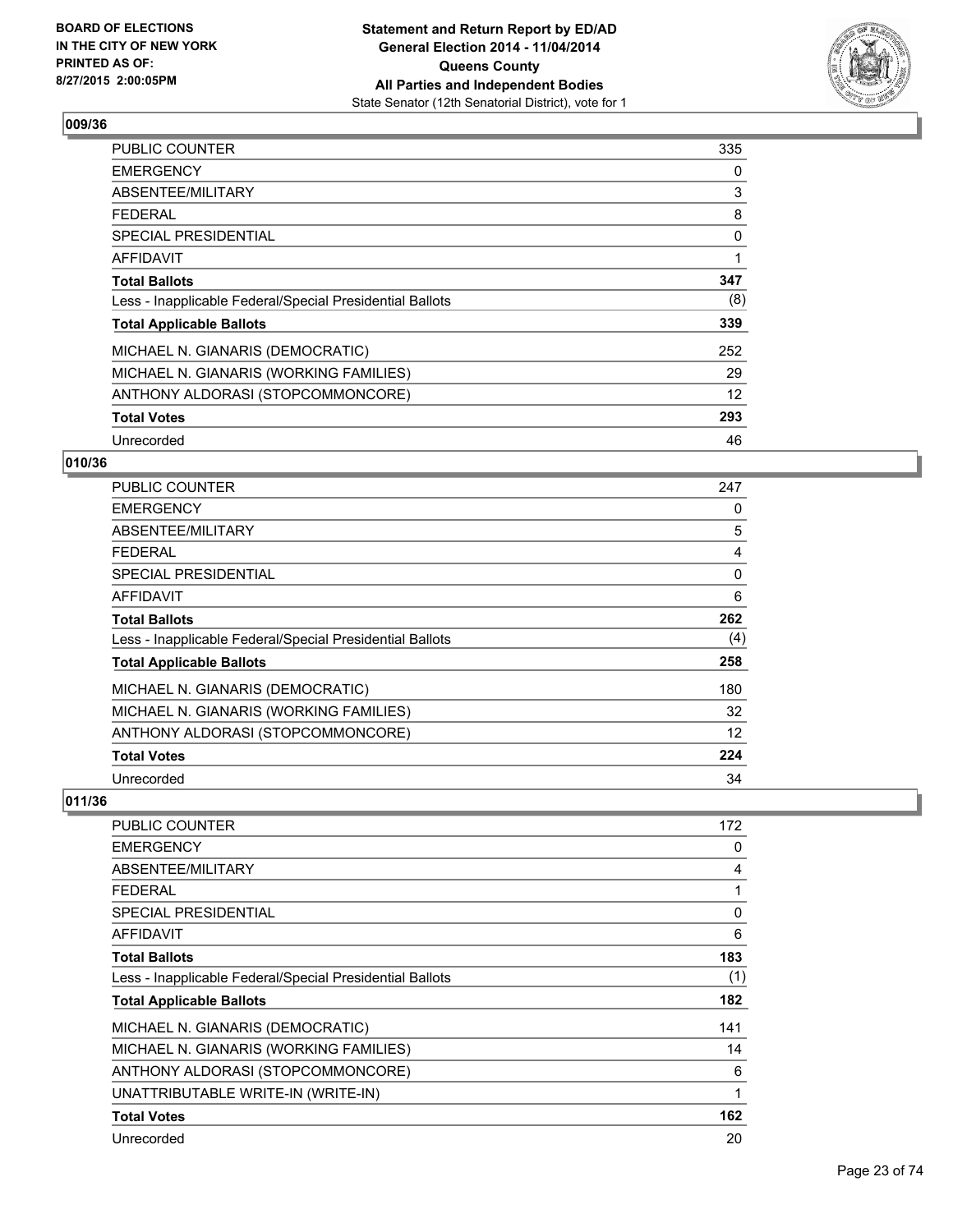## 009/36

| | |
|---|---|
| PUBLIC COUNTER | 335 |
| EMERGENCY | 0 |
| ABSENTEE/MILITARY | 3 |
| FEDERAL | 8 |
| SPECIAL PRESIDENTIAL | 0 |
| AFFIDAVIT | 1 |
| **Total Ballots** | **347** |
| Less - Inapplicable Federal/Special Presidential Ballots | (8) |
| **Total Applicable Ballots** | **339** |
| MICHAEL N. GIANARIS (DEMOCRATIC) | 252 |
| MICHAEL N. GIANARIS (WORKING FAMILIES) | 29 |
| ANTHONY ALDORASI (STOPCOMMONCORE) | 12 |
| **Total Votes** | **293** |
| Unrecorded | 46 |

## 010/36

| | |
|---|---|
| PUBLIC COUNTER | 247 |
| EMERGENCY | 0 |
| ABSENTEE/MILITARY | 5 |
| FEDERAL | 4 |
| SPECIAL PRESIDENTIAL | 0 |
| AFFIDAVIT | 6 |
| **Total Ballots** | **262** |
| Less - Inapplicable Federal/Special Presidential Ballots | (4) |
| **Total Applicable Ballots** | **258** |
| MICHAEL N. GIANARIS (DEMOCRATIC) | 180 |
| MICHAEL N. GIANARIS (WORKING FAMILIES) | 32 |
| ANTHONY ALDORASI (STOPCOMMONCORE) | 12 |
| **Total Votes** | **224** |
| Unrecorded | 34 |

## 011/36

| | |
|---|---|
| PUBLIC COUNTER | 172 |
| EMERGENCY | 0 |
| ABSENTEE/MILITARY | 4 |
| FEDERAL | 1 |
| SPECIAL PRESIDENTIAL | 0 |
| AFFIDAVIT | 6 |
| **Total Ballots** | **183** |
| Less - Inapplicable Federal/Special Presidential Ballots | (1) |
| **Total Applicable Ballots** | **182** |
| MICHAEL N. GIANARIS (DEMOCRATIC) | 141 |
| MICHAEL N. GIANARIS (WORKING FAMILIES) | 14 |
| ANTHONY ALDORASI (STOPCOMMONCORE) | 6 |
| UNATTRIBUTABLE WRITE-IN (WRITE-IN) | 1 |
| **Total Votes** | **162** |
| Unrecorded | 20 |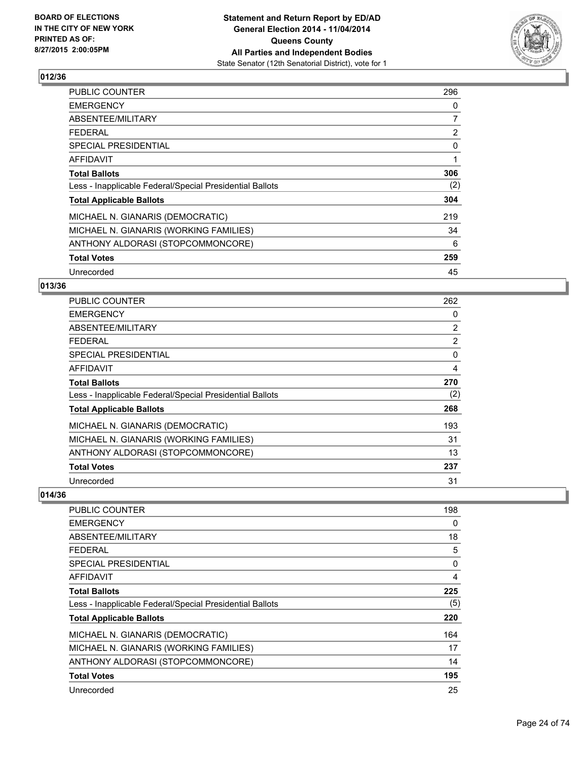**BOARD OF ELECTIONS IN THE CITY OF NEW YORK PRINTED AS OF: 8/27/2015 2:00:05PM**

**Statement and Return Report by ED/AD**
**General Election 2014 - 11/04/2014**
**Queens County**
**All Parties and Independent Bodies**
State Senator (12th Senatorial District), vote for 1

### 012/36

| | |
|---|---|
| PUBLIC COUNTER | 296 |
| EMERGENCY | 0 |
| ABSENTEE/MILITARY | 7 |
| FEDERAL | 2 |
| SPECIAL PRESIDENTIAL | 0 |
| AFFIDAVIT | 1 |
| **Total Ballots** | **306** |
| Less - Inapplicable Federal/Special Presidential Ballots | (2) |
| **Total Applicable Ballots** | **304** |
| MICHAEL N. GIANARIS (DEMOCRATIC) | 219 |
| MICHAEL N. GIANARIS (WORKING FAMILIES) | 34 |
| ANTHONY ALDORASI (STOPCOMMONCORE) | 6 |
| **Total Votes** | **259** |
| Unrecorded | 45 |

### 013/36

| | |
|---|---|
| PUBLIC COUNTER | 262 |
| EMERGENCY | 0 |
| ABSENTEE/MILITARY | 2 |
| FEDERAL | 2 |
| SPECIAL PRESIDENTIAL | 0 |
| AFFIDAVIT | 4 |
| **Total Ballots** | **270** |
| Less - Inapplicable Federal/Special Presidential Ballots | (2) |
| **Total Applicable Ballots** | **268** |
| MICHAEL N. GIANARIS (DEMOCRATIC) | 193 |
| MICHAEL N. GIANARIS (WORKING FAMILIES) | 31 |
| ANTHONY ALDORASI (STOPCOMMONCORE) | 13 |
| **Total Votes** | **237** |
| Unrecorded | 31 |

### 014/36

| | |
|---|---|
| PUBLIC COUNTER | 198 |
| EMERGENCY | 0 |
| ABSENTEE/MILITARY | 18 |
| FEDERAL | 5 |
| SPECIAL PRESIDENTIAL | 0 |
| AFFIDAVIT | 4 |
| **Total Ballots** | **225** |
| Less - Inapplicable Federal/Special Presidential Ballots | (5) |
| **Total Applicable Ballots** | **220** |
| MICHAEL N. GIANARIS (DEMOCRATIC) | 164 |
| MICHAEL N. GIANARIS (WORKING FAMILIES) | 17 |
| ANTHONY ALDORASI (STOPCOMMONCORE) | 14 |
| **Total Votes** | **195** |
| Unrecorded | 25 |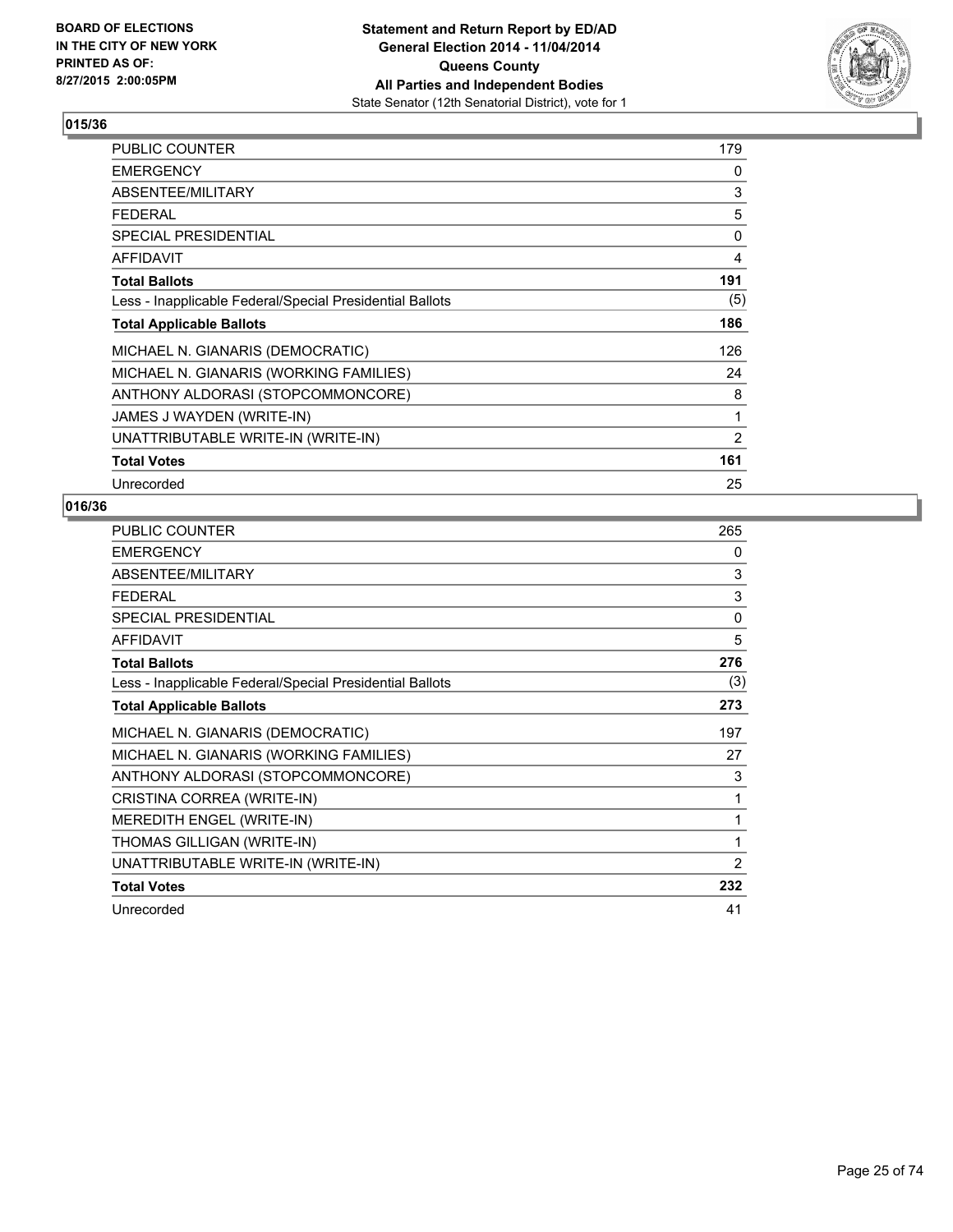## 015/36

| | |
|---|---|
| PUBLIC COUNTER | 179 |
| EMERGENCY | 0 |
| ABSENTEE/MILITARY | 3 |
| FEDERAL | 5 |
| SPECIAL PRESIDENTIAL | 0 |
| AFFIDAVIT | 4 |
| **Total Ballots** | **191** |
| Less - Inapplicable Federal/Special Presidential Ballots | (5) |
| **Total Applicable Ballots** | **186** |
| MICHAEL N. GIANARIS (DEMOCRATIC) | 126 |
| MICHAEL N. GIANARIS (WORKING FAMILIES) | 24 |
| ANTHONY ALDORASI (STOPCOMMONCORE) | 8 |
| JAMES J WAYDEN (WRITE-IN) | 1 |
| UNATTRIBUTABLE WRITE-IN (WRITE-IN) | 2 |
| **Total Votes** | **161** |
| Unrecorded | 25 |

## 016/36

| | |
|---|---|
| PUBLIC COUNTER | 265 |
| EMERGENCY | 0 |
| ABSENTEE/MILITARY | 3 |
| FEDERAL | 3 |
| SPECIAL PRESIDENTIAL | 0 |
| AFFIDAVIT | 5 |
| **Total Ballots** | **276** |
| Less - Inapplicable Federal/Special Presidential Ballots | (3) |
| **Total Applicable Ballots** | **273** |
| MICHAEL N. GIANARIS (DEMOCRATIC) | 197 |
| MICHAEL N. GIANARIS (WORKING FAMILIES) | 27 |
| ANTHONY ALDORASI (STOPCOMMONCORE) | 3 |
| CRISTINA CORREA (WRITE-IN) | 1 |
| MEREDITH ENGEL (WRITE-IN) | 1 |
| THOMAS GILLIGAN (WRITE-IN) | 1 |
| UNATTRIBUTABLE WRITE-IN (WRITE-IN) | 2 |
| **Total Votes** | **232** |
| Unrecorded | 41 |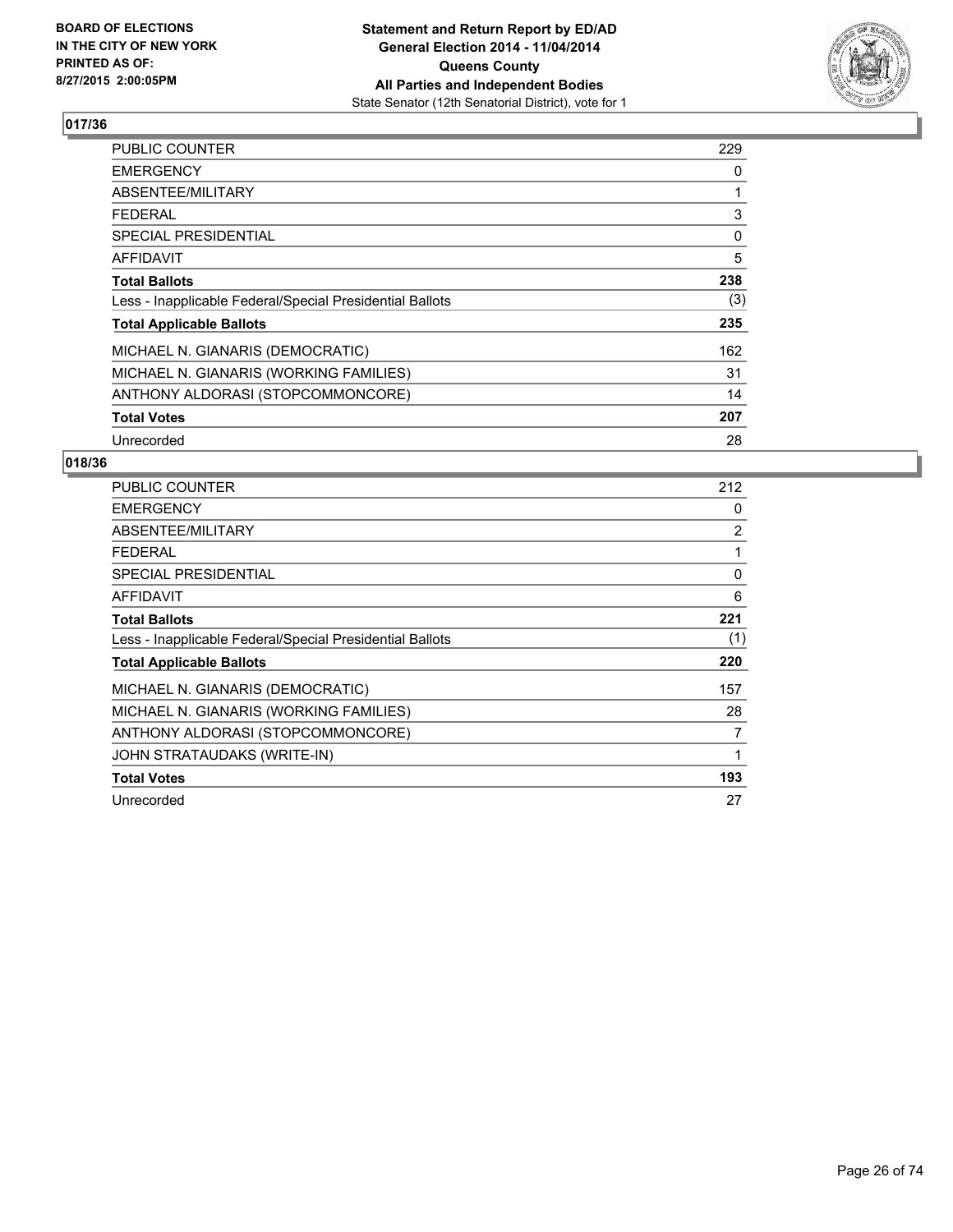## 017/36

| | |
|---|---|
| PUBLIC COUNTER | 229 |
| EMERGENCY | 0 |
| ABSENTEE/MILITARY | 1 |
| FEDERAL | 3 |
| SPECIAL PRESIDENTIAL | 0 |
| AFFIDAVIT | 5 |
| **Total Ballots** | **238** |
| Less - Inapplicable Federal/Special Presidential Ballots | (3) |
| **Total Applicable Ballots** | **235** |
| MICHAEL N. GIANARIS (DEMOCRATIC) | 162 |
| MICHAEL N. GIANARIS (WORKING FAMILIES) | 31 |
| ANTHONY ALDORASI (STOPCOMMONCORE) | 14 |
| **Total Votes** | **207** |
| Unrecorded | 28 |

## 018/36

| | |
|---|---|
| PUBLIC COUNTER | 212 |
| EMERGENCY | 0 |
| ABSENTEE/MILITARY | 2 |
| FEDERAL | 1 |
| SPECIAL PRESIDENTIAL | 0 |
| AFFIDAVIT | 6 |
| **Total Ballots** | **221** |
| Less - Inapplicable Federal/Special Presidential Ballots | (1) |
| **Total Applicable Ballots** | **220** |
| MICHAEL N. GIANARIS (DEMOCRATIC) | 157 |
| MICHAEL N. GIANARIS (WORKING FAMILIES) | 28 |
| ANTHONY ALDORASI (STOPCOMMONCORE) | 7 |
| JOHN STRATAUDAKS (WRITE-IN) | 1 |
| **Total Votes** | **193** |
| Unrecorded | 27 |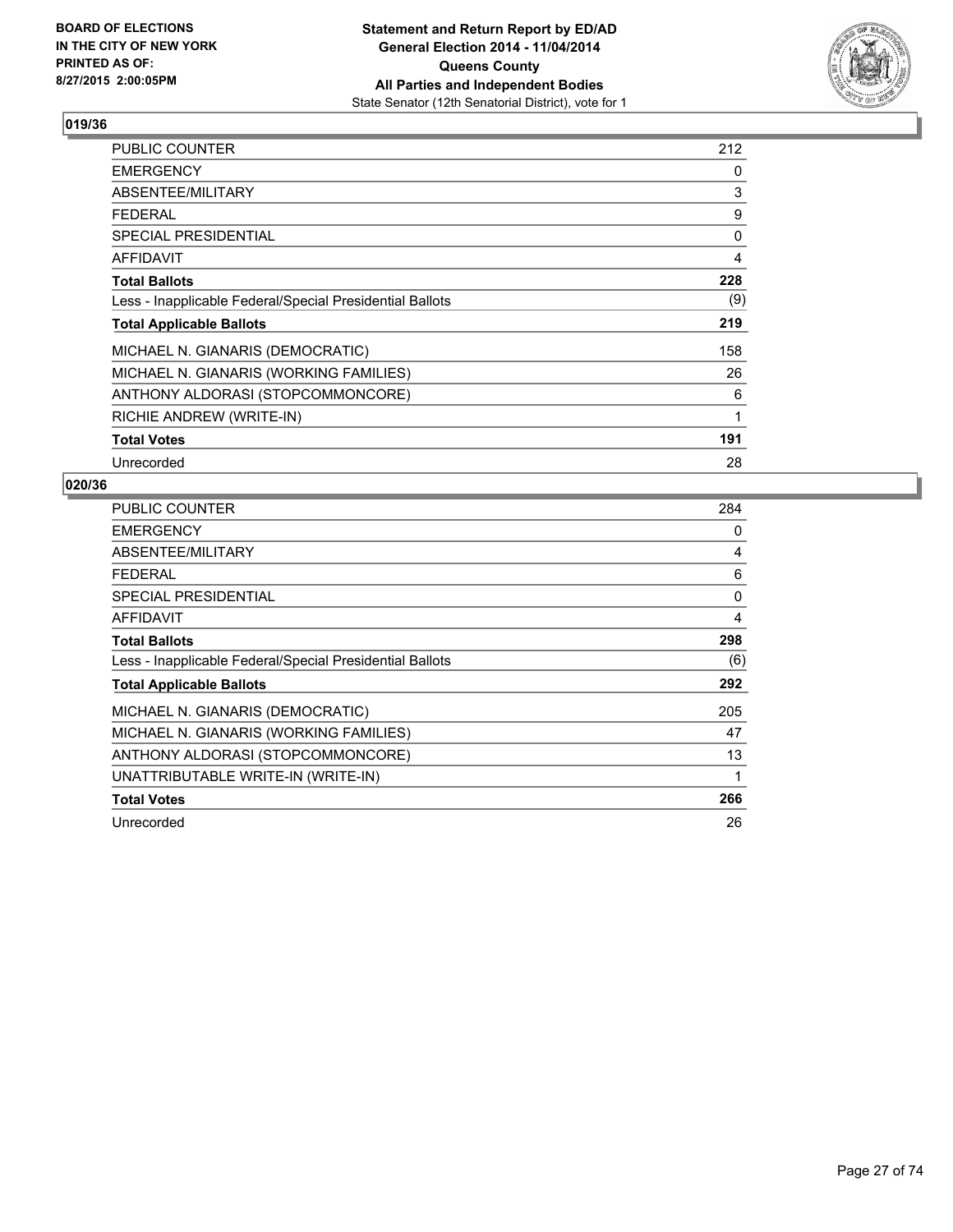**BOARD OF ELECTIONS IN THE CITY OF NEW YORK PRINTED AS OF: 8/27/2015 2:00:05PM**

**Statement and Return Report by ED/AD General Election 2014 - 11/04/2014 Queens County All Parties and Independent Bodies**
State Senator (12th Senatorial District), vote for 1

## 019/36

| | |
|---|---|
| PUBLIC COUNTER | 212 |
| EMERGENCY | 0 |
| ABSENTEE/MILITARY | 3 |
| FEDERAL | 9 |
| SPECIAL PRESIDENTIAL | 0 |
| AFFIDAVIT | 4 |
| **Total Ballots** | **228** |
| Less - Inapplicable Federal/Special Presidential Ballots | (9) |
| **Total Applicable Ballots** | **219** |
| MICHAEL N. GIANARIS (DEMOCRATIC) | 158 |
| MICHAEL N. GIANARIS (WORKING FAMILIES) | 26 |
| ANTHONY ALDORASI (STOPCOMMONCORE) | 6 |
| RICHIE ANDREW (WRITE-IN) | 1 |
| **Total Votes** | **191** |
| Unrecorded | 28 |

## 020/36

| | |
|---|---|
| PUBLIC COUNTER | 284 |
| EMERGENCY | 0 |
| ABSENTEE/MILITARY | 4 |
| FEDERAL | 6 |
| SPECIAL PRESIDENTIAL | 0 |
| AFFIDAVIT | 4 |
| **Total Ballots** | **298** |
| Less - Inapplicable Federal/Special Presidential Ballots | (6) |
| **Total Applicable Ballots** | **292** |
| MICHAEL N. GIANARIS (DEMOCRATIC) | 205 |
| MICHAEL N. GIANARIS (WORKING FAMILIES) | 47 |
| ANTHONY ALDORASI (STOPCOMMONCORE) | 13 |
| UNATTRIBUTABLE WRITE-IN (WRITE-IN) | 1 |
| **Total Votes** | **266** |
| Unrecorded | 26 |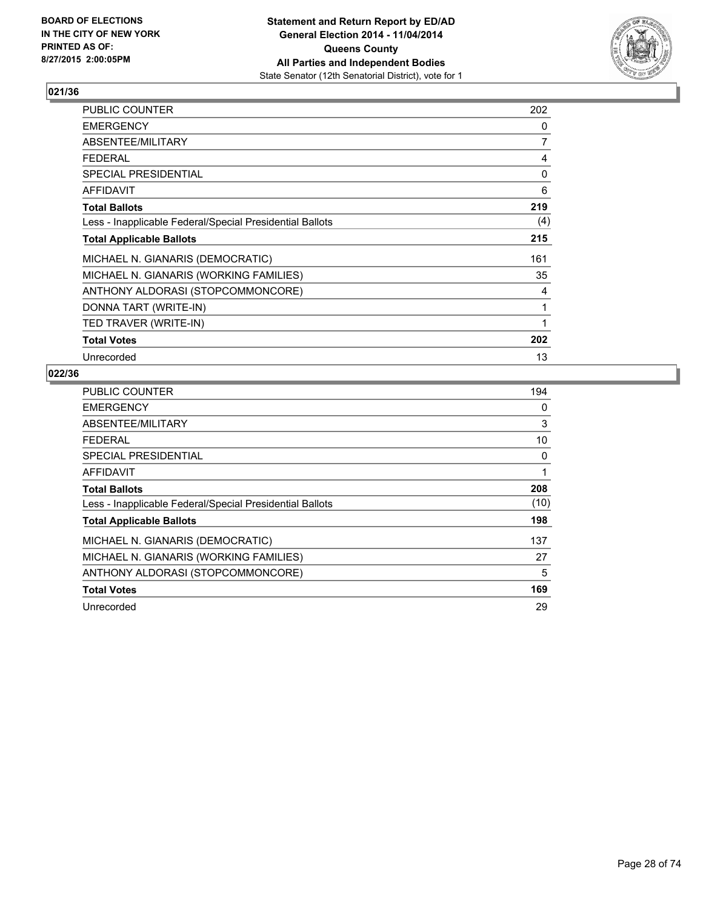**BOARD OF ELECTIONS IN THE CITY OF NEW YORK PRINTED AS OF: 8/27/2015 2:00:05PM**

**Statement and Return Report by ED/AD General Election 2014 - 11/04/2014 Queens County All Parties and Independent Bodies**
State Senator (12th Senatorial District), vote for 1

## 021/36

| | |
|---|---|
| PUBLIC COUNTER | 202 |
| EMERGENCY | 0 |
| ABSENTEE/MILITARY | 7 |
| FEDERAL | 4 |
| SPECIAL PRESIDENTIAL | 0 |
| AFFIDAVIT | 6 |
| **Total Ballots** | **219** |
| Less - Inapplicable Federal/Special Presidential Ballots | (4) |
| **Total Applicable Ballots** | **215** |
| MICHAEL N. GIANARIS (DEMOCRATIC) | 161 |
| MICHAEL N. GIANARIS (WORKING FAMILIES) | 35 |
| ANTHONY ALDORASI (STOPCOMMONCORE) | 4 |
| DONNA TART (WRITE-IN) | 1 |
| TED TRAVER (WRITE-IN) | 1 |
| **Total Votes** | **202** |
| Unrecorded | 13 |

## 022/36

| | |
|---|---|
| PUBLIC COUNTER | 194 |
| EMERGENCY | 0 |
| ABSENTEE/MILITARY | 3 |
| FEDERAL | 10 |
| SPECIAL PRESIDENTIAL | 0 |
| AFFIDAVIT | 1 |
| **Total Ballots** | **208** |
| Less - Inapplicable Federal/Special Presidential Ballots | (10) |
| **Total Applicable Ballots** | **198** |
| MICHAEL N. GIANARIS (DEMOCRATIC) | 137 |
| MICHAEL N. GIANARIS (WORKING FAMILIES) | 27 |
| ANTHONY ALDORASI (STOPCOMMONCORE) | 5 |
| **Total Votes** | **169** |
| Unrecorded | 29 |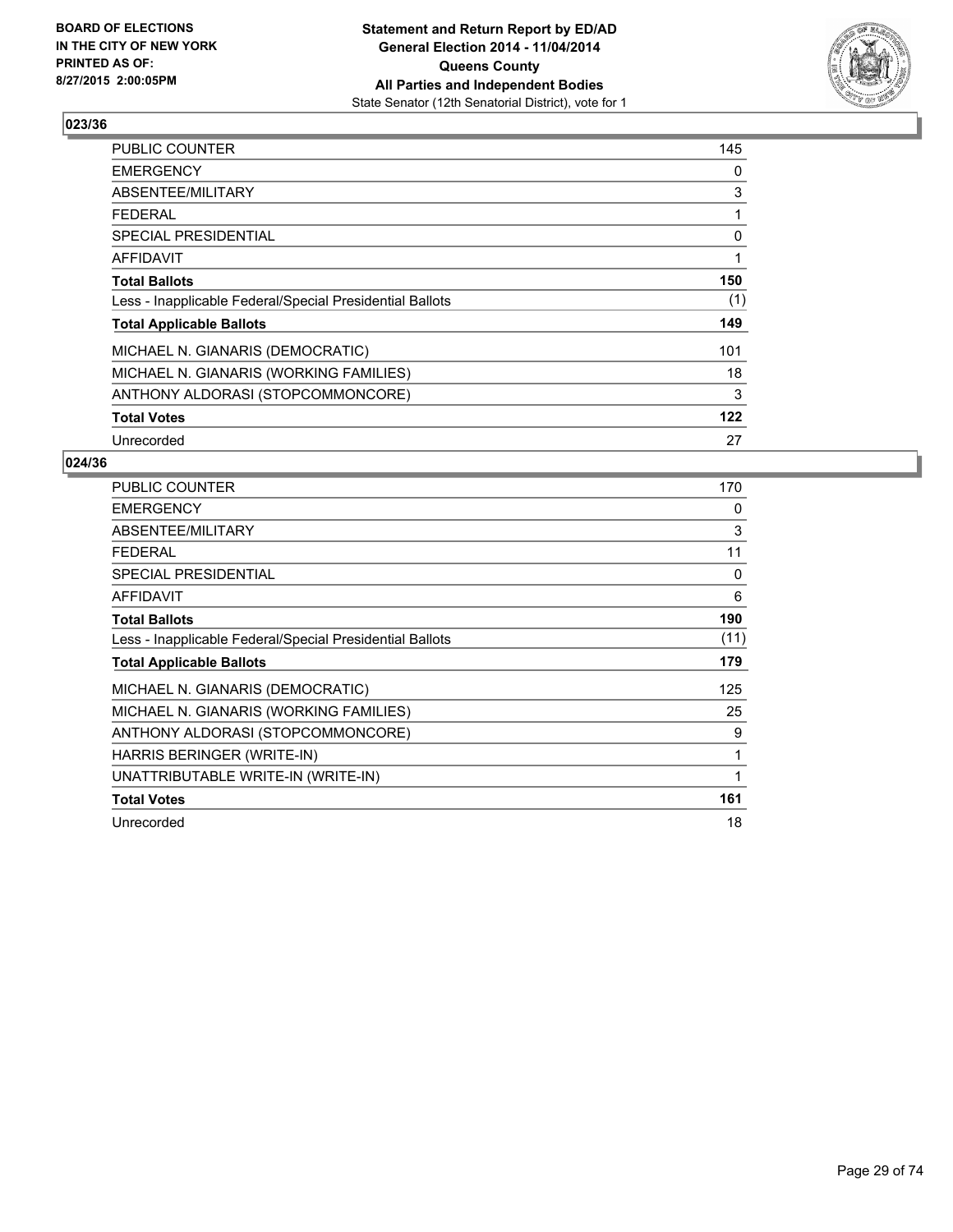**BOARD OF ELECTIONS IN THE CITY OF NEW YORK PRINTED AS OF: 8/27/2015 2:00:05PM**

**Statement and Return Report by ED/AD General Election 2014 - 11/04/2014 Queens County All Parties and Independent Bodies**
State Senator (12th Senatorial District), vote for 1

## 023/36

| | |
|---|---|
| PUBLIC COUNTER | 145 |
| EMERGENCY | 0 |
| ABSENTEE/MILITARY | 3 |
| FEDERAL | 1 |
| SPECIAL PRESIDENTIAL | 0 |
| AFFIDAVIT | 1 |
| **Total Ballots** | **150** |
| Less - Inapplicable Federal/Special Presidential Ballots | (1) |
| **Total Applicable Ballots** | **149** |
| MICHAEL N. GIANARIS (DEMOCRATIC) | 101 |
| MICHAEL N. GIANARIS (WORKING FAMILIES) | 18 |
| ANTHONY ALDORASI (STOPCOMMONCORE) | 3 |
| **Total Votes** | **122** |
| Unrecorded | 27 |

## 024/36

| | |
|---|---|
| PUBLIC COUNTER | 170 |
| EMERGENCY | 0 |
| ABSENTEE/MILITARY | 3 |
| FEDERAL | 11 |
| SPECIAL PRESIDENTIAL | 0 |
| AFFIDAVIT | 6 |
| **Total Ballots** | **190** |
| Less - Inapplicable Federal/Special Presidential Ballots | (11) |
| **Total Applicable Ballots** | **179** |
| MICHAEL N. GIANARIS (DEMOCRATIC) | 125 |
| MICHAEL N. GIANARIS (WORKING FAMILIES) | 25 |
| ANTHONY ALDORASI (STOPCOMMONCORE) | 9 |
| HARRIS BERINGER (WRITE-IN) | 1 |
| UNATTRIBUTABLE WRITE-IN (WRITE-IN) | 1 |
| **Total Votes** | **161** |
| Unrecorded | 18 |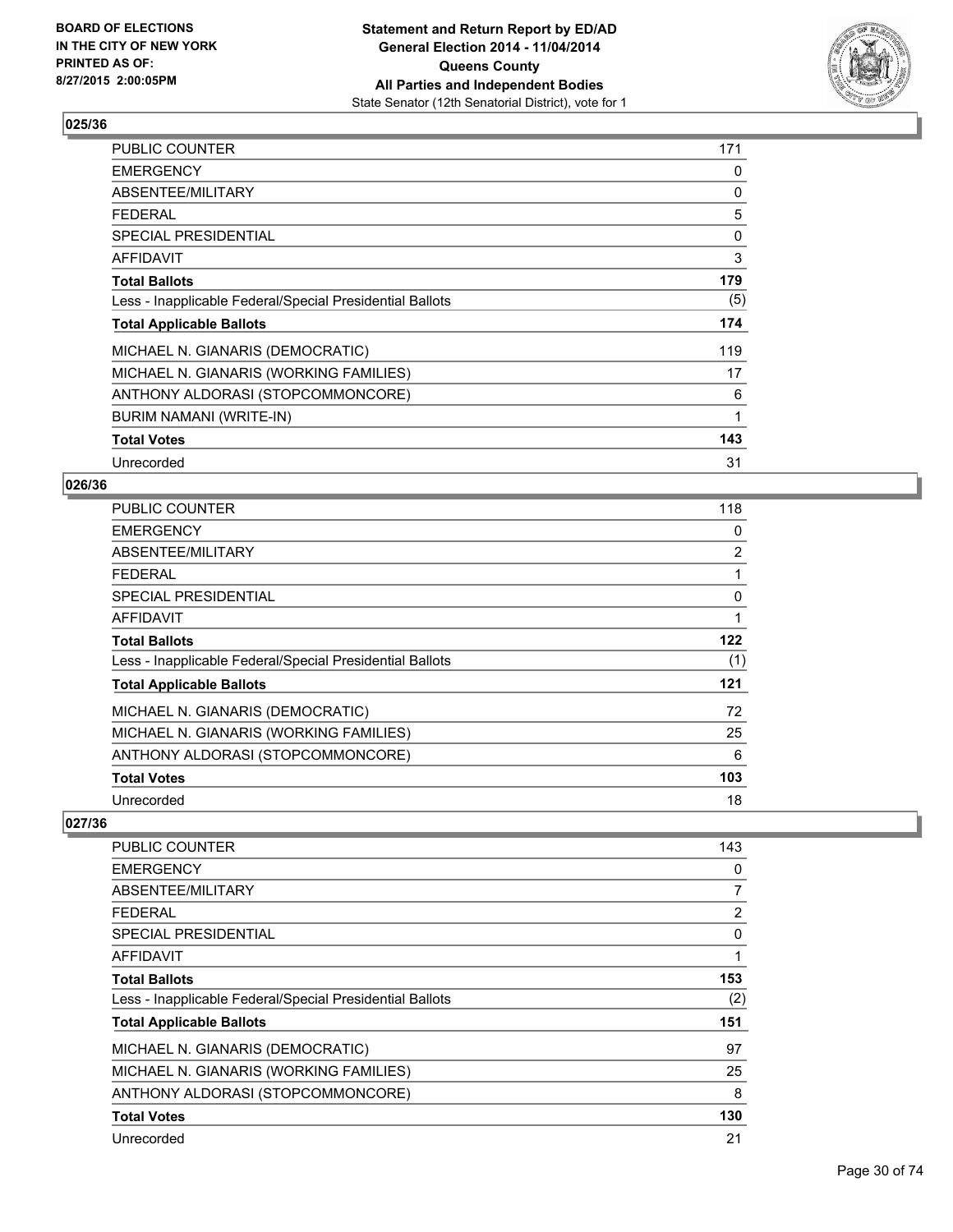## 025/36

| | |
|---|---|
| PUBLIC COUNTER | 171 |
| EMERGENCY | 0 |
| ABSENTEE/MILITARY | 0 |
| FEDERAL | 5 |
| SPECIAL PRESIDENTIAL | 0 |
| AFFIDAVIT | 3 |
| **Total Ballots** | **179** |
| Less - Inapplicable Federal/Special Presidential Ballots | (5) |
| **Total Applicable Ballots** | **174** |
| MICHAEL N. GIANARIS (DEMOCRATIC) | 119 |
| MICHAEL N. GIANARIS (WORKING FAMILIES) | 17 |
| ANTHONY ALDORASI (STOPCOMMONCORE) | 6 |
| BURIM NAMANI (WRITE-IN) | 1 |
| **Total Votes** | **143** |
| Unrecorded | 31 |

## 026/36

| | |
|---|---|
| PUBLIC COUNTER | 118 |
| EMERGENCY | 0 |
| ABSENTEE/MILITARY | 2 |
| FEDERAL | 1 |
| SPECIAL PRESIDENTIAL | 0 |
| AFFIDAVIT | 1 |
| **Total Ballots** | **122** |
| Less - Inapplicable Federal/Special Presidential Ballots | (1) |
| **Total Applicable Ballots** | **121** |
| MICHAEL N. GIANARIS (DEMOCRATIC) | 72 |
| MICHAEL N. GIANARIS (WORKING FAMILIES) | 25 |
| ANTHONY ALDORASI (STOPCOMMONCORE) | 6 |
| **Total Votes** | **103** |
| Unrecorded | 18 |

## 027/36

| | |
|---|---|
| PUBLIC COUNTER | 143 |
| EMERGENCY | 0 |
| ABSENTEE/MILITARY | 7 |
| FEDERAL | 2 |
| SPECIAL PRESIDENTIAL | 0 |
| AFFIDAVIT | 1 |
| **Total Ballots** | **153** |
| Less - Inapplicable Federal/Special Presidential Ballots | (2) |
| **Total Applicable Ballots** | **151** |
| MICHAEL N. GIANARIS (DEMOCRATIC) | 97 |
| MICHAEL N. GIANARIS (WORKING FAMILIES) | 25 |
| ANTHONY ALDORASI (STOPCOMMONCORE) | 8 |
| **Total Votes** | **130** |
| Unrecorded | 21 |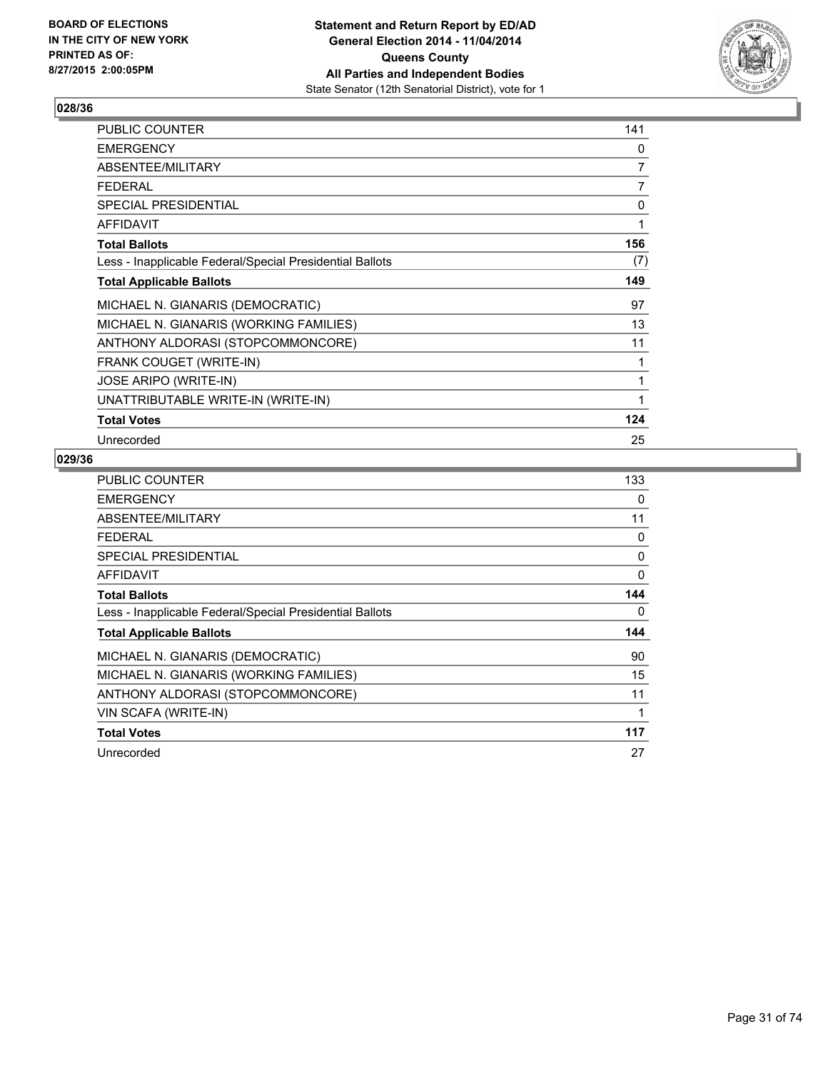BOARD OF ELECTIONS
IN THE CITY OF NEW YORK
PRINTED AS OF:
8/27/2015 2:00:05PM

**Statement and Return Report by ED/AD**
**General Election 2014 - 11/04/2014**
**Queens County**
**All Parties and Independent Bodies**
State Senator (12th Senatorial District), vote for 1

## 028/36

| | |
|---|---|
| PUBLIC COUNTER | 141 |
| EMERGENCY | 0 |
| ABSENTEE/MILITARY | 7 |
| FEDERAL | 7 |
| SPECIAL PRESIDENTIAL | 0 |
| AFFIDAVIT | 1 |
| **Total Ballots** | **156** |
| Less - Inapplicable Federal/Special Presidential Ballots | (7) |
| **Total Applicable Ballots** | **149** |
| MICHAEL N. GIANARIS (DEMOCRATIC) | 97 |
| MICHAEL N. GIANARIS (WORKING FAMILIES) | 13 |
| ANTHONY ALDORASI (STOPCOMMONCORE) | 11 |
| FRANK COUGET (WRITE-IN) | 1 |
| JOSE ARIPO (WRITE-IN) | 1 |
| UNATTRIBUTABLE WRITE-IN (WRITE-IN) | 1 |
| **Total Votes** | **124** |
| Unrecorded | 25 |

## 029/36

| | |
|---|---|
| PUBLIC COUNTER | 133 |
| EMERGENCY | 0 |
| ABSENTEE/MILITARY | 11 |
| FEDERAL | 0 |
| SPECIAL PRESIDENTIAL | 0 |
| AFFIDAVIT | 0 |
| **Total Ballots** | **144** |
| Less - Inapplicable Federal/Special Presidential Ballots | 0 |
| **Total Applicable Ballots** | **144** |
| MICHAEL N. GIANARIS (DEMOCRATIC) | 90 |
| MICHAEL N. GIANARIS (WORKING FAMILIES) | 15 |
| ANTHONY ALDORASI (STOPCOMMONCORE) | 11 |
| VIN SCAFA (WRITE-IN) | 1 |
| **Total Votes** | **117** |
| Unrecorded | 27 |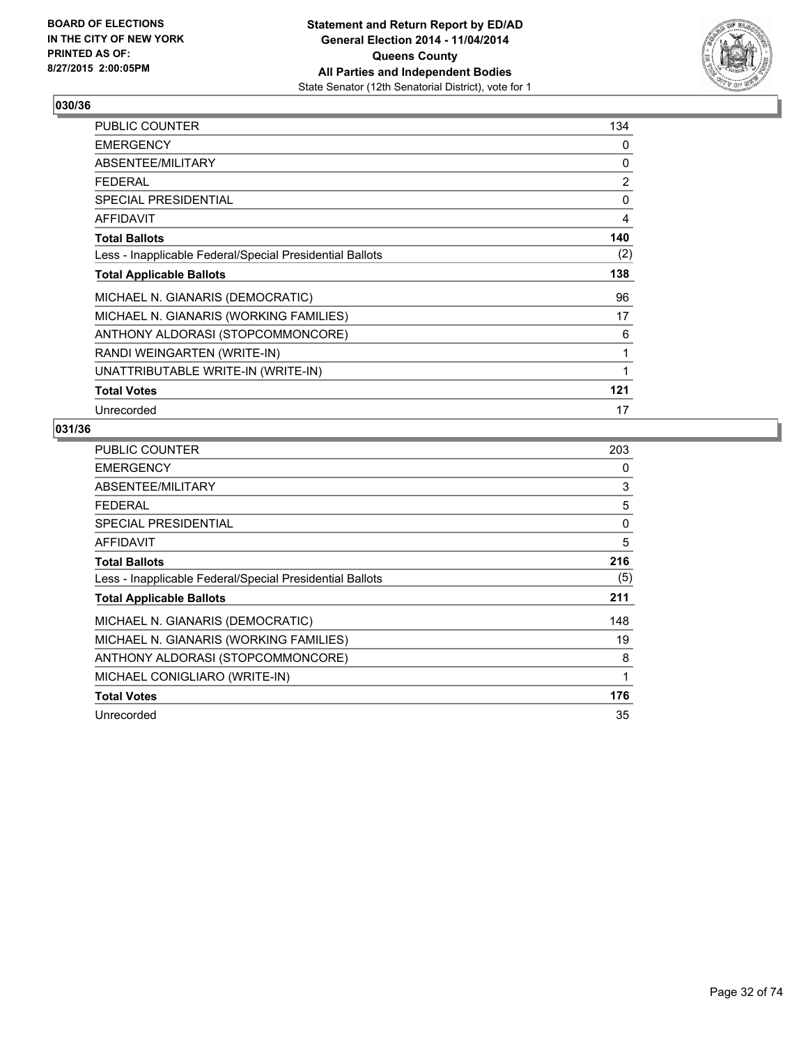**BOARD OF ELECTIONS IN THE CITY OF NEW YORK PRINTED AS OF: 8/27/2015 2:00:05PM**

**Statement and Return Report by ED/AD General Election 2014 - 11/04/2014 Queens County All Parties and Independent Bodies**
State Senator (12th Senatorial District), vote for 1

### 030/36

| | |
|---|---|
| PUBLIC COUNTER | 134 |
| EMERGENCY | 0 |
| ABSENTEE/MILITARY | 0 |
| FEDERAL | 2 |
| SPECIAL PRESIDENTIAL | 0 |
| AFFIDAVIT | 4 |
| **Total Ballots** | **140** |
| Less - Inapplicable Federal/Special Presidential Ballots | (2) |
| **Total Applicable Ballots** | **138** |
| MICHAEL N. GIANARIS (DEMOCRATIC) | 96 |
| MICHAEL N. GIANARIS (WORKING FAMILIES) | 17 |
| ANTHONY ALDORASI (STOPCOMMONCORE) | 6 |
| RANDI WEINGARTEN (WRITE-IN) | 1 |
| UNATTRIBUTABLE WRITE-IN (WRITE-IN) | 1 |
| **Total Votes** | **121** |
| Unrecorded | 17 |

### 031/36

| | |
|---|---|
| PUBLIC COUNTER | 203 |
| EMERGENCY | 0 |
| ABSENTEE/MILITARY | 3 |
| FEDERAL | 5 |
| SPECIAL PRESIDENTIAL | 0 |
| AFFIDAVIT | 5 |
| **Total Ballots** | **216** |
| Less - Inapplicable Federal/Special Presidential Ballots | (5) |
| **Total Applicable Ballots** | **211** |
| MICHAEL N. GIANARIS (DEMOCRATIC) | 148 |
| MICHAEL N. GIANARIS (WORKING FAMILIES) | 19 |
| ANTHONY ALDORASI (STOPCOMMONCORE) | 8 |
| MICHAEL CONIGLIARO (WRITE-IN) | 1 |
| **Total Votes** | **176** |
| Unrecorded | 35 |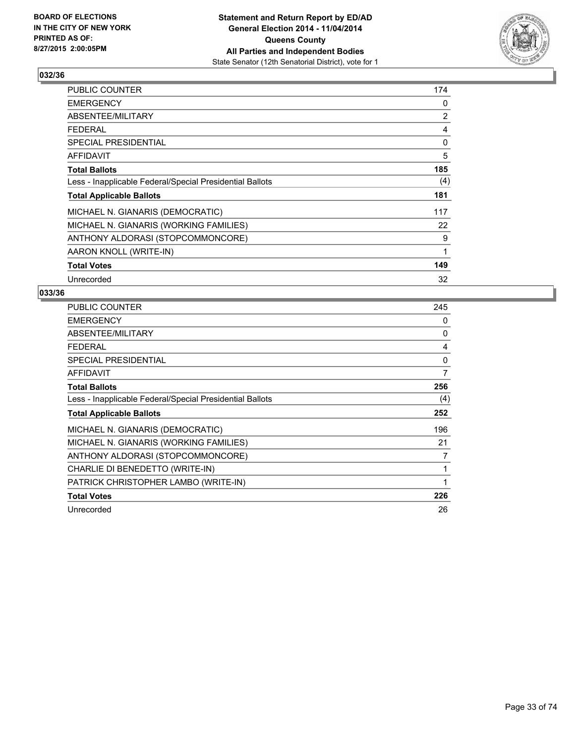**BOARD OF ELECTIONS IN THE CITY OF NEW YORK PRINTED AS OF: 8/27/2015 2:00:05PM**

**Statement and Return Report by ED/AD General Election 2014 - 11/04/2014 Queens County All Parties and Independent Bodies**

State Senator (12th Senatorial District), vote for 1

## 032/36

| | |
|---|---|
| PUBLIC COUNTER | 174 |
| EMERGENCY | 0 |
| ABSENTEE/MILITARY | 2 |
| FEDERAL | 4 |
| SPECIAL PRESIDENTIAL | 0 |
| AFFIDAVIT | 5 |
| **Total Ballots** | **185** |
| Less - Inapplicable Federal/Special Presidential Ballots | (4) |
| **Total Applicable Ballots** | **181** |
| MICHAEL N. GIANARIS (DEMOCRATIC) | 117 |
| MICHAEL N. GIANARIS (WORKING FAMILIES) | 22 |
| ANTHONY ALDORASI (STOPCOMMONCORE) | 9 |
| AARON KNOLL (WRITE-IN) | 1 |
| **Total Votes** | **149** |
| Unrecorded | 32 |

## 033/36

| | |
|---|---|
| PUBLIC COUNTER | 245 |
| EMERGENCY | 0 |
| ABSENTEE/MILITARY | 0 |
| FEDERAL | 4 |
| SPECIAL PRESIDENTIAL | 0 |
| AFFIDAVIT | 7 |
| **Total Ballots** | **256** |
| Less - Inapplicable Federal/Special Presidential Ballots | (4) |
| **Total Applicable Ballots** | **252** |
| MICHAEL N. GIANARIS (DEMOCRATIC) | 196 |
| MICHAEL N. GIANARIS (WORKING FAMILIES) | 21 |
| ANTHONY ALDORASI (STOPCOMMONCORE) | 7 |
| CHARLIE DI BENEDETTO (WRITE-IN) | 1 |
| PATRICK CHRISTOPHER LAMBO (WRITE-IN) | 1 |
| **Total Votes** | **226** |
| Unrecorded | 26 |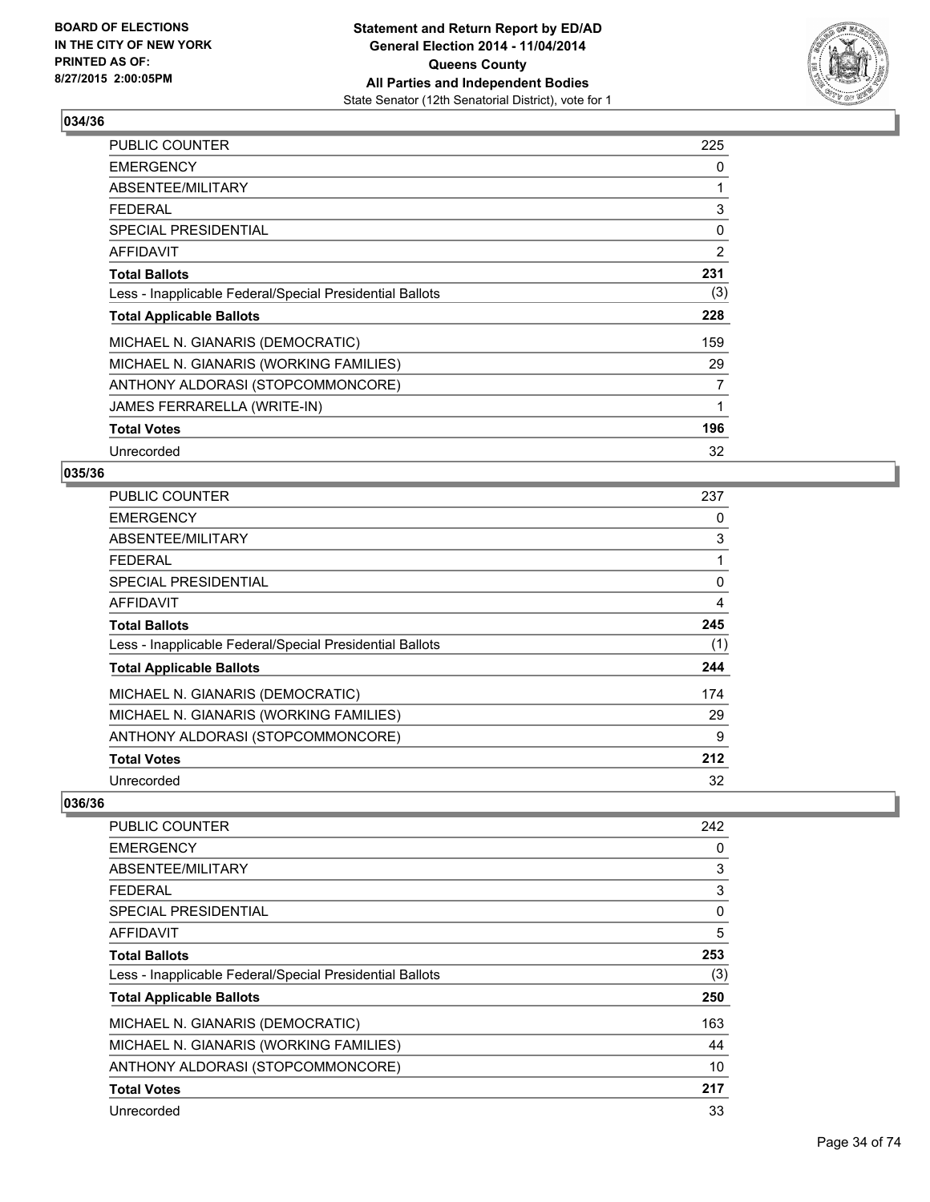## 034/36

| | |
|---|---|
| PUBLIC COUNTER | 225 |
| EMERGENCY | 0 |
| ABSENTEE/MILITARY | 1 |
| FEDERAL | 3 |
| SPECIAL PRESIDENTIAL | 0 |
| AFFIDAVIT | 2 |
| **Total Ballots** | **231** |
| Less - Inapplicable Federal/Special Presidential Ballots | (3) |
| **Total Applicable Ballots** | **228** |
| MICHAEL N. GIANARIS (DEMOCRATIC) | 159 |
| MICHAEL N. GIANARIS (WORKING FAMILIES) | 29 |
| ANTHONY ALDORASI (STOPCOMMONCORE) | 7 |
| JAMES FERRARELLA (WRITE-IN) | 1 |
| **Total Votes** | **196** |
| Unrecorded | 32 |

## 035/36

| | |
|---|---|
| PUBLIC COUNTER | 237 |
| EMERGENCY | 0 |
| ABSENTEE/MILITARY | 3 |
| FEDERAL | 1 |
| SPECIAL PRESIDENTIAL | 0 |
| AFFIDAVIT | 4 |
| **Total Ballots** | **245** |
| Less - Inapplicable Federal/Special Presidential Ballots | (1) |
| **Total Applicable Ballots** | **244** |
| MICHAEL N. GIANARIS (DEMOCRATIC) | 174 |
| MICHAEL N. GIANARIS (WORKING FAMILIES) | 29 |
| ANTHONY ALDORASI (STOPCOMMONCORE) | 9 |
| **Total Votes** | **212** |
| Unrecorded | 32 |

## 036/36

| | |
|---|---|
| PUBLIC COUNTER | 242 |
| EMERGENCY | 0 |
| ABSENTEE/MILITARY | 3 |
| FEDERAL | 3 |
| SPECIAL PRESIDENTIAL | 0 |
| AFFIDAVIT | 5 |
| **Total Ballots** | **253** |
| Less - Inapplicable Federal/Special Presidential Ballots | (3) |
| **Total Applicable Ballots** | **250** |
| MICHAEL N. GIANARIS (DEMOCRATIC) | 163 |
| MICHAEL N. GIANARIS (WORKING FAMILIES) | 44 |
| ANTHONY ALDORASI (STOPCOMMONCORE) | 10 |
| **Total Votes** | **217** |
| Unrecorded | 33 |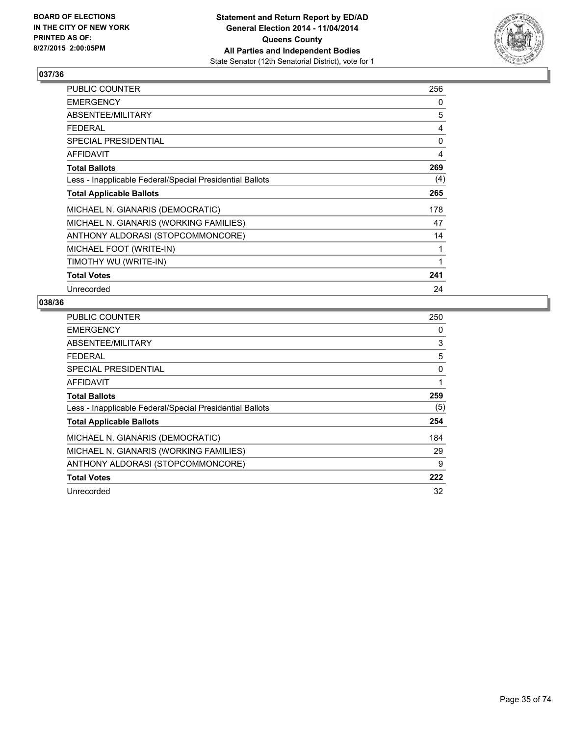BOARD OF ELECTIONS
IN THE CITY OF NEW YORK
PRINTED AS OF:
8/27/2015 2:00:05PM

**Statement and Return Report by ED/AD**
**General Election 2014 - 11/04/2014**
**Queens County**
**All Parties and Independent Bodies**
State Senator (12th Senatorial District), vote for 1

## 037/36

| | |
|---|---|
| PUBLIC COUNTER | 256 |
| EMERGENCY | 0 |
| ABSENTEE/MILITARY | 5 |
| FEDERAL | 4 |
| SPECIAL PRESIDENTIAL | 0 |
| AFFIDAVIT | 4 |
| **Total Ballots** | **269** |
| Less - Inapplicable Federal/Special Presidential Ballots | (4) |
| **Total Applicable Ballots** | **265** |
| MICHAEL N. GIANARIS (DEMOCRATIC) | 178 |
| MICHAEL N. GIANARIS (WORKING FAMILIES) | 47 |
| ANTHONY ALDORASI (STOPCOMMONCORE) | 14 |
| MICHAEL FOOT (WRITE-IN) | 1 |
| TIMOTHY WU (WRITE-IN) | 1 |
| **Total Votes** | **241** |
| Unrecorded | 24 |

## 038/36

| | |
|---|---|
| PUBLIC COUNTER | 250 |
| EMERGENCY | 0 |
| ABSENTEE/MILITARY | 3 |
| FEDERAL | 5 |
| SPECIAL PRESIDENTIAL | 0 |
| AFFIDAVIT | 1 |
| **Total Ballots** | **259** |
| Less - Inapplicable Federal/Special Presidential Ballots | (5) |
| **Total Applicable Ballots** | **254** |
| MICHAEL N. GIANARIS (DEMOCRATIC) | 184 |
| MICHAEL N. GIANARIS (WORKING FAMILIES) | 29 |
| ANTHONY ALDORASI (STOPCOMMONCORE) | 9 |
| **Total Votes** | **222** |
| Unrecorded | 32 |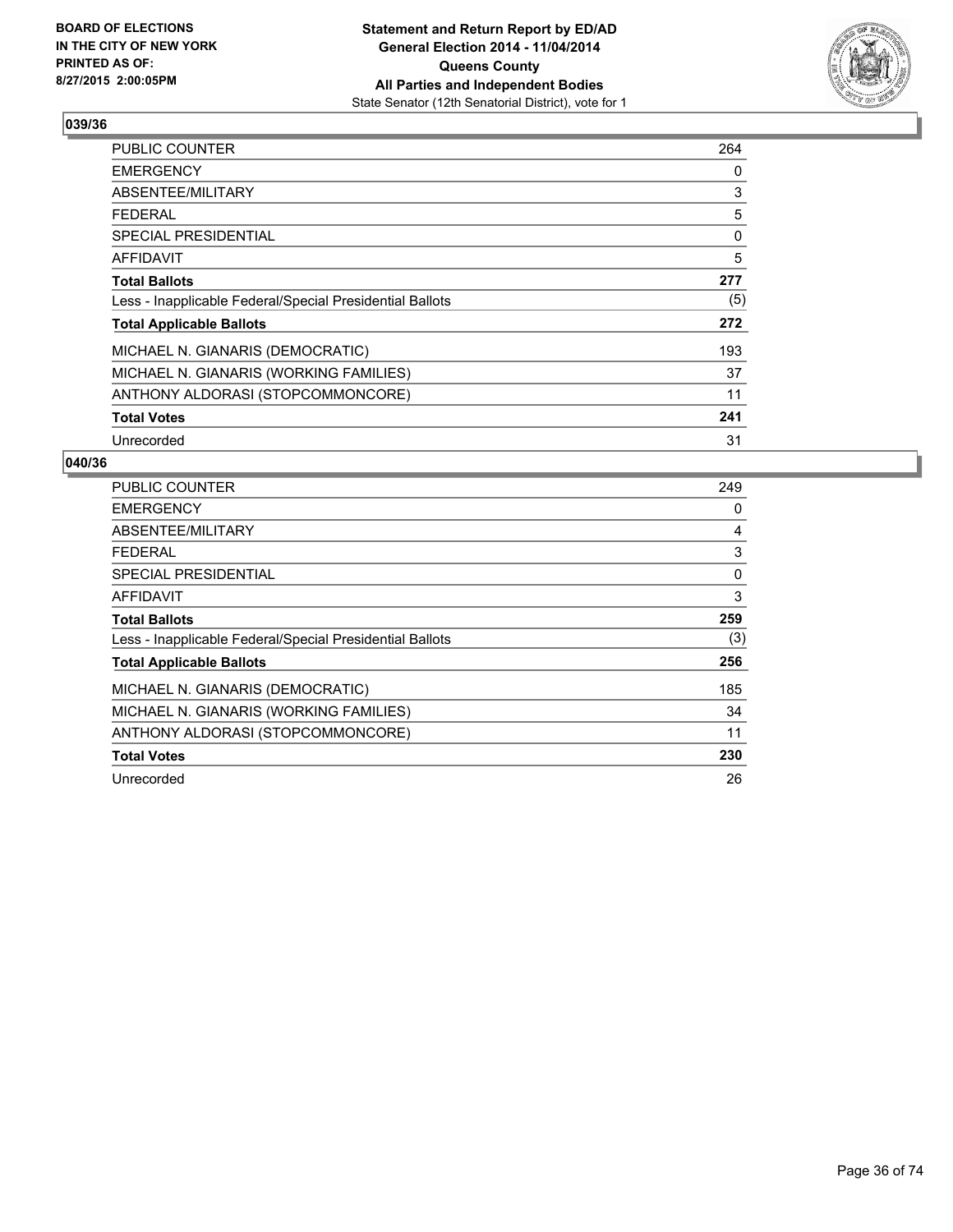**Statement and Return Report by ED/AD**
**General Election 2014 - 11/04/2014**
**Queens County**
**All Parties and Independent Bodies**
State Senator (12th Senatorial District), vote for 1

BOARD OF ELECTIONS
IN THE CITY OF NEW YORK
PRINTED AS OF:
8/27/2015 2:00:05PM

### 039/36

| | |
|---|---|
| PUBLIC COUNTER | 264 |
| EMERGENCY | 0 |
| ABSENTEE/MILITARY | 3 |
| FEDERAL | 5 |
| SPECIAL PRESIDENTIAL | 0 |
| AFFIDAVIT | 5 |
| **Total Ballots** | **277** |
| Less - Inapplicable Federal/Special Presidential Ballots | (5) |
| **Total Applicable Ballots** | **272** |
| MICHAEL N. GIANARIS (DEMOCRATIC) | 193 |
| MICHAEL N. GIANARIS (WORKING FAMILIES) | 37 |
| ANTHONY ALDORASI (STOPCOMMONCORE) | 11 |
| **Total Votes** | **241** |
| Unrecorded | 31 |

### 040/36

| | |
|---|---|
| PUBLIC COUNTER | 249 |
| EMERGENCY | 0 |
| ABSENTEE/MILITARY | 4 |
| FEDERAL | 3 |
| SPECIAL PRESIDENTIAL | 0 |
| AFFIDAVIT | 3 |
| **Total Ballots** | **259** |
| Less - Inapplicable Federal/Special Presidential Ballots | (3) |
| **Total Applicable Ballots** | **256** |
| MICHAEL N. GIANARIS (DEMOCRATIC) | 185 |
| MICHAEL N. GIANARIS (WORKING FAMILIES) | 34 |
| ANTHONY ALDORASI (STOPCOMMONCORE) | 11 |
| **Total Votes** | **230** |
| Unrecorded | 26 |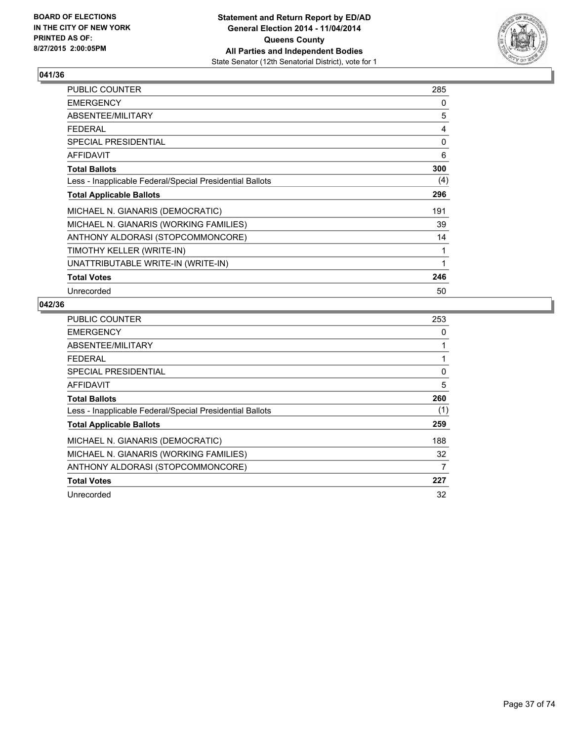**BOARD OF ELECTIONS IN THE CITY OF NEW YORK PRINTED AS OF: 8/27/2015 2:00:05PM**

**Statement and Return Report by ED/AD General Election 2014 - 11/04/2014 Queens County All Parties and Independent Bodies**
State Senator (12th Senatorial District), vote for 1

## 041/36

| | |
|---|---|
| PUBLIC COUNTER | 285 |
| EMERGENCY | 0 |
| ABSENTEE/MILITARY | 5 |
| FEDERAL | 4 |
| SPECIAL PRESIDENTIAL | 0 |
| AFFIDAVIT | 6 |
| **Total Ballots** | **300** |
| Less - Inapplicable Federal/Special Presidential Ballots | (4) |
| **Total Applicable Ballots** | **296** |
| MICHAEL N. GIANARIS (DEMOCRATIC) | 191 |
| MICHAEL N. GIANARIS (WORKING FAMILIES) | 39 |
| ANTHONY ALDORASI (STOPCOMMONCORE) | 14 |
| TIMOTHY KELLER (WRITE-IN) | 1 |
| UNATTRIBUTABLE WRITE-IN (WRITE-IN) | 1 |
| **Total Votes** | **246** |
| Unrecorded | 50 |

## 042/36

| | |
|---|---|
| PUBLIC COUNTER | 253 |
| EMERGENCY | 0 |
| ABSENTEE/MILITARY | 1 |
| FEDERAL | 1 |
| SPECIAL PRESIDENTIAL | 0 |
| AFFIDAVIT | 5 |
| **Total Ballots** | **260** |
| Less - Inapplicable Federal/Special Presidential Ballots | (1) |
| **Total Applicable Ballots** | **259** |
| MICHAEL N. GIANARIS (DEMOCRATIC) | 188 |
| MICHAEL N. GIANARIS (WORKING FAMILIES) | 32 |
| ANTHONY ALDORASI (STOPCOMMONCORE) | 7 |
| **Total Votes** | **227** |
| Unrecorded | 32 |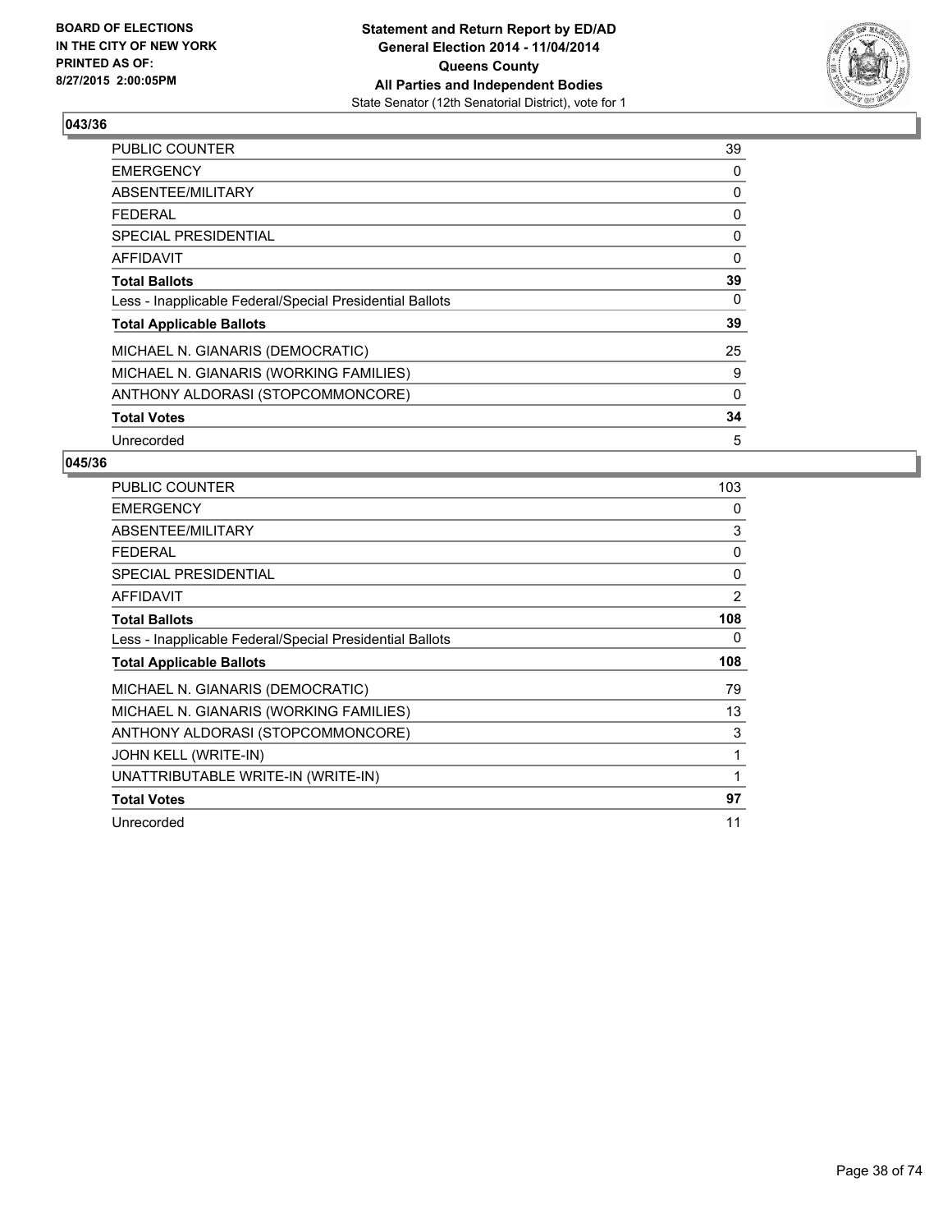**BOARD OF ELECTIONS IN THE CITY OF NEW YORK PRINTED AS OF: 8/27/2015 2:00:05PM**

**Statement and Return Report by ED/AD General Election 2014 - 11/04/2014 Queens County All Parties and Independent Bodies**
State Senator (12th Senatorial District), vote for 1

**043/36**

| | |
|---|---|
| PUBLIC COUNTER | 39 |
| EMERGENCY | 0 |
| ABSENTEE/MILITARY | 0 |
| FEDERAL | 0 |
| SPECIAL PRESIDENTIAL | 0 |
| AFFIDAVIT | 0 |
| **Total Ballots** | **39** |
| Less - Inapplicable Federal/Special Presidential Ballots | 0 |
| **Total Applicable Ballots** | **39** |
| MICHAEL N. GIANARIS (DEMOCRATIC) | 25 |
| MICHAEL N. GIANARIS (WORKING FAMILIES) | 9 |
| ANTHONY ALDORASI (STOPCOMMONCORE) | 0 |
| **Total Votes** | **34** |
| Unrecorded | 5 |

**045/36**

| | |
|---|---|
| PUBLIC COUNTER | 103 |
| EMERGENCY | 0 |
| ABSENTEE/MILITARY | 3 |
| FEDERAL | 0 |
| SPECIAL PRESIDENTIAL | 0 |
| AFFIDAVIT | 2 |
| **Total Ballots** | **108** |
| Less - Inapplicable Federal/Special Presidential Ballots | 0 |
| **Total Applicable Ballots** | **108** |
| MICHAEL N. GIANARIS (DEMOCRATIC) | 79 |
| MICHAEL N. GIANARIS (WORKING FAMILIES) | 13 |
| ANTHONY ALDORASI (STOPCOMMONCORE) | 3 |
| JOHN KELL (WRITE-IN) | 1 |
| UNATTRIBUTABLE WRITE-IN (WRITE-IN) | 1 |
| **Total Votes** | **97** |
| Unrecorded | 11 |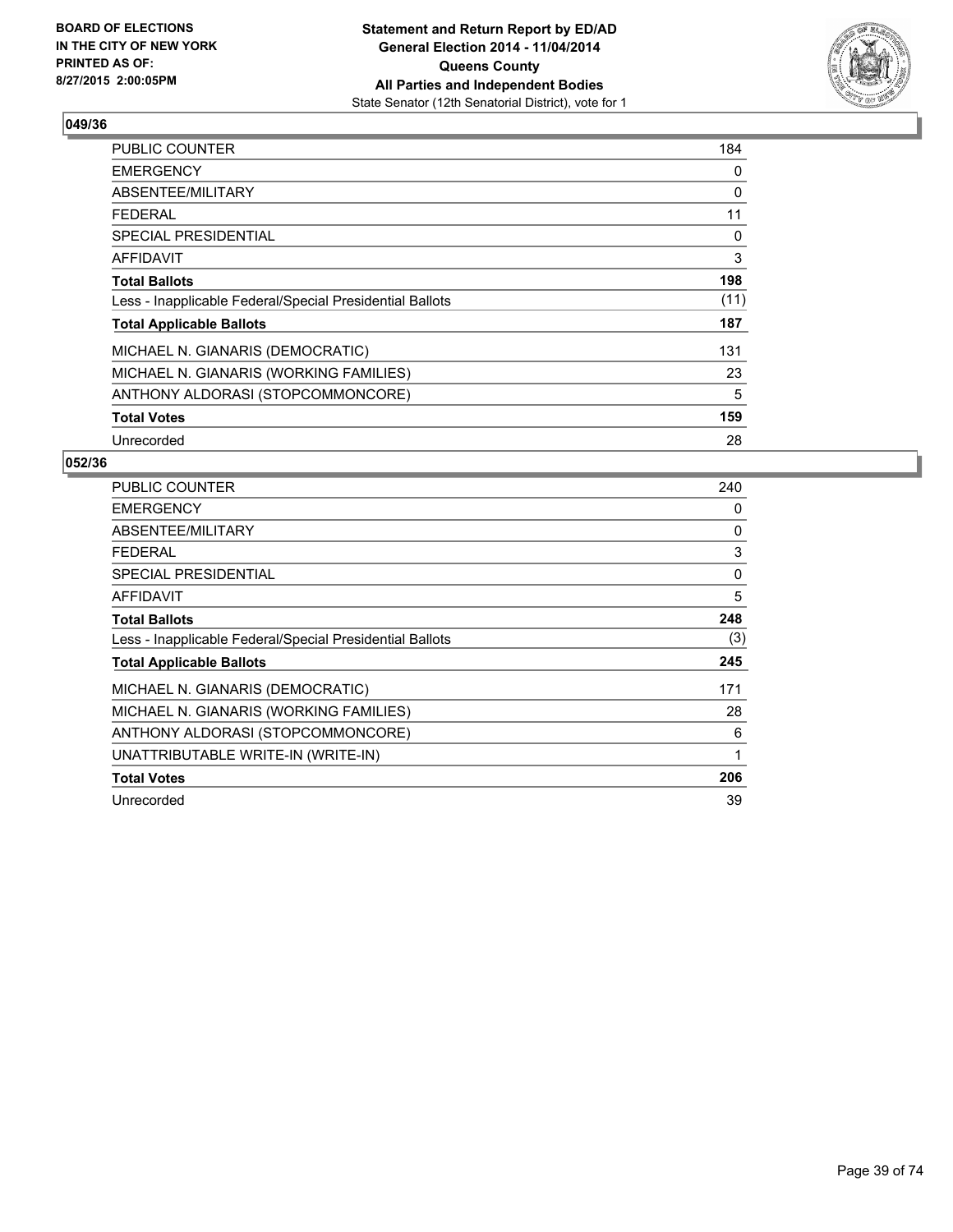**BOARD OF ELECTIONS IN THE CITY OF NEW YORK PRINTED AS OF: 8/27/2015 2:00:05PM**

**Statement and Return Report by ED/AD General Election 2014 - 11/04/2014 Queens County All Parties and Independent Bodies**
State Senator (12th Senatorial District), vote for 1

### 049/36

| | |
|---|---|
| PUBLIC COUNTER | 184 |
| EMERGENCY | 0 |
| ABSENTEE/MILITARY | 0 |
| FEDERAL | 11 |
| SPECIAL PRESIDENTIAL | 0 |
| AFFIDAVIT | 3 |
| **Total Ballots** | **198** |
| Less - Inapplicable Federal/Special Presidential Ballots | (11) |
| **Total Applicable Ballots** | **187** |
| MICHAEL N. GIANARIS (DEMOCRATIC) | 131 |
| MICHAEL N. GIANARIS (WORKING FAMILIES) | 23 |
| ANTHONY ALDORASI (STOPCOMMONCORE) | 5 |
| **Total Votes** | **159** |
| Unrecorded | 28 |

### 052/36

| | |
|---|---|
| PUBLIC COUNTER | 240 |
| EMERGENCY | 0 |
| ABSENTEE/MILITARY | 0 |
| FEDERAL | 3 |
| SPECIAL PRESIDENTIAL | 0 |
| AFFIDAVIT | 5 |
| **Total Ballots** | **248** |
| Less - Inapplicable Federal/Special Presidential Ballots | (3) |
| **Total Applicable Ballots** | **245** |
| MICHAEL N. GIANARIS (DEMOCRATIC) | 171 |
| MICHAEL N. GIANARIS (WORKING FAMILIES) | 28 |
| ANTHONY ALDORASI (STOPCOMMONCORE) | 6 |
| UNATTRIBUTABLE WRITE-IN (WRITE-IN) | 1 |
| **Total Votes** | **206** |
| Unrecorded | 39 |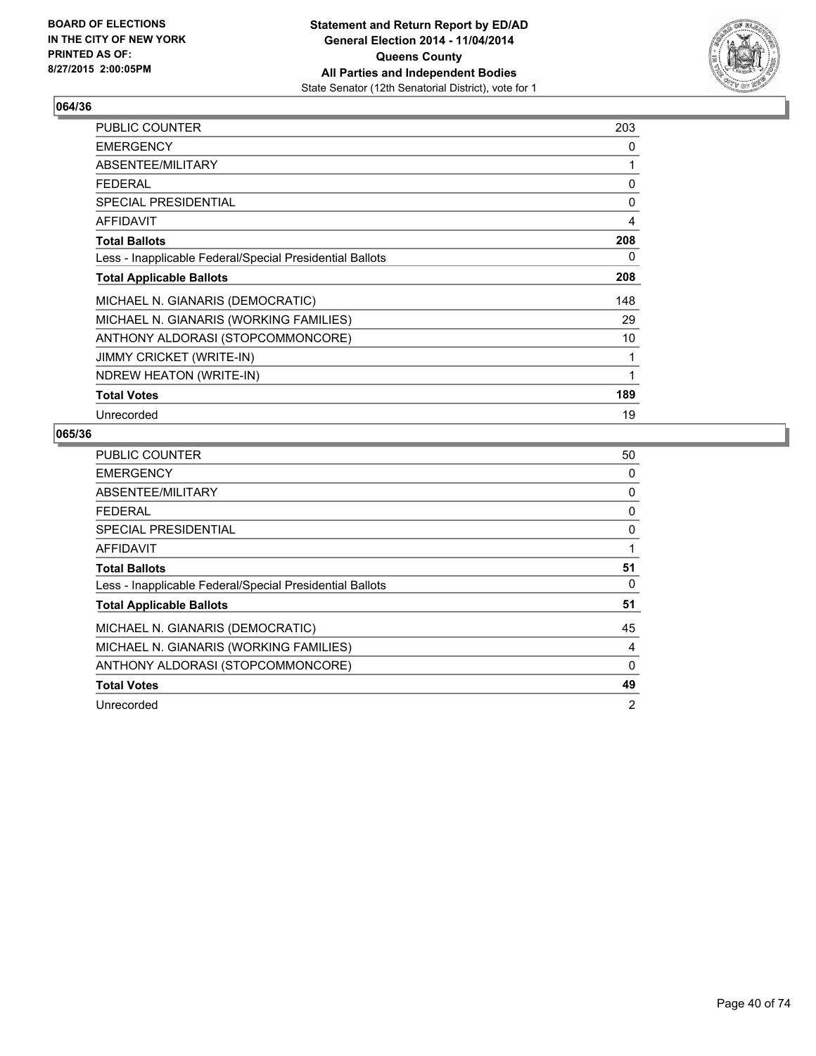**BOARD OF ELECTIONS IN THE CITY OF NEW YORK PRINTED AS OF: 8/27/2015 2:00:05PM**

**Statement and Return Report by ED/AD General Election 2014 - 11/04/2014 Queens County All Parties and Independent Bodies**
State Senator (12th Senatorial District), vote for 1

## 064/36

| | |
|---|---|
| PUBLIC COUNTER | 203 |
| EMERGENCY | 0 |
| ABSENTEE/MILITARY | 1 |
| FEDERAL | 0 |
| SPECIAL PRESIDENTIAL | 0 |
| AFFIDAVIT | 4 |
| **Total Ballots** | **208** |
| Less - Inapplicable Federal/Special Presidential Ballots | 0 |
| **Total Applicable Ballots** | **208** |
| MICHAEL N. GIANARIS (DEMOCRATIC) | 148 |
| MICHAEL N. GIANARIS (WORKING FAMILIES) | 29 |
| ANTHONY ALDORASI (STOPCOMMONCORE) | 10 |
| JIMMY CRICKET (WRITE-IN) | 1 |
| NDREW HEATON (WRITE-IN) | 1 |
| **Total Votes** | **189** |
| Unrecorded | 19 |

## 065/36

| | |
|---|---|
| PUBLIC COUNTER | 50 |
| EMERGENCY | 0 |
| ABSENTEE/MILITARY | 0 |
| FEDERAL | 0 |
| SPECIAL PRESIDENTIAL | 0 |
| AFFIDAVIT | 1 |
| **Total Ballots** | **51** |
| Less - Inapplicable Federal/Special Presidential Ballots | 0 |
| **Total Applicable Ballots** | **51** |
| MICHAEL N. GIANARIS (DEMOCRATIC) | 45 |
| MICHAEL N. GIANARIS (WORKING FAMILIES) | 4 |
| ANTHONY ALDORASI (STOPCOMMONCORE) | 0 |
| **Total Votes** | **49** |
| Unrecorded | 2 |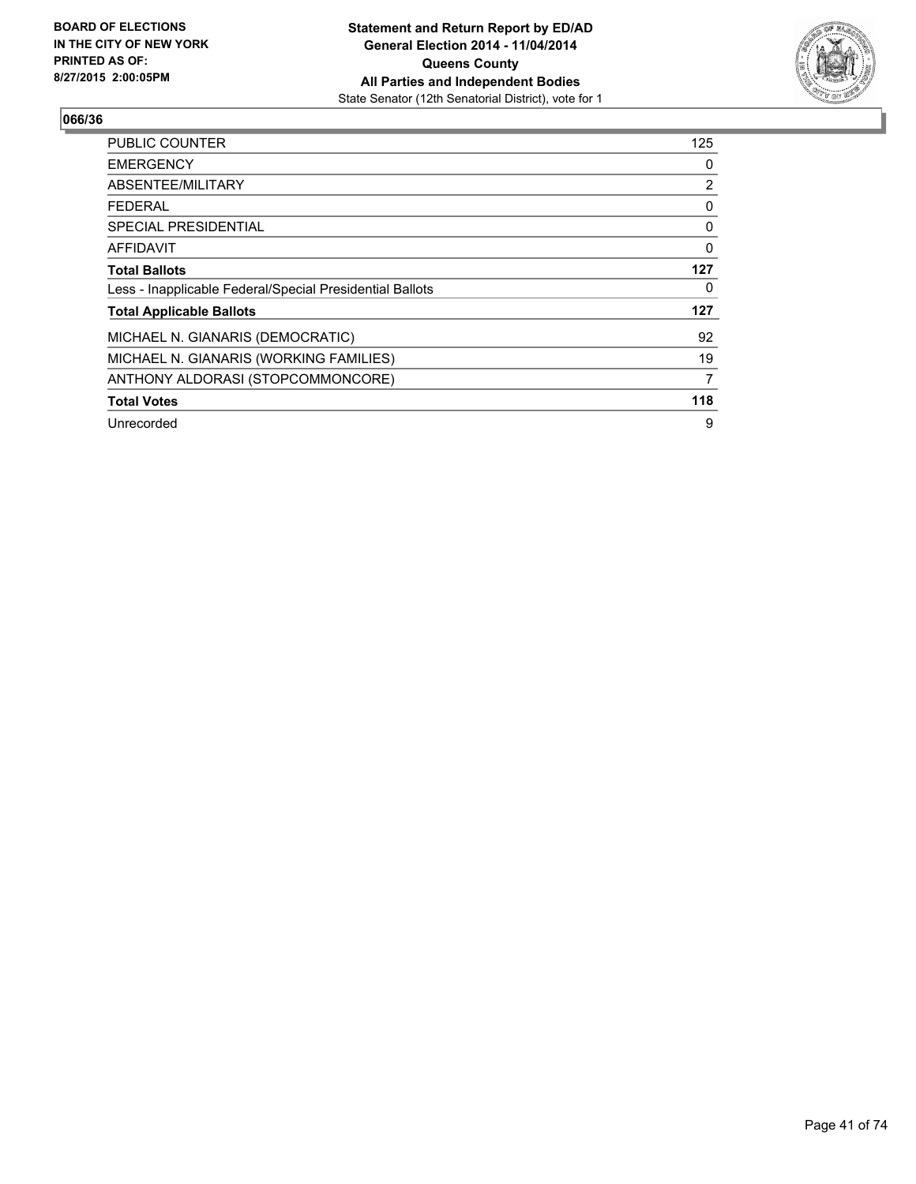**BOARD OF ELECTIONS IN THE CITY OF NEW YORK PRINTED AS OF: 8/27/2015 2:00:05PM**

**Statement and Return Report by ED/AD General Election 2014 - 11/04/2014 Queens County All Parties and Independent Bodies**

State Senator (12th Senatorial District), vote for 1

**066/36**

| | |
|---|---|
| PUBLIC COUNTER | 125 |
| EMERGENCY | 0 |
| ABSENTEE/MILITARY | 2 |
| FEDERAL | 0 |
| SPECIAL PRESIDENTIAL | 0 |
| AFFIDAVIT | 0 |
| **Total Ballots** | **127** |
| Less - Inapplicable Federal/Special Presidential Ballots | 0 |
| **Total Applicable Ballots** | **127** |
| MICHAEL N. GIANARIS (DEMOCRATIC) | 92 |
| MICHAEL N. GIANARIS (WORKING FAMILIES) | 19 |
| ANTHONY ALDORASI (STOPCOMMONCORE) | 7 |
| **Total Votes** | **118** |
| Unrecorded | 9 |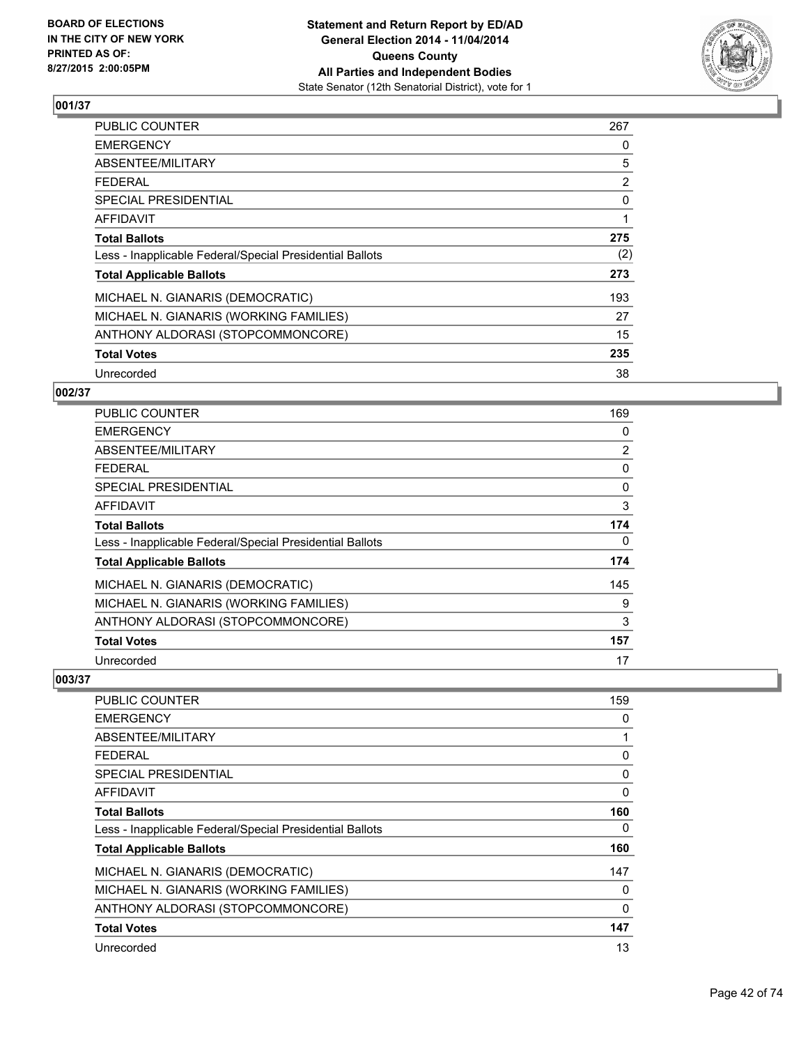**BOARD OF ELECTIONS IN THE CITY OF NEW YORK PRINTED AS OF: 8/27/2015 2:00:05PM**

**Statement and Return Report by ED/AD**
**General Election 2014 - 11/04/2014**
**Queens County**
**All Parties and Independent Bodies**
State Senator (12th Senatorial District), vote for 1

### 001/37

| | |
|---|---|
| PUBLIC COUNTER | 267 |
| EMERGENCY | 0 |
| ABSENTEE/MILITARY | 5 |
| FEDERAL | 2 |
| SPECIAL PRESIDENTIAL | 0 |
| AFFIDAVIT | 1 |
| **Total Ballots** | **275** |
| Less - Inapplicable Federal/Special Presidential Ballots | (2) |
| **Total Applicable Ballots** | **273** |
| MICHAEL N. GIANARIS (DEMOCRATIC) | 193 |
| MICHAEL N. GIANARIS (WORKING FAMILIES) | 27 |
| ANTHONY ALDORASI (STOPCOMMONCORE) | 15 |
| **Total Votes** | **235** |
| Unrecorded | 38 |

### 002/37

| | |
|---|---|
| PUBLIC COUNTER | 169 |
| EMERGENCY | 0 |
| ABSENTEE/MILITARY | 2 |
| FEDERAL | 0 |
| SPECIAL PRESIDENTIAL | 0 |
| AFFIDAVIT | 3 |
| **Total Ballots** | **174** |
| Less - Inapplicable Federal/Special Presidential Ballots | 0 |
| **Total Applicable Ballots** | **174** |
| MICHAEL N. GIANARIS (DEMOCRATIC) | 145 |
| MICHAEL N. GIANARIS (WORKING FAMILIES) | 9 |
| ANTHONY ALDORASI (STOPCOMMONCORE) | 3 |
| **Total Votes** | **157** |
| Unrecorded | 17 |

### 003/37

| | |
|---|---|
| PUBLIC COUNTER | 159 |
| EMERGENCY | 0 |
| ABSENTEE/MILITARY | 1 |
| FEDERAL | 0 |
| SPECIAL PRESIDENTIAL | 0 |
| AFFIDAVIT | 0 |
| **Total Ballots** | **160** |
| Less - Inapplicable Federal/Special Presidential Ballots | 0 |
| **Total Applicable Ballots** | **160** |
| MICHAEL N. GIANARIS (DEMOCRATIC) | 147 |
| MICHAEL N. GIANARIS (WORKING FAMILIES) | 0 |
| ANTHONY ALDORASI (STOPCOMMONCORE) | 0 |
| **Total Votes** | **147** |
| Unrecorded | 13 |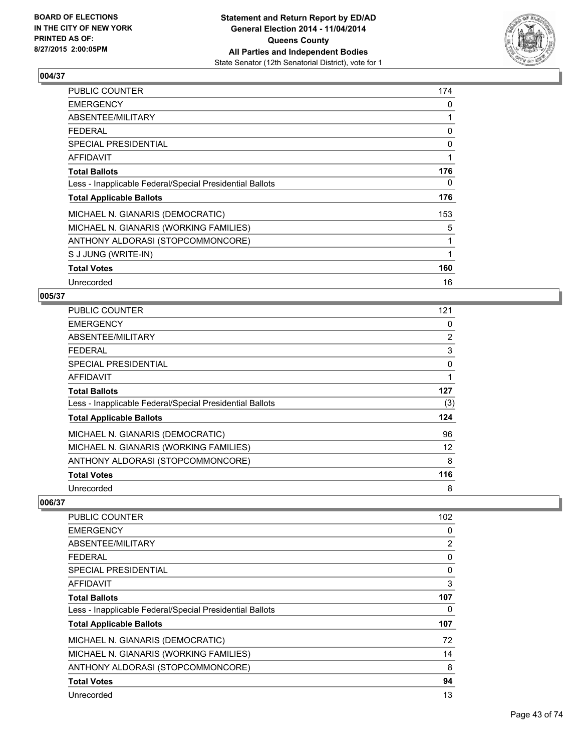### 004/37

| | |
|---|---|
| PUBLIC COUNTER | 174 |
| EMERGENCY | 0 |
| ABSENTEE/MILITARY | 1 |
| FEDERAL | 0 |
| SPECIAL PRESIDENTIAL | 0 |
| AFFIDAVIT | 1 |
| **Total Ballots** | **176** |
| Less - Inapplicable Federal/Special Presidential Ballots | 0 |
| **Total Applicable Ballots** | **176** |
| MICHAEL N. GIANARIS (DEMOCRATIC) | 153 |
| MICHAEL N. GIANARIS (WORKING FAMILIES) | 5 |
| ANTHONY ALDORASI (STOPCOMMONCORE) | 1 |
| S J JUNG (WRITE-IN) | 1 |
| **Total Votes** | **160** |
| Unrecorded | 16 |

### 005/37

| | |
|---|---|
| PUBLIC COUNTER | 121 |
| EMERGENCY | 0 |
| ABSENTEE/MILITARY | 2 |
| FEDERAL | 3 |
| SPECIAL PRESIDENTIAL | 0 |
| AFFIDAVIT | 1 |
| **Total Ballots** | **127** |
| Less - Inapplicable Federal/Special Presidential Ballots | (3) |
| **Total Applicable Ballots** | **124** |
| MICHAEL N. GIANARIS (DEMOCRATIC) | 96 |
| MICHAEL N. GIANARIS (WORKING FAMILIES) | 12 |
| ANTHONY ALDORASI (STOPCOMMONCORE) | 8 |
| **Total Votes** | **116** |
| Unrecorded | 8 |

### 006/37

| | |
|---|---|
| PUBLIC COUNTER | 102 |
| EMERGENCY | 0 |
| ABSENTEE/MILITARY | 2 |
| FEDERAL | 0 |
| SPECIAL PRESIDENTIAL | 0 |
| AFFIDAVIT | 3 |
| **Total Ballots** | **107** |
| Less - Inapplicable Federal/Special Presidential Ballots | 0 |
| **Total Applicable Ballots** | **107** |
| MICHAEL N. GIANARIS (DEMOCRATIC) | 72 |
| MICHAEL N. GIANARIS (WORKING FAMILIES) | 14 |
| ANTHONY ALDORASI (STOPCOMMONCORE) | 8 |
| **Total Votes** | **94** |
| Unrecorded | 13 |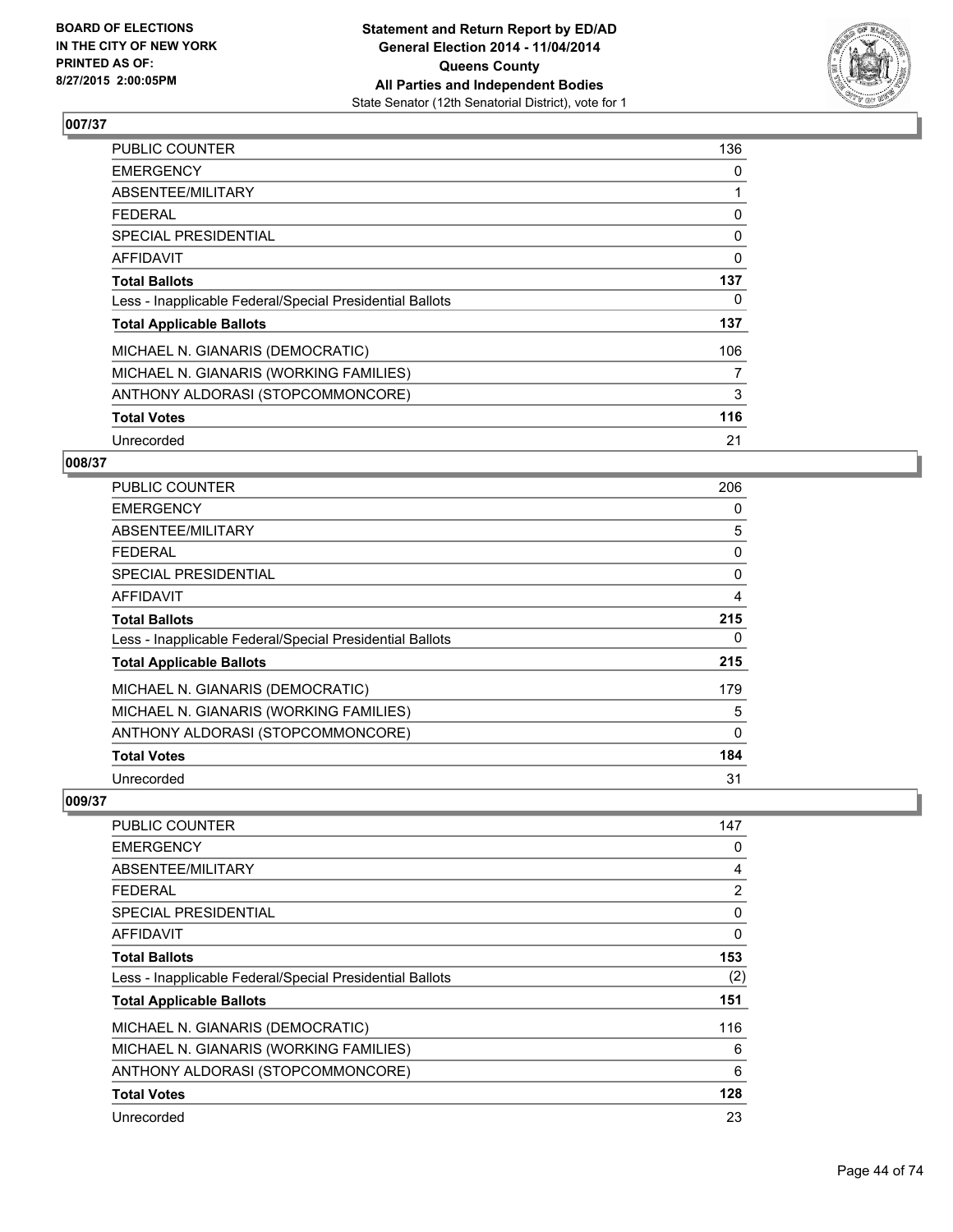BOARD OF ELECTIONS
IN THE CITY OF NEW YORK
PRINTED AS OF:
8/27/2015 2:00:05PM

**Statement and Return Report by ED/AD**
**General Election 2014 - 11/04/2014**
**Queens County**
**All Parties and Independent Bodies**
State Senator (12th Senatorial District), vote for 1

### 007/37

| | |
|---|---|
| PUBLIC COUNTER | 136 |
| EMERGENCY | 0 |
| ABSENTEE/MILITARY | 1 |
| FEDERAL | 0 |
| SPECIAL PRESIDENTIAL | 0 |
| AFFIDAVIT | 0 |
| **Total Ballots** | **137** |
| Less - Inapplicable Federal/Special Presidential Ballots | 0 |
| **Total Applicable Ballots** | **137** |
| MICHAEL N. GIANARIS (DEMOCRATIC) | 106 |
| MICHAEL N. GIANARIS (WORKING FAMILIES) | 7 |
| ANTHONY ALDORASI (STOPCOMMONCORE) | 3 |
| **Total Votes** | **116** |
| Unrecorded | 21 |

### 008/37

| | |
|---|---|
| PUBLIC COUNTER | 206 |
| EMERGENCY | 0 |
| ABSENTEE/MILITARY | 5 |
| FEDERAL | 0 |
| SPECIAL PRESIDENTIAL | 0 |
| AFFIDAVIT | 4 |
| **Total Ballots** | **215** |
| Less - Inapplicable Federal/Special Presidential Ballots | 0 |
| **Total Applicable Ballots** | **215** |
| MICHAEL N. GIANARIS (DEMOCRATIC) | 179 |
| MICHAEL N. GIANARIS (WORKING FAMILIES) | 5 |
| ANTHONY ALDORASI (STOPCOMMONCORE) | 0 |
| **Total Votes** | **184** |
| Unrecorded | 31 |

### 009/37

| | |
|---|---|
| PUBLIC COUNTER | 147 |
| EMERGENCY | 0 |
| ABSENTEE/MILITARY | 4 |
| FEDERAL | 2 |
| SPECIAL PRESIDENTIAL | 0 |
| AFFIDAVIT | 0 |
| **Total Ballots** | **153** |
| Less - Inapplicable Federal/Special Presidential Ballots | (2) |
| **Total Applicable Ballots** | **151** |
| MICHAEL N. GIANARIS (DEMOCRATIC) | 116 |
| MICHAEL N. GIANARIS (WORKING FAMILIES) | 6 |
| ANTHONY ALDORASI (STOPCOMMONCORE) | 6 |
| **Total Votes** | **128** |
| Unrecorded | 23 |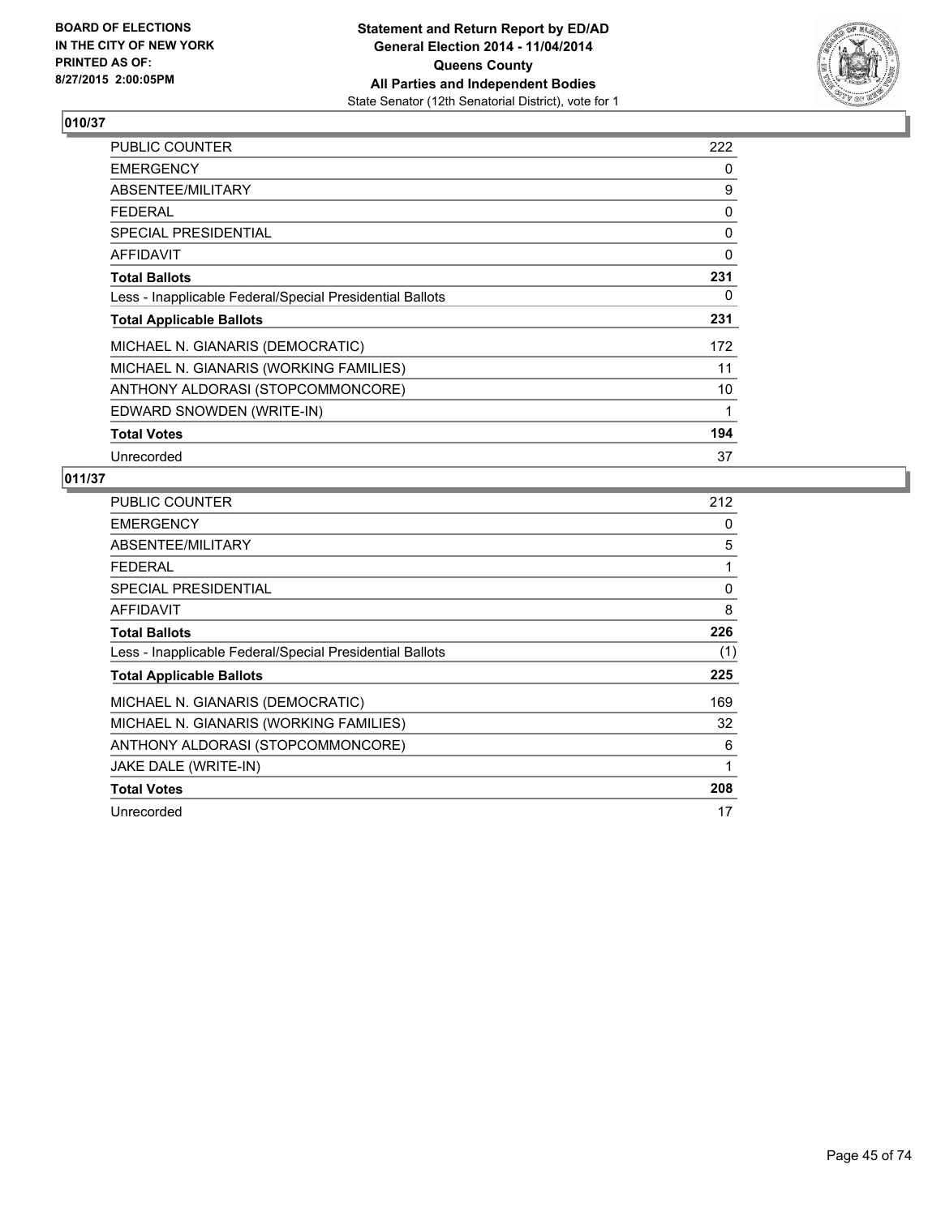BOARD OF ELECTIONS
IN THE CITY OF NEW YORK
PRINTED AS OF:
8/27/2015 2:00:05PM

**Statement and Return Report by ED/AD**
**General Election 2014 - 11/04/2014**
**Queens County**
**All Parties and Independent Bodies**
State Senator (12th Senatorial District), vote for 1

## 010/37

| | |
|---|---|
| PUBLIC COUNTER | 222 |
| EMERGENCY | 0 |
| ABSENTEE/MILITARY | 9 |
| FEDERAL | 0 |
| SPECIAL PRESIDENTIAL | 0 |
| AFFIDAVIT | 0 |
| **Total Ballots** | **231** |
| Less - Inapplicable Federal/Special Presidential Ballots | 0 |
| **Total Applicable Ballots** | **231** |
| MICHAEL N. GIANARIS (DEMOCRATIC) | 172 |
| MICHAEL N. GIANARIS (WORKING FAMILIES) | 11 |
| ANTHONY ALDORASI (STOPCOMMONCORE) | 10 |
| EDWARD SNOWDEN (WRITE-IN) | 1 |
| **Total Votes** | **194** |
| Unrecorded | 37 |

## 011/37

| | |
|---|---|
| PUBLIC COUNTER | 212 |
| EMERGENCY | 0 |
| ABSENTEE/MILITARY | 5 |
| FEDERAL | 1 |
| SPECIAL PRESIDENTIAL | 0 |
| AFFIDAVIT | 8 |
| **Total Ballots** | **226** |
| Less - Inapplicable Federal/Special Presidential Ballots | (1) |
| **Total Applicable Ballots** | **225** |
| MICHAEL N. GIANARIS (DEMOCRATIC) | 169 |
| MICHAEL N. GIANARIS (WORKING FAMILIES) | 32 |
| ANTHONY ALDORASI (STOPCOMMONCORE) | 6 |
| JAKE DALE (WRITE-IN) | 1 |
| **Total Votes** | **208** |
| Unrecorded | 17 |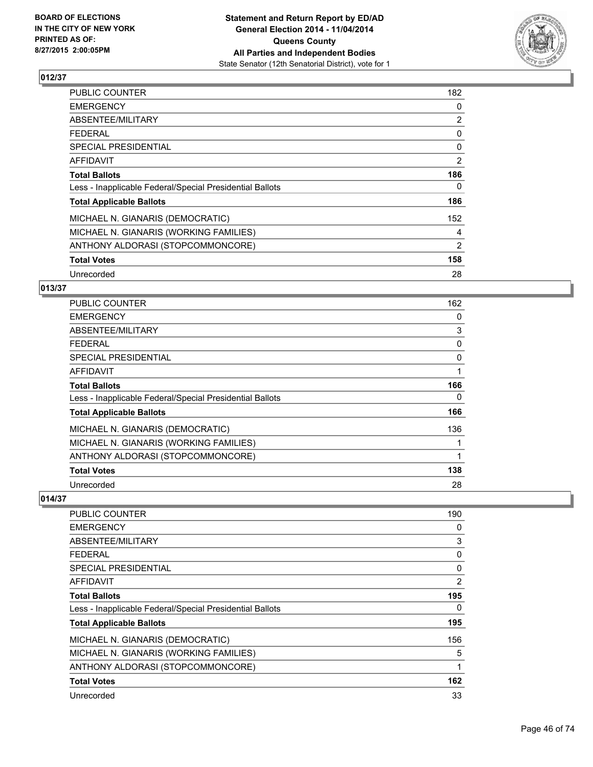## 012/37

| | |
|---|---|
| PUBLIC COUNTER | 182 |
| EMERGENCY | 0 |
| ABSENTEE/MILITARY | 2 |
| FEDERAL | 0 |
| SPECIAL PRESIDENTIAL | 0 |
| AFFIDAVIT | 2 |
| **Total Ballots** | **186** |
| Less - Inapplicable Federal/Special Presidential Ballots | 0 |
| **Total Applicable Ballots** | **186** |
| MICHAEL N. GIANARIS (DEMOCRATIC) | 152 |
| MICHAEL N. GIANARIS (WORKING FAMILIES) | 4 |
| ANTHONY ALDORASI (STOPCOMMONCORE) | 2 |
| **Total Votes** | **158** |
| Unrecorded | 28 |

## 013/37

| | |
|---|---|
| PUBLIC COUNTER | 162 |
| EMERGENCY | 0 |
| ABSENTEE/MILITARY | 3 |
| FEDERAL | 0 |
| SPECIAL PRESIDENTIAL | 0 |
| AFFIDAVIT | 1 |
| **Total Ballots** | **166** |
| Less - Inapplicable Federal/Special Presidential Ballots | 0 |
| **Total Applicable Ballots** | **166** |
| MICHAEL N. GIANARIS (DEMOCRATIC) | 136 |
| MICHAEL N. GIANARIS (WORKING FAMILIES) | 1 |
| ANTHONY ALDORASI (STOPCOMMONCORE) | 1 |
| **Total Votes** | **138** |
| Unrecorded | 28 |

## 014/37

| | |
|---|---|
| PUBLIC COUNTER | 190 |
| EMERGENCY | 0 |
| ABSENTEE/MILITARY | 3 |
| FEDERAL | 0 |
| SPECIAL PRESIDENTIAL | 0 |
| AFFIDAVIT | 2 |
| **Total Ballots** | **195** |
| Less - Inapplicable Federal/Special Presidential Ballots | 0 |
| **Total Applicable Ballots** | **195** |
| MICHAEL N. GIANARIS (DEMOCRATIC) | 156 |
| MICHAEL N. GIANARIS (WORKING FAMILIES) | 5 |
| ANTHONY ALDORASI (STOPCOMMONCORE) | 1 |
| **Total Votes** | **162** |
| Unrecorded | 33 |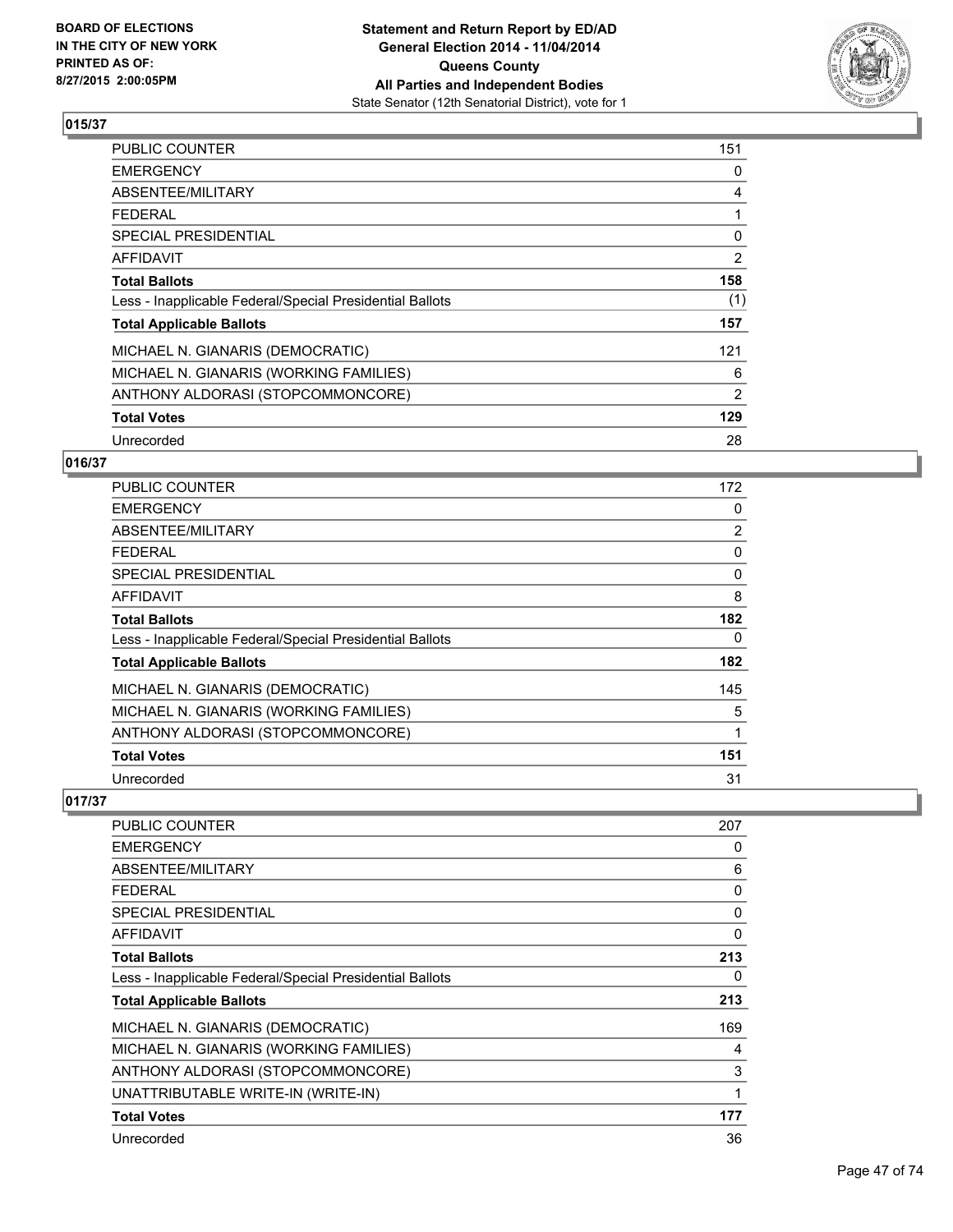## 015/37

| | |
|---|---|
| PUBLIC COUNTER | 151 |
| EMERGENCY | 0 |
| ABSENTEE/MILITARY | 4 |
| FEDERAL | 1 |
| SPECIAL PRESIDENTIAL | 0 |
| AFFIDAVIT | 2 |
| **Total Ballots** | **158** |
| Less - Inapplicable Federal/Special Presidential Ballots | (1) |
| **Total Applicable Ballots** | **157** |
| MICHAEL N. GIANARIS (DEMOCRATIC) | 121 |
| MICHAEL N. GIANARIS (WORKING FAMILIES) | 6 |
| ANTHONY ALDORASI (STOPCOMMONCORE) | 2 |
| **Total Votes** | **129** |
| Unrecorded | 28 |

## 016/37

| | |
|---|---|
| PUBLIC COUNTER | 172 |
| EMERGENCY | 0 |
| ABSENTEE/MILITARY | 2 |
| FEDERAL | 0 |
| SPECIAL PRESIDENTIAL | 0 |
| AFFIDAVIT | 8 |
| **Total Ballots** | **182** |
| Less - Inapplicable Federal/Special Presidential Ballots | 0 |
| **Total Applicable Ballots** | **182** |
| MICHAEL N. GIANARIS (DEMOCRATIC) | 145 |
| MICHAEL N. GIANARIS (WORKING FAMILIES) | 5 |
| ANTHONY ALDORASI (STOPCOMMONCORE) | 1 |
| **Total Votes** | **151** |
| Unrecorded | 31 |

## 017/37

| | |
|---|---|
| PUBLIC COUNTER | 207 |
| EMERGENCY | 0 |
| ABSENTEE/MILITARY | 6 |
| FEDERAL | 0 |
| SPECIAL PRESIDENTIAL | 0 |
| AFFIDAVIT | 0 |
| **Total Ballots** | **213** |
| Less - Inapplicable Federal/Special Presidential Ballots | 0 |
| **Total Applicable Ballots** | **213** |
| MICHAEL N. GIANARIS (DEMOCRATIC) | 169 |
| MICHAEL N. GIANARIS (WORKING FAMILIES) | 4 |
| ANTHONY ALDORASI (STOPCOMMONCORE) | 3 |
| UNATTRIBUTABLE WRITE-IN (WRITE-IN) | 1 |
| **Total Votes** | **177** |
| Unrecorded | 36 |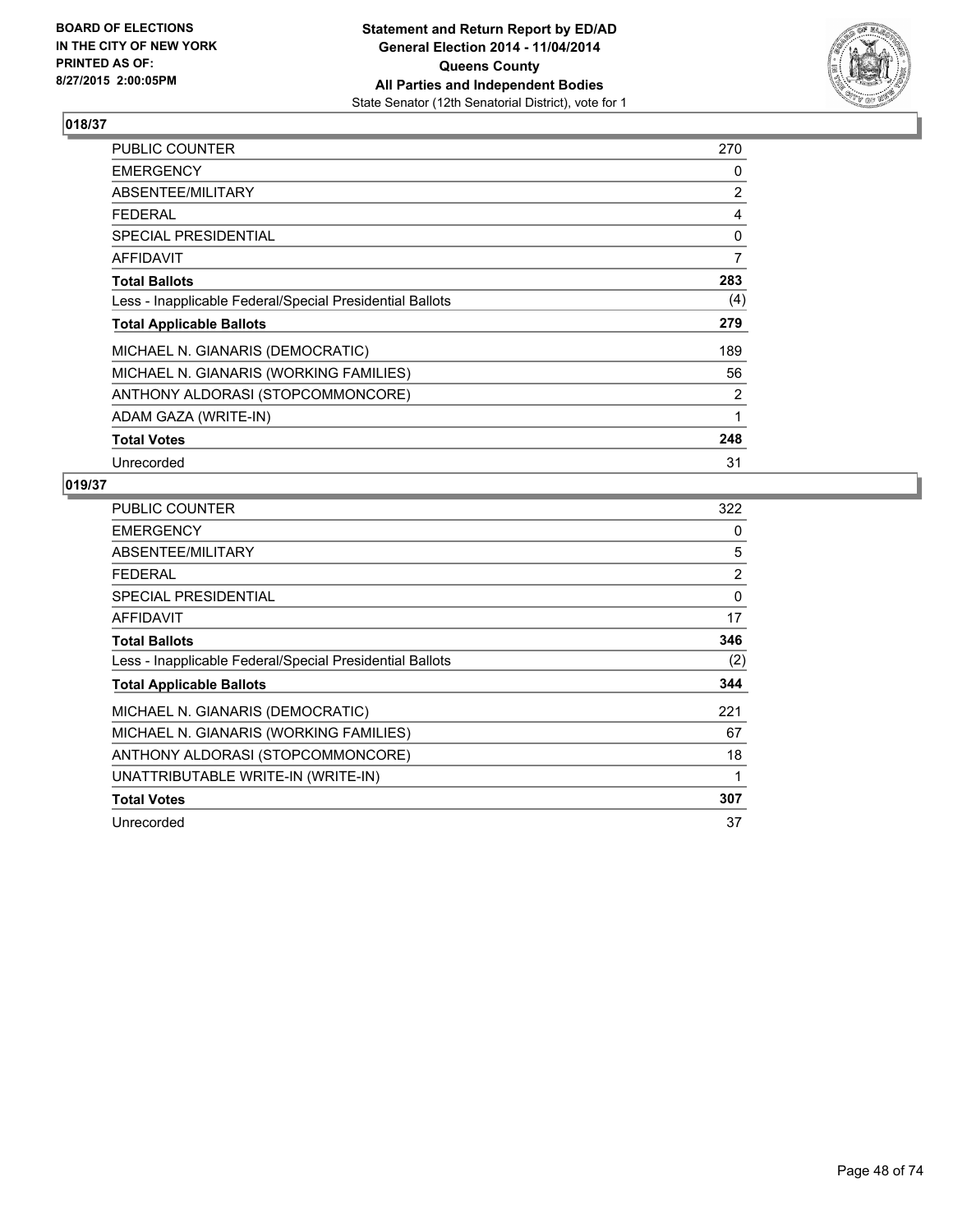**BOARD OF ELECTIONS IN THE CITY OF NEW YORK PRINTED AS OF: 8/27/2015 2:00:05PM**

**Statement and Return Report by ED/AD General Election 2014 - 11/04/2014 Queens County All Parties and Independent Bodies**
State Senator (12th Senatorial District), vote for 1

## 018/37

| | |
|---|---|
| PUBLIC COUNTER | 270 |
| EMERGENCY | 0 |
| ABSENTEE/MILITARY | 2 |
| FEDERAL | 4 |
| SPECIAL PRESIDENTIAL | 0 |
| AFFIDAVIT | 7 |
| **Total Ballots** | **283** |
| Less - Inapplicable Federal/Special Presidential Ballots | (4) |
| **Total Applicable Ballots** | **279** |
| MICHAEL N. GIANARIS (DEMOCRATIC) | 189 |
| MICHAEL N. GIANARIS (WORKING FAMILIES) | 56 |
| ANTHONY ALDORASI (STOPCOMMONCORE) | 2 |
| ADAM GAZA (WRITE-IN) | 1 |
| **Total Votes** | **248** |
| Unrecorded | 31 |

## 019/37

| | |
|---|---|
| PUBLIC COUNTER | 322 |
| EMERGENCY | 0 |
| ABSENTEE/MILITARY | 5 |
| FEDERAL | 2 |
| SPECIAL PRESIDENTIAL | 0 |
| AFFIDAVIT | 17 |
| **Total Ballots** | **346** |
| Less - Inapplicable Federal/Special Presidential Ballots | (2) |
| **Total Applicable Ballots** | **344** |
| MICHAEL N. GIANARIS (DEMOCRATIC) | 221 |
| MICHAEL N. GIANARIS (WORKING FAMILIES) | 67 |
| ANTHONY ALDORASI (STOPCOMMONCORE) | 18 |
| UNATTRIBUTABLE WRITE-IN (WRITE-IN) | 1 |
| **Total Votes** | **307** |
| Unrecorded | 37 |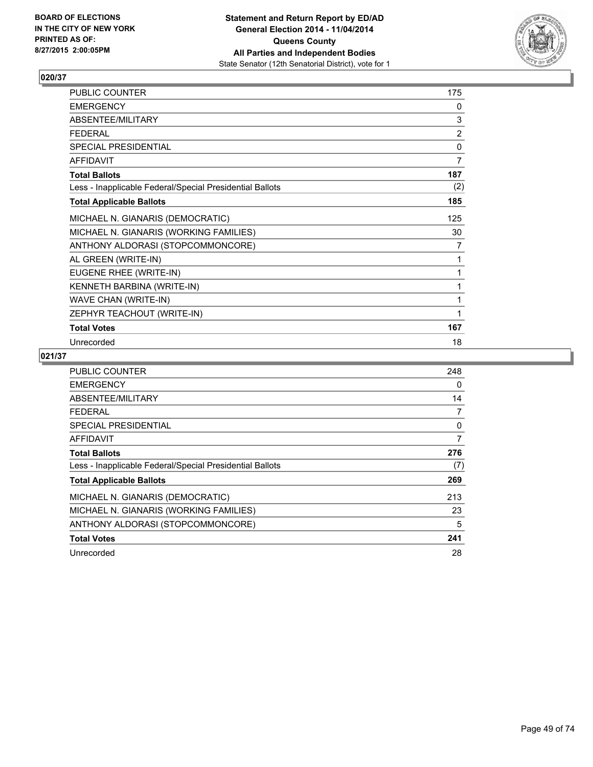**BOARD OF ELECTIONS IN THE CITY OF NEW YORK PRINTED AS OF: 8/27/2015 2:00:05PM**

**Statement and Return Report by ED/AD General Election 2014 - 11/04/2014 Queens County All Parties and Independent Bodies**
State Senator (12th Senatorial District), vote for 1

## 020/37

| | |
|---|---|
| PUBLIC COUNTER | 175 |
| EMERGENCY | 0 |
| ABSENTEE/MILITARY | 3 |
| FEDERAL | 2 |
| SPECIAL PRESIDENTIAL | 0 |
| AFFIDAVIT | 7 |
| **Total Ballots** | **187** |
| Less - Inapplicable Federal/Special Presidential Ballots | (2) |
| **Total Applicable Ballots** | **185** |
| MICHAEL N. GIANARIS (DEMOCRATIC) | 125 |
| MICHAEL N. GIANARIS (WORKING FAMILIES) | 30 |
| ANTHONY ALDORASI (STOPCOMMONCORE) | 7 |
| AL GREEN (WRITE-IN) | 1 |
| EUGENE RHEE (WRITE-IN) | 1 |
| KENNETH BARBINA (WRITE-IN) | 1 |
| WAVE CHAN (WRITE-IN) | 1 |
| ZEPHYR TEACHOUT (WRITE-IN) | 1 |
| **Total Votes** | **167** |
| Unrecorded | 18 |

## 021/37

| | |
|---|---|
| PUBLIC COUNTER | 248 |
| EMERGENCY | 0 |
| ABSENTEE/MILITARY | 14 |
| FEDERAL | 7 |
| SPECIAL PRESIDENTIAL | 0 |
| AFFIDAVIT | 7 |
| **Total Ballots** | **276** |
| Less - Inapplicable Federal/Special Presidential Ballots | (7) |
| **Total Applicable Ballots** | **269** |
| MICHAEL N. GIANARIS (DEMOCRATIC) | 213 |
| MICHAEL N. GIANARIS (WORKING FAMILIES) | 23 |
| ANTHONY ALDORASI (STOPCOMMONCORE) | 5 |
| **Total Votes** | **241** |
| Unrecorded | 28 |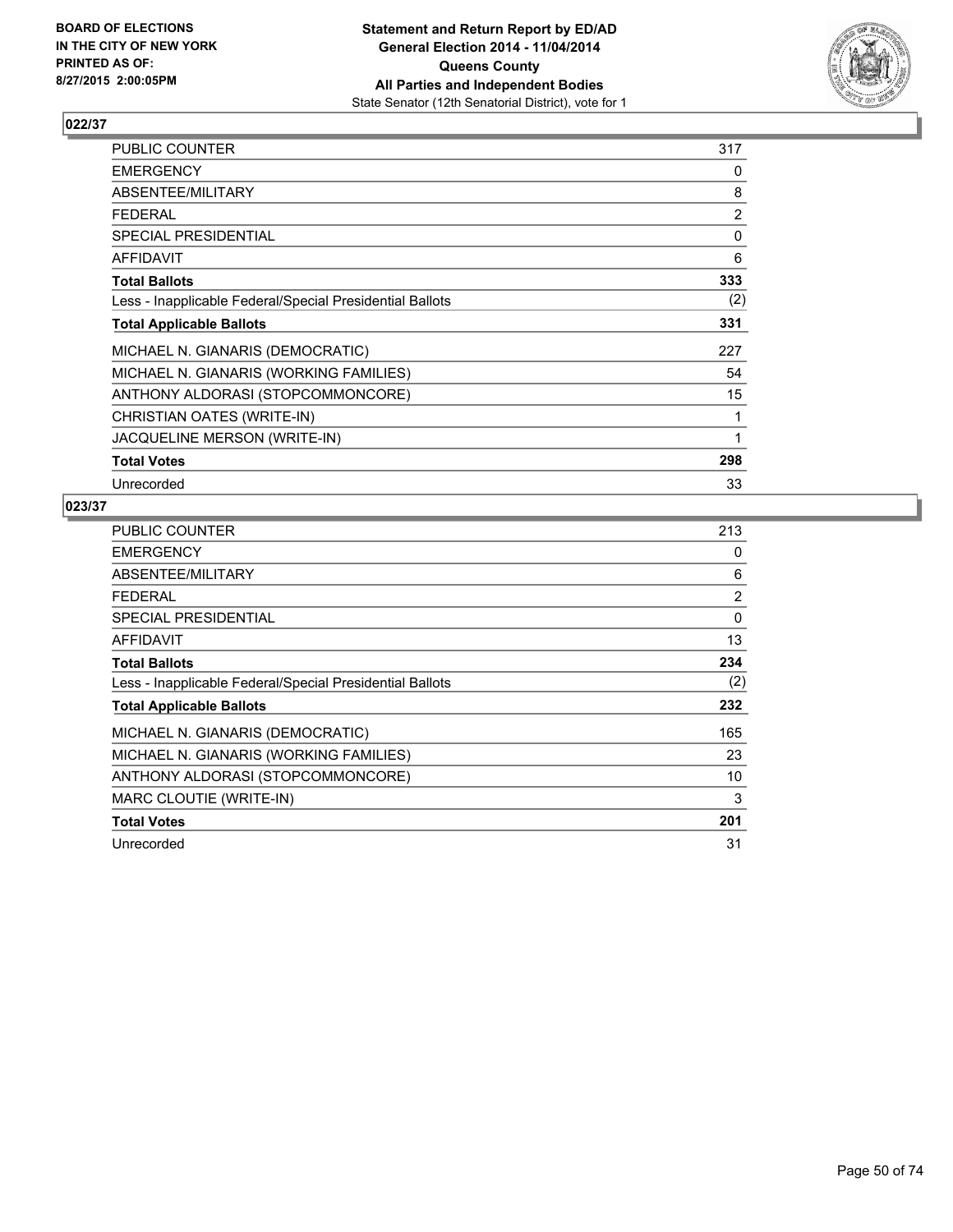**BOARD OF ELECTIONS IN THE CITY OF NEW YORK PRINTED AS OF: 8/27/2015 2:00:05PM**

**Statement and Return Report by ED/AD General Election 2014 - 11/04/2014 Queens County All Parties and Independent Bodies**
State Senator (12th Senatorial District), vote for 1

## 022/37

| | |
|---|---|
| PUBLIC COUNTER | 317 |
| EMERGENCY | 0 |
| ABSENTEE/MILITARY | 8 |
| FEDERAL | 2 |
| SPECIAL PRESIDENTIAL | 0 |
| AFFIDAVIT | 6 |
| **Total Ballots** | **333** |
| Less - Inapplicable Federal/Special Presidential Ballots | (2) |
| **Total Applicable Ballots** | **331** |
| MICHAEL N. GIANARIS (DEMOCRATIC) | 227 |
| MICHAEL N. GIANARIS (WORKING FAMILIES) | 54 |
| ANTHONY ALDORASI (STOPCOMMONCORE) | 15 |
| CHRISTIAN OATES (WRITE-IN) | 1 |
| JACQUELINE MERSON (WRITE-IN) | 1 |
| **Total Votes** | **298** |
| Unrecorded | 33 |

## 023/37

| | |
|---|---|
| PUBLIC COUNTER | 213 |
| EMERGENCY | 0 |
| ABSENTEE/MILITARY | 6 |
| FEDERAL | 2 |
| SPECIAL PRESIDENTIAL | 0 |
| AFFIDAVIT | 13 |
| **Total Ballots** | **234** |
| Less - Inapplicable Federal/Special Presidential Ballots | (2) |
| **Total Applicable Ballots** | **232** |
| MICHAEL N. GIANARIS (DEMOCRATIC) | 165 |
| MICHAEL N. GIANARIS (WORKING FAMILIES) | 23 |
| ANTHONY ALDORASI (STOPCOMMONCORE) | 10 |
| MARC CLOUTIE (WRITE-IN) | 3 |
| **Total Votes** | **201** |
| Unrecorded | 31 |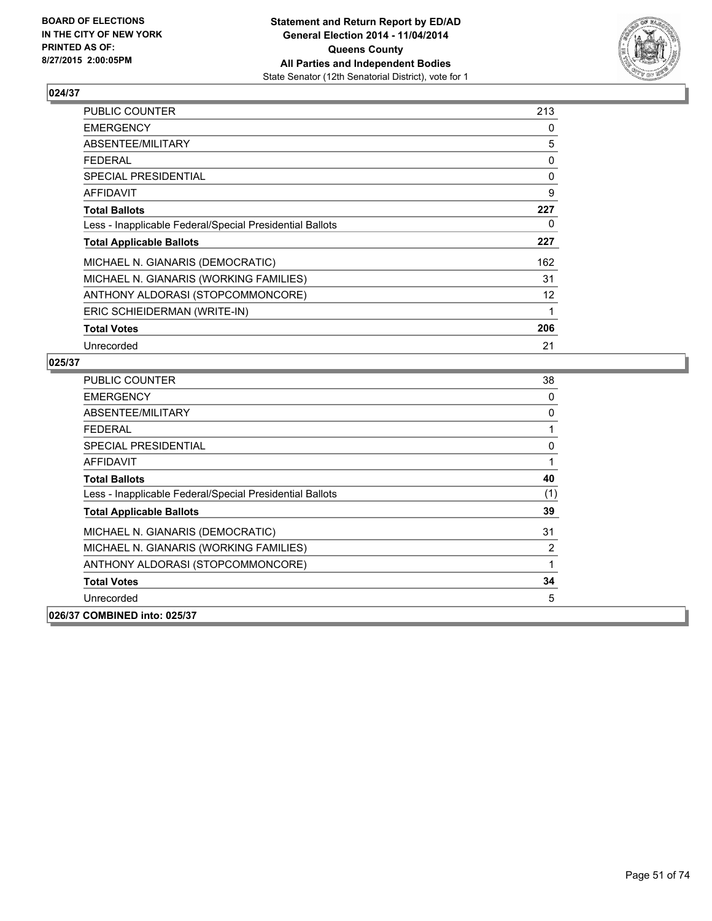**BOARD OF ELECTIONS IN THE CITY OF NEW YORK PRINTED AS OF: 8/27/2015 2:00:05PM**

**Statement and Return Report by ED/AD**
**General Election 2014 - 11/04/2014**
**Queens County**
**All Parties and Independent Bodies**
State Senator (12th Senatorial District), vote for 1

### 024/37

| | |
|---|---|
| PUBLIC COUNTER | 213 |
| EMERGENCY | 0 |
| ABSENTEE/MILITARY | 5 |
| FEDERAL | 0 |
| SPECIAL PRESIDENTIAL | 0 |
| AFFIDAVIT | 9 |
| **Total Ballots** | **227** |
| Less - Inapplicable Federal/Special Presidential Ballots | 0 |
| **Total Applicable Ballots** | **227** |
| MICHAEL N. GIANARIS (DEMOCRATIC) | 162 |
| MICHAEL N. GIANARIS (WORKING FAMILIES) | 31 |
| ANTHONY ALDORASI (STOPCOMMONCORE) | 12 |
| ERIC SCHIEIDERMAN (WRITE-IN) | 1 |
| **Total Votes** | **206** |
| Unrecorded | 21 |

### 025/37

| | |
|---|---|
| PUBLIC COUNTER | 38 |
| EMERGENCY | 0 |
| ABSENTEE/MILITARY | 0 |
| FEDERAL | 1 |
| SPECIAL PRESIDENTIAL | 0 |
| AFFIDAVIT | 1 |
| **Total Ballots** | **40** |
| Less - Inapplicable Federal/Special Presidential Ballots | (1) |
| **Total Applicable Ballots** | **39** |
| MICHAEL N. GIANARIS (DEMOCRATIC) | 31 |
| MICHAEL N. GIANARIS (WORKING FAMILIES) | 2 |
| ANTHONY ALDORASI (STOPCOMMONCORE) | 1 |
| **Total Votes** | **34** |
| Unrecorded | 5 |

### 026/37 COMBINED into: 025/37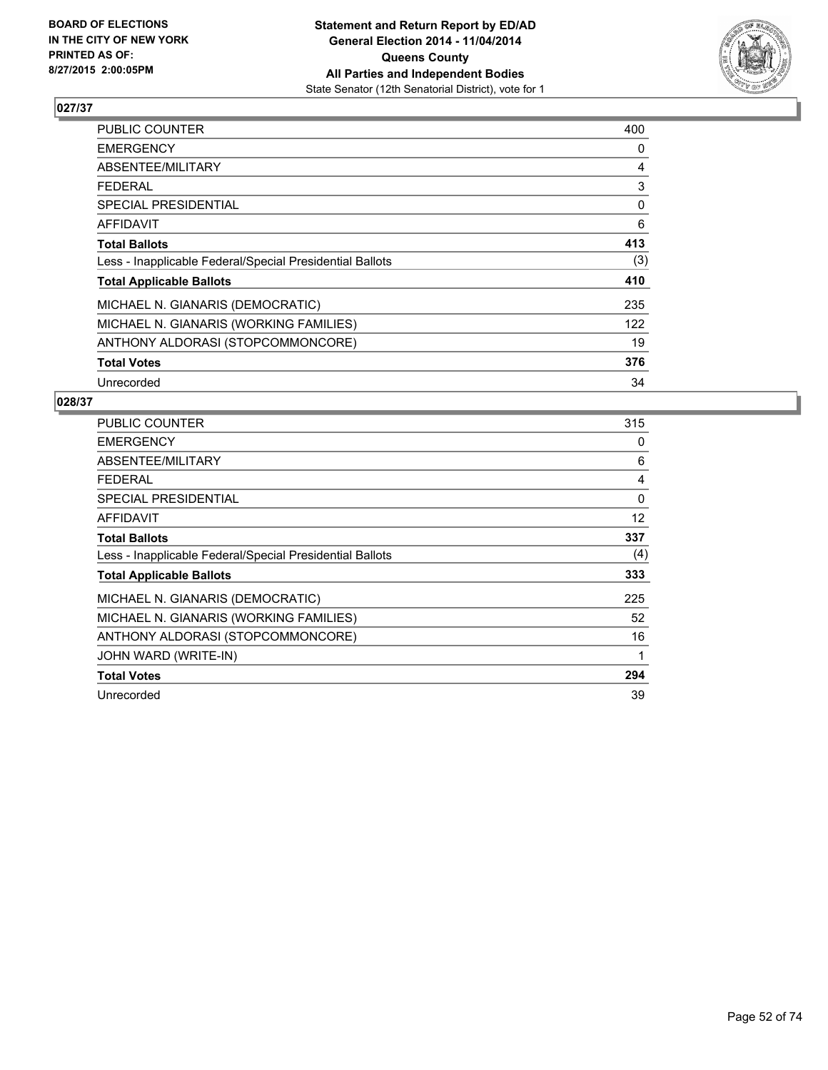## 027/37

| | |
|---|---|
| PUBLIC COUNTER | 400 |
| EMERGENCY | 0 |
| ABSENTEE/MILITARY | 4 |
| FEDERAL | 3 |
| SPECIAL PRESIDENTIAL | 0 |
| AFFIDAVIT | 6 |
| **Total Ballots** | **413** |
| Less - Inapplicable Federal/Special Presidential Ballots | (3) |
| **Total Applicable Ballots** | **410** |
| MICHAEL N. GIANARIS (DEMOCRATIC) | 235 |
| MICHAEL N. GIANARIS (WORKING FAMILIES) | 122 |
| ANTHONY ALDORASI (STOPCOMMONCORE) | 19 |
| **Total Votes** | **376** |
| Unrecorded | 34 |

## 028/37

| | |
|---|---|
| PUBLIC COUNTER | 315 |
| EMERGENCY | 0 |
| ABSENTEE/MILITARY | 6 |
| FEDERAL | 4 |
| SPECIAL PRESIDENTIAL | 0 |
| AFFIDAVIT | 12 |
| **Total Ballots** | **337** |
| Less - Inapplicable Federal/Special Presidential Ballots | (4) |
| **Total Applicable Ballots** | **333** |
| MICHAEL N. GIANARIS (DEMOCRATIC) | 225 |
| MICHAEL N. GIANARIS (WORKING FAMILIES) | 52 |
| ANTHONY ALDORASI (STOPCOMMONCORE) | 16 |
| JOHN WARD (WRITE-IN) | 1 |
| **Total Votes** | **294** |
| Unrecorded | 39 |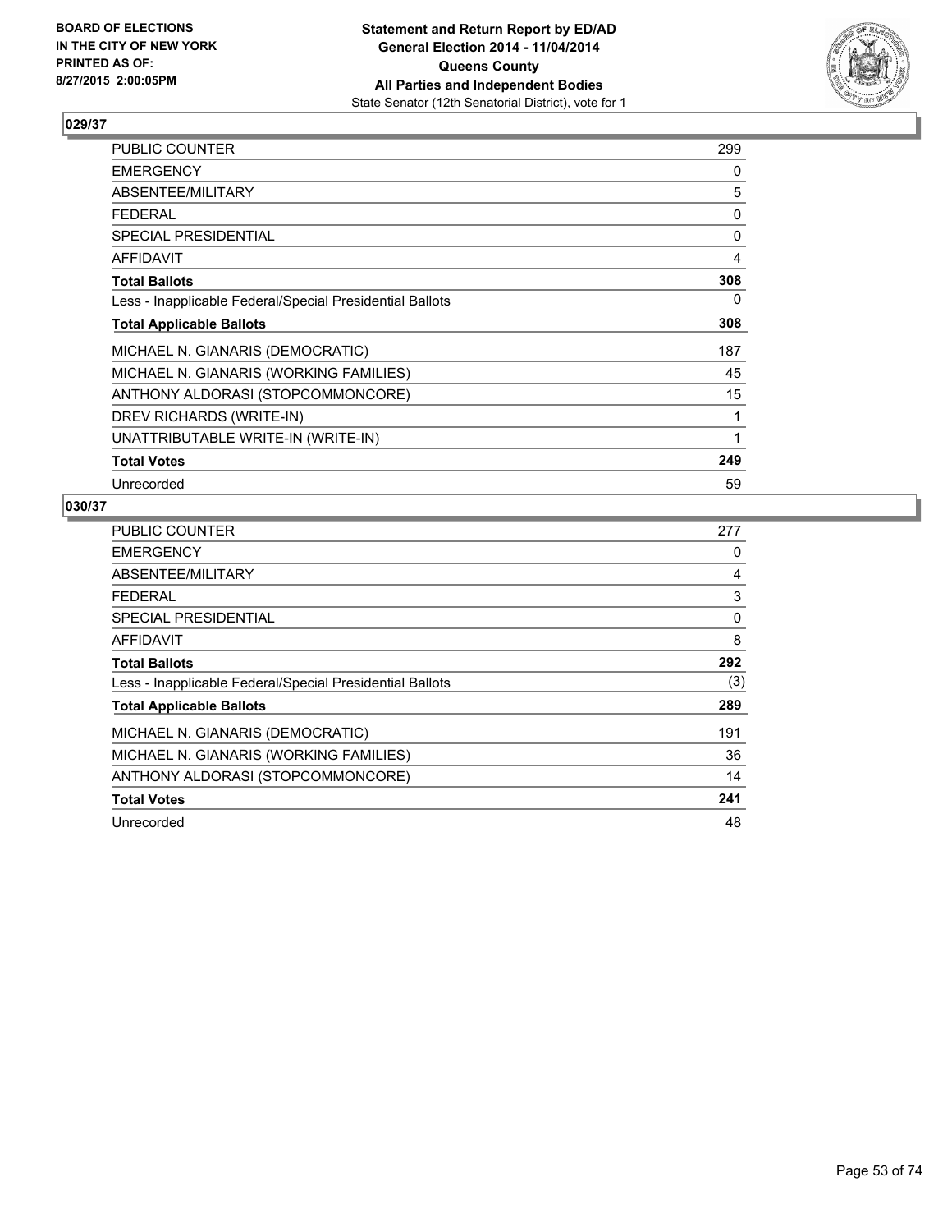## 029/37

| | |
|---|---|
| PUBLIC COUNTER | 299 |
| EMERGENCY | 0 |
| ABSENTEE/MILITARY | 5 |
| FEDERAL | 0 |
| SPECIAL PRESIDENTIAL | 0 |
| AFFIDAVIT | 4 |
| **Total Ballots** | **308** |
| Less - Inapplicable Federal/Special Presidential Ballots | 0 |
| **Total Applicable Ballots** | **308** |
| MICHAEL N. GIANARIS (DEMOCRATIC) | 187 |
| MICHAEL N. GIANARIS (WORKING FAMILIES) | 45 |
| ANTHONY ALDORASI (STOPCOMMONCORE) | 15 |
| DREV RICHARDS (WRITE-IN) | 1 |
| UNATTRIBUTABLE WRITE-IN (WRITE-IN) | 1 |
| **Total Votes** | **249** |
| Unrecorded | 59 |

## 030/37

| | |
|---|---|
| PUBLIC COUNTER | 277 |
| EMERGENCY | 0 |
| ABSENTEE/MILITARY | 4 |
| FEDERAL | 3 |
| SPECIAL PRESIDENTIAL | 0 |
| AFFIDAVIT | 8 |
| **Total Ballots** | **292** |
| Less - Inapplicable Federal/Special Presidential Ballots | (3) |
| **Total Applicable Ballots** | **289** |
| MICHAEL N. GIANARIS (DEMOCRATIC) | 191 |
| MICHAEL N. GIANARIS (WORKING FAMILIES) | 36 |
| ANTHONY ALDORASI (STOPCOMMONCORE) | 14 |
| **Total Votes** | **241** |
| Unrecorded | 48 |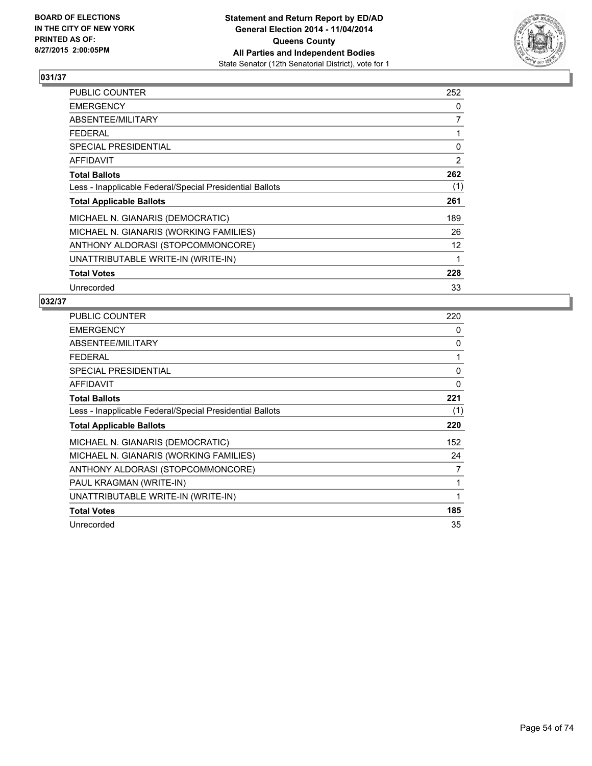BOARD OF ELECTIONS
IN THE CITY OF NEW YORK
PRINTED AS OF:
8/27/2015 2:00:05PM

**Statement and Return Report by ED/AD**
**General Election 2014 - 11/04/2014**
**Queens County**
**All Parties and Independent Bodies**
State Senator (12th Senatorial District), vote for 1

## 031/37

| | |
|---|---|
| PUBLIC COUNTER | 252 |
| EMERGENCY | 0 |
| ABSENTEE/MILITARY | 7 |
| FEDERAL | 1 |
| SPECIAL PRESIDENTIAL | 0 |
| AFFIDAVIT | 2 |
| **Total Ballots** | **262** |
| Less - Inapplicable Federal/Special Presidential Ballots | (1) |
| **Total Applicable Ballots** | **261** |
| MICHAEL N. GIANARIS (DEMOCRATIC) | 189 |
| MICHAEL N. GIANARIS (WORKING FAMILIES) | 26 |
| ANTHONY ALDORASI (STOPCOMMONCORE) | 12 |
| UNATTRIBUTABLE WRITE-IN (WRITE-IN) | 1 |
| **Total Votes** | **228** |
| Unrecorded | 33 |

## 032/37

| | |
|---|---|
| PUBLIC COUNTER | 220 |
| EMERGENCY | 0 |
| ABSENTEE/MILITARY | 0 |
| FEDERAL | 1 |
| SPECIAL PRESIDENTIAL | 0 |
| AFFIDAVIT | 0 |
| **Total Ballots** | **221** |
| Less - Inapplicable Federal/Special Presidential Ballots | (1) |
| **Total Applicable Ballots** | **220** |
| MICHAEL N. GIANARIS (DEMOCRATIC) | 152 |
| MICHAEL N. GIANARIS (WORKING FAMILIES) | 24 |
| ANTHONY ALDORASI (STOPCOMMONCORE) | 7 |
| PAUL KRAGMAN (WRITE-IN) | 1 |
| UNATTRIBUTABLE WRITE-IN (WRITE-IN) | 1 |
| **Total Votes** | **185** |
| Unrecorded | 35 |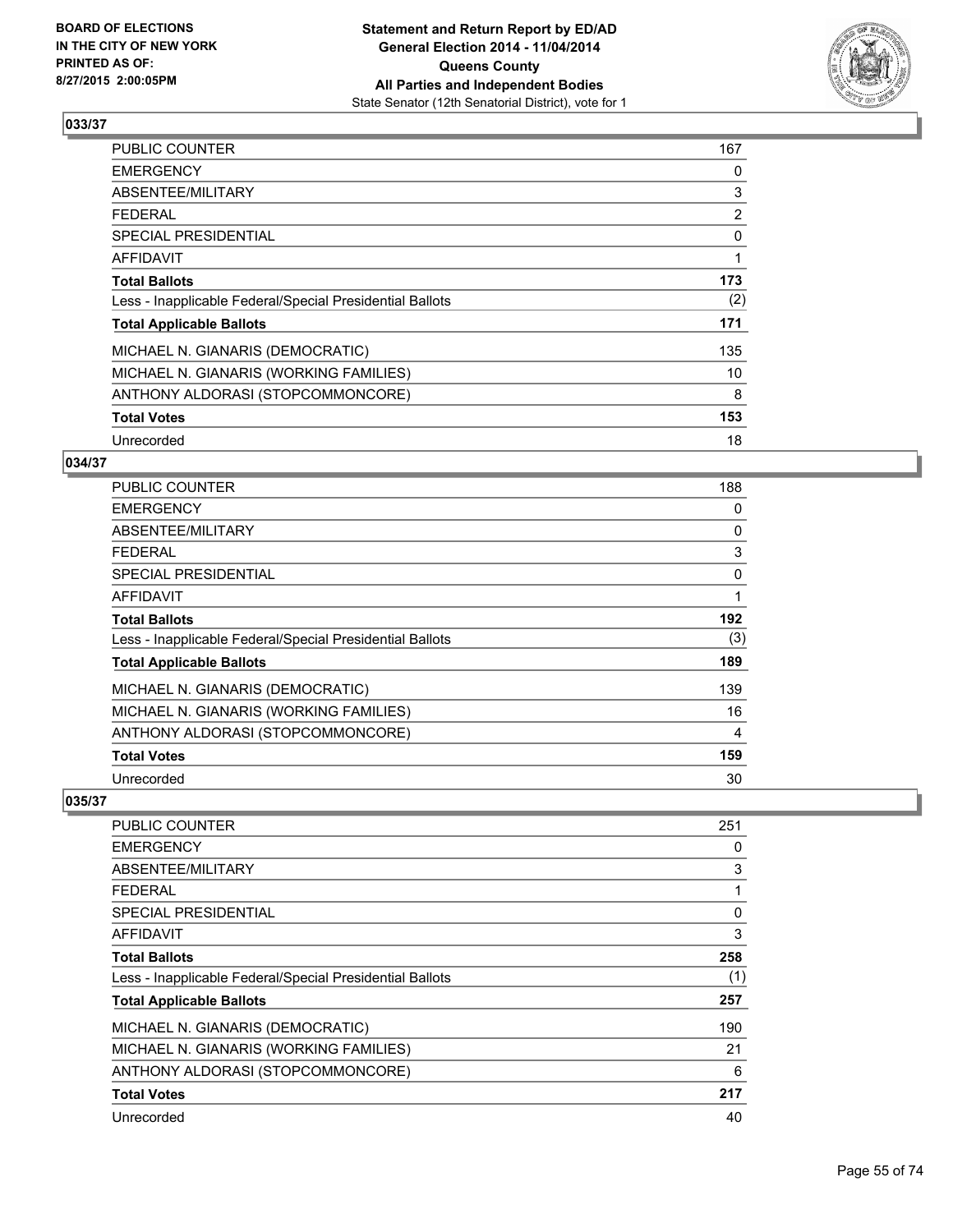## 033/37

| | |
|---|---|
| PUBLIC COUNTER | 167 |
| EMERGENCY | 0 |
| ABSENTEE/MILITARY | 3 |
| FEDERAL | 2 |
| SPECIAL PRESIDENTIAL | 0 |
| AFFIDAVIT | 1 |
| **Total Ballots** | **173** |
| Less - Inapplicable Federal/Special Presidential Ballots | (2) |
| **Total Applicable Ballots** | **171** |
| MICHAEL N. GIANARIS (DEMOCRATIC) | 135 |
| MICHAEL N. GIANARIS (WORKING FAMILIES) | 10 |
| ANTHONY ALDORASI (STOPCOMMONCORE) | 8 |
| **Total Votes** | **153** |
| Unrecorded | 18 |

## 034/37

| | |
|---|---|
| PUBLIC COUNTER | 188 |
| EMERGENCY | 0 |
| ABSENTEE/MILITARY | 0 |
| FEDERAL | 3 |
| SPECIAL PRESIDENTIAL | 0 |
| AFFIDAVIT | 1 |
| **Total Ballots** | **192** |
| Less - Inapplicable Federal/Special Presidential Ballots | (3) |
| **Total Applicable Ballots** | **189** |
| MICHAEL N. GIANARIS (DEMOCRATIC) | 139 |
| MICHAEL N. GIANARIS (WORKING FAMILIES) | 16 |
| ANTHONY ALDORASI (STOPCOMMONCORE) | 4 |
| **Total Votes** | **159** |
| Unrecorded | 30 |

## 035/37

| | |
|---|---|
| PUBLIC COUNTER | 251 |
| EMERGENCY | 0 |
| ABSENTEE/MILITARY | 3 |
| FEDERAL | 1 |
| SPECIAL PRESIDENTIAL | 0 |
| AFFIDAVIT | 3 |
| **Total Ballots** | **258** |
| Less - Inapplicable Federal/Special Presidential Ballots | (1) |
| **Total Applicable Ballots** | **257** |
| MICHAEL N. GIANARIS (DEMOCRATIC) | 190 |
| MICHAEL N. GIANARIS (WORKING FAMILIES) | 21 |
| ANTHONY ALDORASI (STOPCOMMONCORE) | 6 |
| **Total Votes** | **217** |
| Unrecorded | 40 |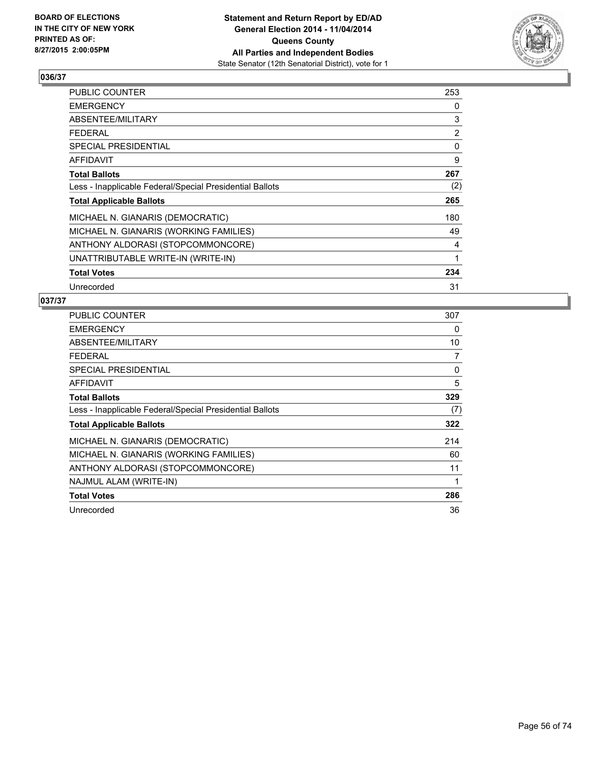**BOARD OF ELECTIONS IN THE CITY OF NEW YORK PRINTED AS OF: 8/27/2015 2:00:05PM**

**Statement and Return Report by ED/AD**
**General Election 2014 - 11/04/2014**
**Queens County**
**All Parties and Independent Bodies**
State Senator (12th Senatorial District), vote for 1

### 036/37

| | |
|---|---|
| PUBLIC COUNTER | 253 |
| EMERGENCY | 0 |
| ABSENTEE/MILITARY | 3 |
| FEDERAL | 2 |
| SPECIAL PRESIDENTIAL | 0 |
| AFFIDAVIT | 9 |
| **Total Ballots** | **267** |
| Less - Inapplicable Federal/Special Presidential Ballots | (2) |
| **Total Applicable Ballots** | **265** |
| MICHAEL N. GIANARIS (DEMOCRATIC) | 180 |
| MICHAEL N. GIANARIS (WORKING FAMILIES) | 49 |
| ANTHONY ALDORASI (STOPCOMMONCORE) | 4 |
| UNATTRIBUTABLE WRITE-IN (WRITE-IN) | 1 |
| **Total Votes** | **234** |
| Unrecorded | 31 |

### 037/37

| | |
|---|---|
| PUBLIC COUNTER | 307 |
| EMERGENCY | 0 |
| ABSENTEE/MILITARY | 10 |
| FEDERAL | 7 |
| SPECIAL PRESIDENTIAL | 0 |
| AFFIDAVIT | 5 |
| **Total Ballots** | **329** |
| Less - Inapplicable Federal/Special Presidential Ballots | (7) |
| **Total Applicable Ballots** | **322** |
| MICHAEL N. GIANARIS (DEMOCRATIC) | 214 |
| MICHAEL N. GIANARIS (WORKING FAMILIES) | 60 |
| ANTHONY ALDORASI (STOPCOMMONCORE) | 11 |
| NAJMUL ALAM (WRITE-IN) | 1 |
| **Total Votes** | **286** |
| Unrecorded | 36 |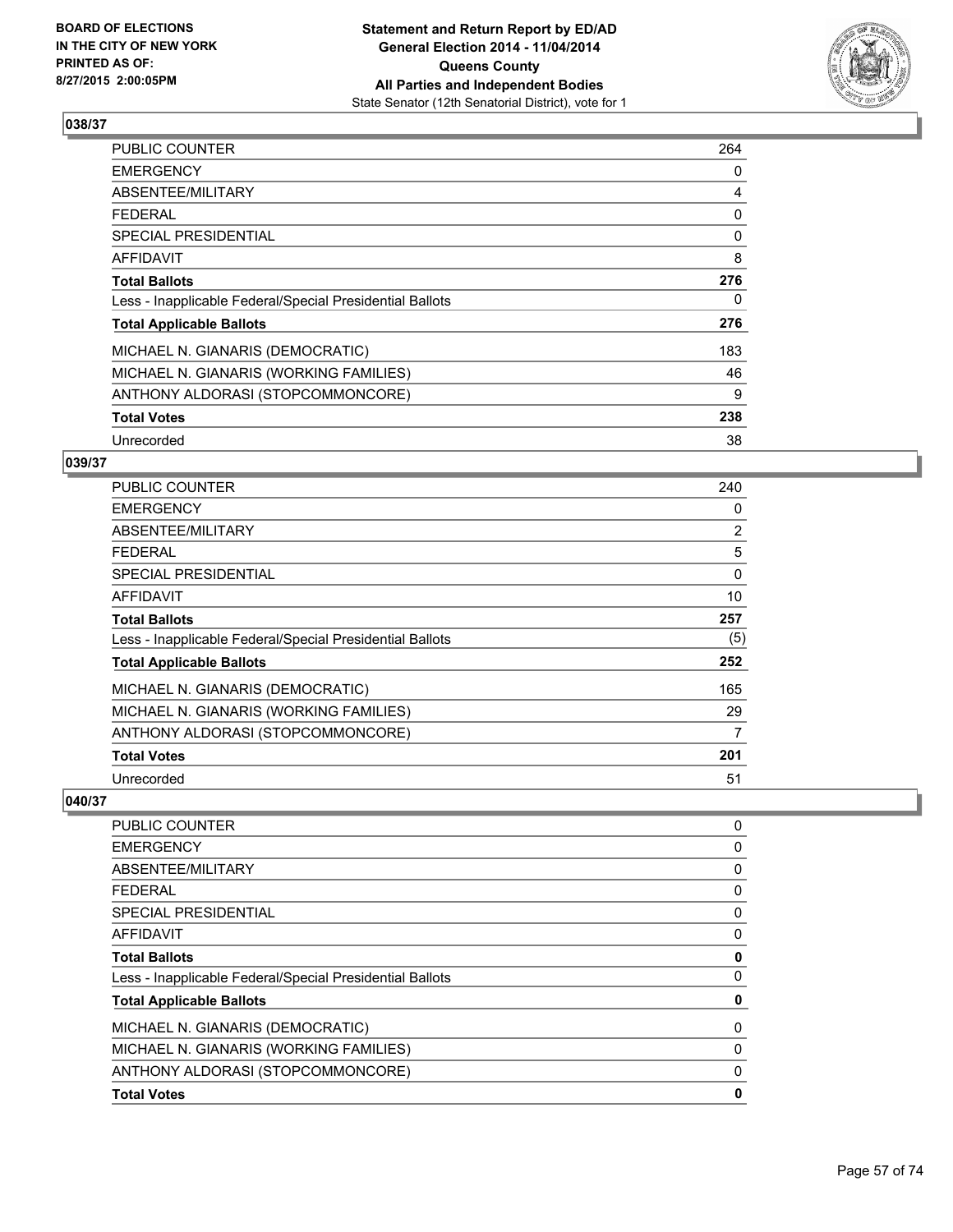BOARD OF ELECTIONS
IN THE CITY OF NEW YORK
PRINTED AS OF:
8/27/2015 2:00:05PM

**Statement and Return Report by ED/AD**
**General Election 2014 - 11/04/2014**
**Queens County**
**All Parties and Independent Bodies**
State Senator (12th Senatorial District), vote for 1

### 038/37

| | |
|---|---|
| PUBLIC COUNTER | 264 |
| EMERGENCY | 0 |
| ABSENTEE/MILITARY | 4 |
| FEDERAL | 0 |
| SPECIAL PRESIDENTIAL | 0 |
| AFFIDAVIT | 8 |
| **Total Ballots** | **276** |
| Less - Inapplicable Federal/Special Presidential Ballots | 0 |
| **Total Applicable Ballots** | **276** |
| MICHAEL N. GIANARIS (DEMOCRATIC) | 183 |
| MICHAEL N. GIANARIS (WORKING FAMILIES) | 46 |
| ANTHONY ALDORASI (STOPCOMMONCORE) | 9 |
| **Total Votes** | **238** |
| Unrecorded | 38 |

### 039/37

| | |
|---|---|
| PUBLIC COUNTER | 240 |
| EMERGENCY | 0 |
| ABSENTEE/MILITARY | 2 |
| FEDERAL | 5 |
| SPECIAL PRESIDENTIAL | 0 |
| AFFIDAVIT | 10 |
| **Total Ballots** | **257** |
| Less - Inapplicable Federal/Special Presidential Ballots | (5) |
| **Total Applicable Ballots** | **252** |
| MICHAEL N. GIANARIS (DEMOCRATIC) | 165 |
| MICHAEL N. GIANARIS (WORKING FAMILIES) | 29 |
| ANTHONY ALDORASI (STOPCOMMONCORE) | 7 |
| **Total Votes** | **201** |
| Unrecorded | 51 |

### 040/37

| | |
|---|---|
| PUBLIC COUNTER | 0 |
| EMERGENCY | 0 |
| ABSENTEE/MILITARY | 0 |
| FEDERAL | 0 |
| SPECIAL PRESIDENTIAL | 0 |
| AFFIDAVIT | 0 |
| **Total Ballots** | **0** |
| Less - Inapplicable Federal/Special Presidential Ballots | 0 |
| **Total Applicable Ballots** | **0** |
| MICHAEL N. GIANARIS (DEMOCRATIC) | 0 |
| MICHAEL N. GIANARIS (WORKING FAMILIES) | 0 |
| ANTHONY ALDORASI (STOPCOMMONCORE) | 0 |
| **Total Votes** | **0** |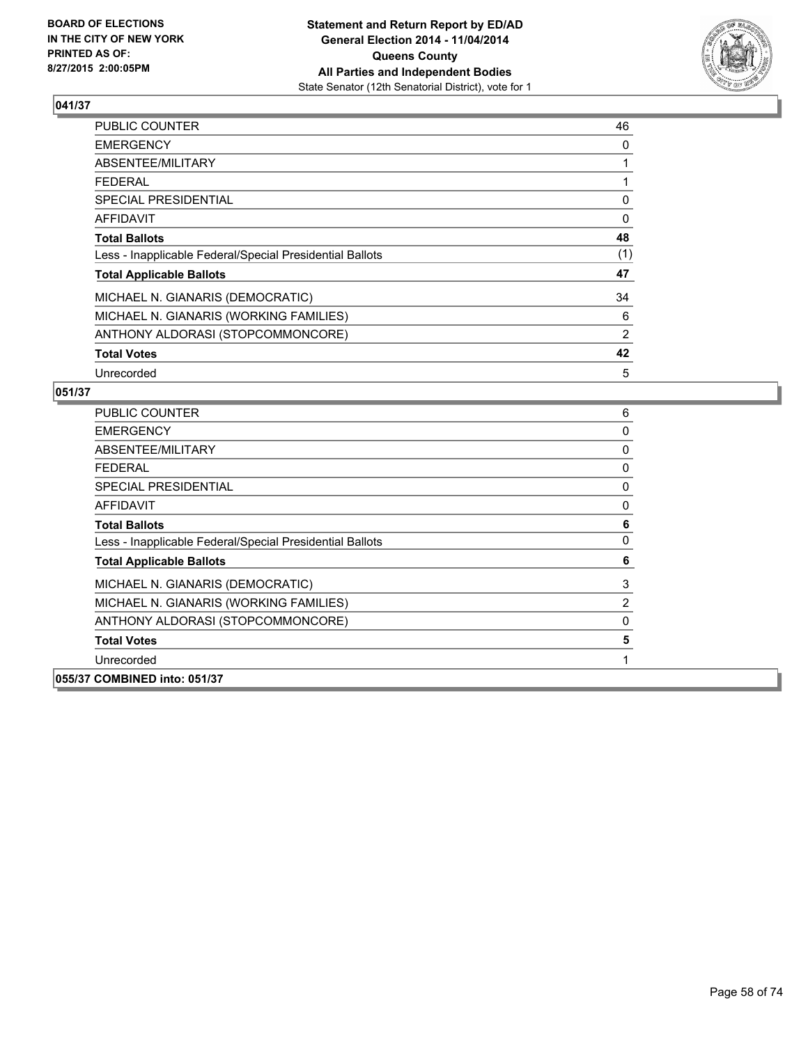**BOARD OF ELECTIONS IN THE CITY OF NEW YORK PRINTED AS OF: 8/27/2015 2:00:05PM**

**Statement and Return Report by ED/AD General Election 2014 - 11/04/2014 Queens County All Parties and Independent Bodies**
State Senator (12th Senatorial District), vote for 1

## 041/37

| | |
|---|---|
| PUBLIC COUNTER | 46 |
| EMERGENCY | 0 |
| ABSENTEE/MILITARY | 1 |
| FEDERAL | 1 |
| SPECIAL PRESIDENTIAL | 0 |
| AFFIDAVIT | 0 |
| **Total Ballots** | **48** |
| Less - Inapplicable Federal/Special Presidential Ballots | (1) |
| **Total Applicable Ballots** | **47** |
| MICHAEL N. GIANARIS (DEMOCRATIC) | 34 |
| MICHAEL N. GIANARIS (WORKING FAMILIES) | 6 |
| ANTHONY ALDORASI (STOPCOMMONCORE) | 2 |
| **Total Votes** | **42** |
| Unrecorded | 5 |

## 051/37

| | |
|---|---|
| PUBLIC COUNTER | 6 |
| EMERGENCY | 0 |
| ABSENTEE/MILITARY | 0 |
| FEDERAL | 0 |
| SPECIAL PRESIDENTIAL | 0 |
| AFFIDAVIT | 0 |
| **Total Ballots** | **6** |
| Less - Inapplicable Federal/Special Presidential Ballots | 0 |
| **Total Applicable Ballots** | **6** |
| MICHAEL N. GIANARIS (DEMOCRATIC) | 3 |
| MICHAEL N. GIANARIS (WORKING FAMILIES) | 2 |
| ANTHONY ALDORASI (STOPCOMMONCORE) | 0 |
| **Total Votes** | **5** |
| Unrecorded | 1 |

**055/37 COMBINED into: 051/37**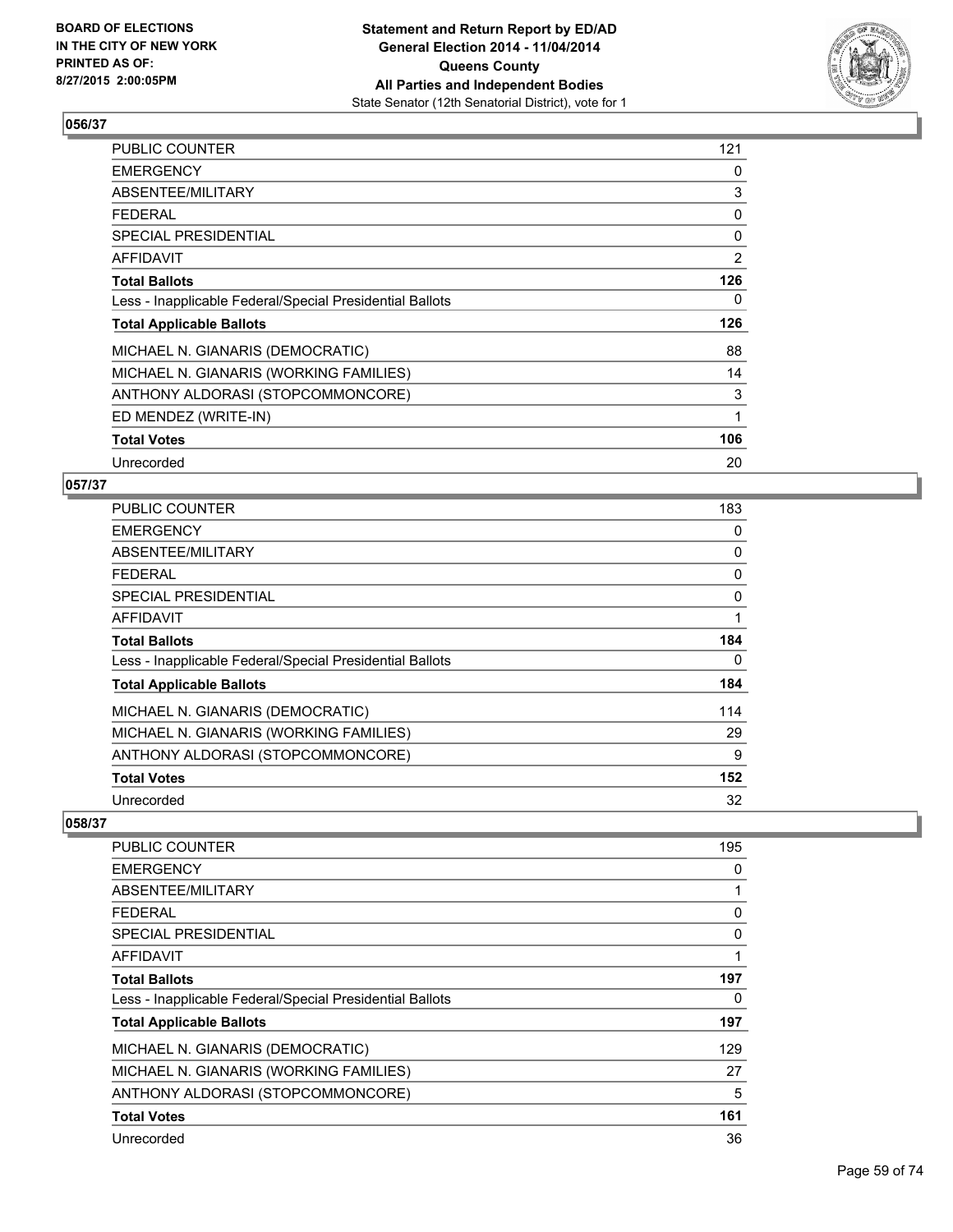## 056/37

| | |
|---|---|
| PUBLIC COUNTER | 121 |
| EMERGENCY | 0 |
| ABSENTEE/MILITARY | 3 |
| FEDERAL | 0 |
| SPECIAL PRESIDENTIAL | 0 |
| AFFIDAVIT | 2 |
| **Total Ballots** | **126** |
| Less - Inapplicable Federal/Special Presidential Ballots | 0 |
| **Total Applicable Ballots** | **126** |
| MICHAEL N. GIANARIS (DEMOCRATIC) | 88 |
| MICHAEL N. GIANARIS (WORKING FAMILIES) | 14 |
| ANTHONY ALDORASI (STOPCOMMONCORE) | 3 |
| ED MENDEZ (WRITE-IN) | 1 |
| **Total Votes** | **106** |
| Unrecorded | 20 |

## 057/37

| | |
|---|---|
| PUBLIC COUNTER | 183 |
| EMERGENCY | 0 |
| ABSENTEE/MILITARY | 0 |
| FEDERAL | 0 |
| SPECIAL PRESIDENTIAL | 0 |
| AFFIDAVIT | 1 |
| **Total Ballots** | **184** |
| Less - Inapplicable Federal/Special Presidential Ballots | 0 |
| **Total Applicable Ballots** | **184** |
| MICHAEL N. GIANARIS (DEMOCRATIC) | 114 |
| MICHAEL N. GIANARIS (WORKING FAMILIES) | 29 |
| ANTHONY ALDORASI (STOPCOMMONCORE) | 9 |
| **Total Votes** | **152** |
| Unrecorded | 32 |

## 058/37

| | |
|---|---|
| PUBLIC COUNTER | 195 |
| EMERGENCY | 0 |
| ABSENTEE/MILITARY | 1 |
| FEDERAL | 0 |
| SPECIAL PRESIDENTIAL | 0 |
| AFFIDAVIT | 1 |
| **Total Ballots** | **197** |
| Less - Inapplicable Federal/Special Presidential Ballots | 0 |
| **Total Applicable Ballots** | **197** |
| MICHAEL N. GIANARIS (DEMOCRATIC) | 129 |
| MICHAEL N. GIANARIS (WORKING FAMILIES) | 27 |
| ANTHONY ALDORASI (STOPCOMMONCORE) | 5 |
| **Total Votes** | **161** |
| Unrecorded | 36 |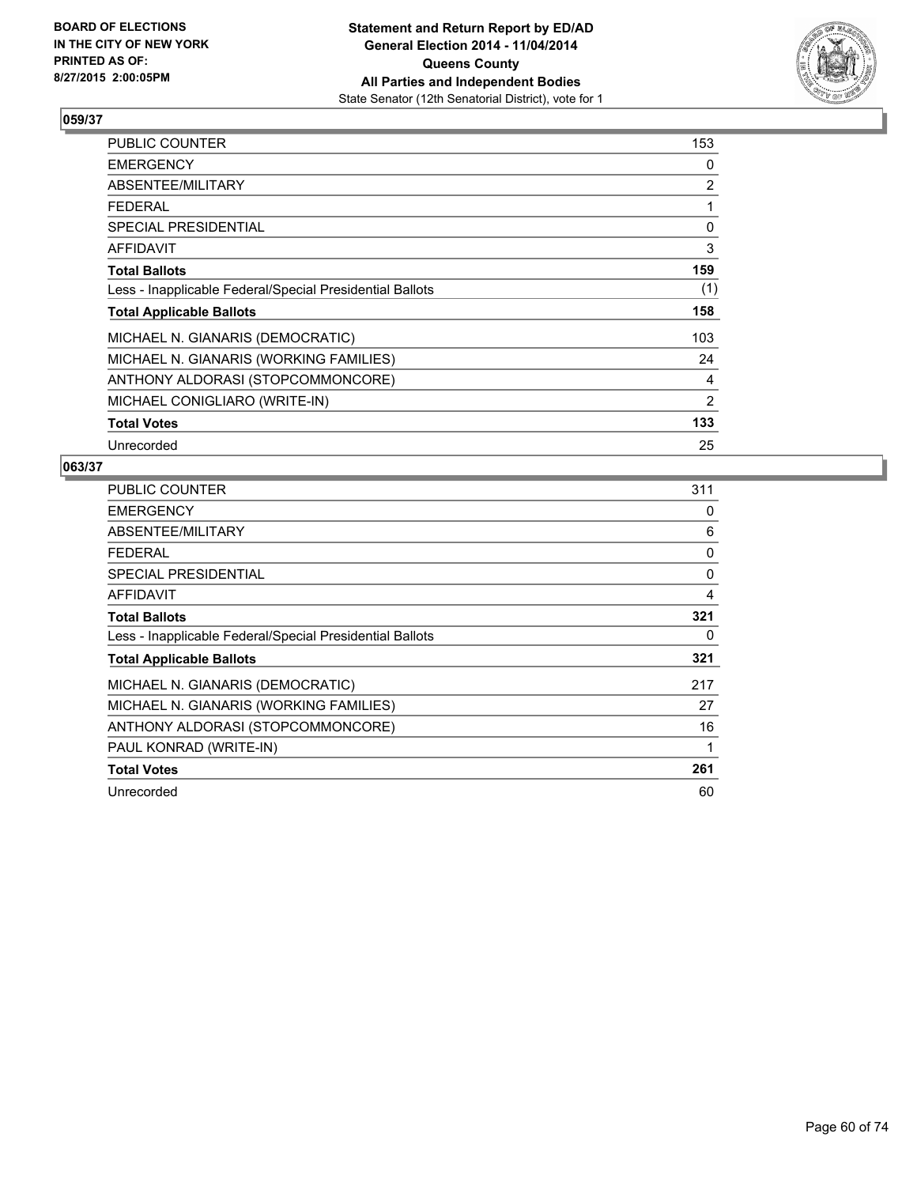**BOARD OF ELECTIONS IN THE CITY OF NEW YORK PRINTED AS OF: 8/27/2015 2:00:05PM**

**Statement and Return Report by ED/AD General Election 2014 - 11/04/2014 Queens County All Parties and Independent Bodies**
State Senator (12th Senatorial District), vote for 1

## 059/37

| | |
|---|---|
| PUBLIC COUNTER | 153 |
| EMERGENCY | 0 |
| ABSENTEE/MILITARY | 2 |
| FEDERAL | 1 |
| SPECIAL PRESIDENTIAL | 0 |
| AFFIDAVIT | 3 |
| **Total Ballots** | **159** |
| Less - Inapplicable Federal/Special Presidential Ballots | (1) |
| **Total Applicable Ballots** | **158** |
| MICHAEL N. GIANARIS (DEMOCRATIC) | 103 |
| MICHAEL N. GIANARIS (WORKING FAMILIES) | 24 |
| ANTHONY ALDORASI (STOPCOMMONCORE) | 4 |
| MICHAEL CONIGLIARO (WRITE-IN) | 2 |
| **Total Votes** | **133** |
| Unrecorded | 25 |

## 063/37

| | |
|---|---|
| PUBLIC COUNTER | 311 |
| EMERGENCY | 0 |
| ABSENTEE/MILITARY | 6 |
| FEDERAL | 0 |
| SPECIAL PRESIDENTIAL | 0 |
| AFFIDAVIT | 4 |
| **Total Ballots** | **321** |
| Less - Inapplicable Federal/Special Presidential Ballots | 0 |
| **Total Applicable Ballots** | **321** |
| MICHAEL N. GIANARIS (DEMOCRATIC) | 217 |
| MICHAEL N. GIANARIS (WORKING FAMILIES) | 27 |
| ANTHONY ALDORASI (STOPCOMMONCORE) | 16 |
| PAUL KONRAD (WRITE-IN) | 1 |
| **Total Votes** | **261** |
| Unrecorded | 60 |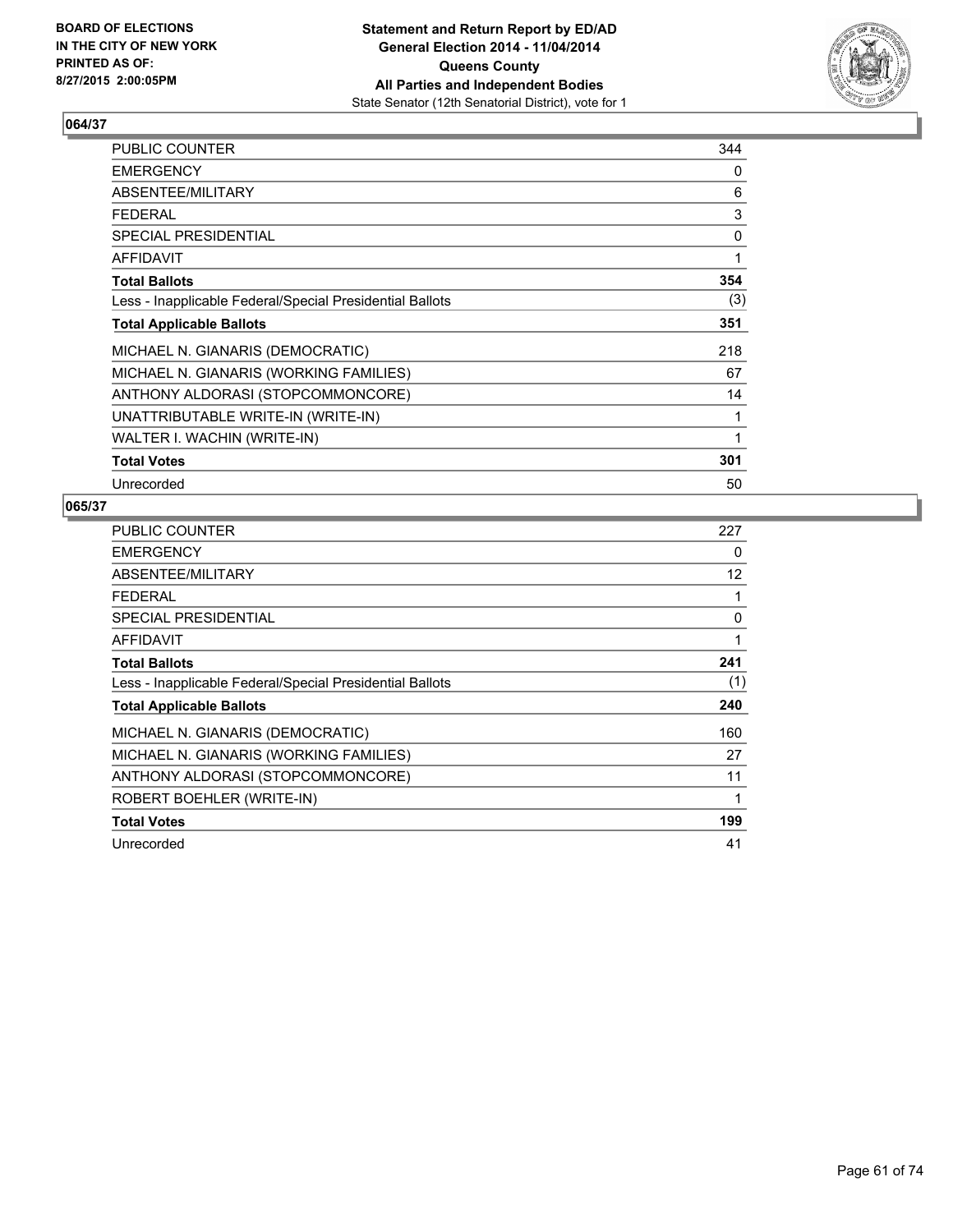**BOARD OF ELECTIONS IN THE CITY OF NEW YORK PRINTED AS OF: 8/27/2015 2:00:05PM**

**Statement and Return Report by ED/AD General Election 2014 - 11/04/2014 Queens County All Parties and Independent Bodies**

State Senator (12th Senatorial District), vote for 1

## 064/37

| | |
|---|---|
| PUBLIC COUNTER | 344 |
| EMERGENCY | 0 |
| ABSENTEE/MILITARY | 6 |
| FEDERAL | 3 |
| SPECIAL PRESIDENTIAL | 0 |
| AFFIDAVIT | 1 |
| **Total Ballots** | **354** |
| Less - Inapplicable Federal/Special Presidential Ballots | (3) |
| **Total Applicable Ballots** | **351** |
| MICHAEL N. GIANARIS (DEMOCRATIC) | 218 |
| MICHAEL N. GIANARIS (WORKING FAMILIES) | 67 |
| ANTHONY ALDORASI (STOPCOMMONCORE) | 14 |
| UNATTRIBUTABLE WRITE-IN (WRITE-IN) | 1 |
| WALTER I. WACHIN (WRITE-IN) | 1 |
| **Total Votes** | **301** |
| Unrecorded | 50 |

## 065/37

| | |
|---|---|
| PUBLIC COUNTER | 227 |
| EMERGENCY | 0 |
| ABSENTEE/MILITARY | 12 |
| FEDERAL | 1 |
| SPECIAL PRESIDENTIAL | 0 |
| AFFIDAVIT | 1 |
| **Total Ballots** | **241** |
| Less - Inapplicable Federal/Special Presidential Ballots | (1) |
| **Total Applicable Ballots** | **240** |
| MICHAEL N. GIANARIS (DEMOCRATIC) | 160 |
| MICHAEL N. GIANARIS (WORKING FAMILIES) | 27 |
| ANTHONY ALDORASI (STOPCOMMONCORE) | 11 |
| ROBERT BOEHLER (WRITE-IN) | 1 |
| **Total Votes** | **199** |
| Unrecorded | 41 |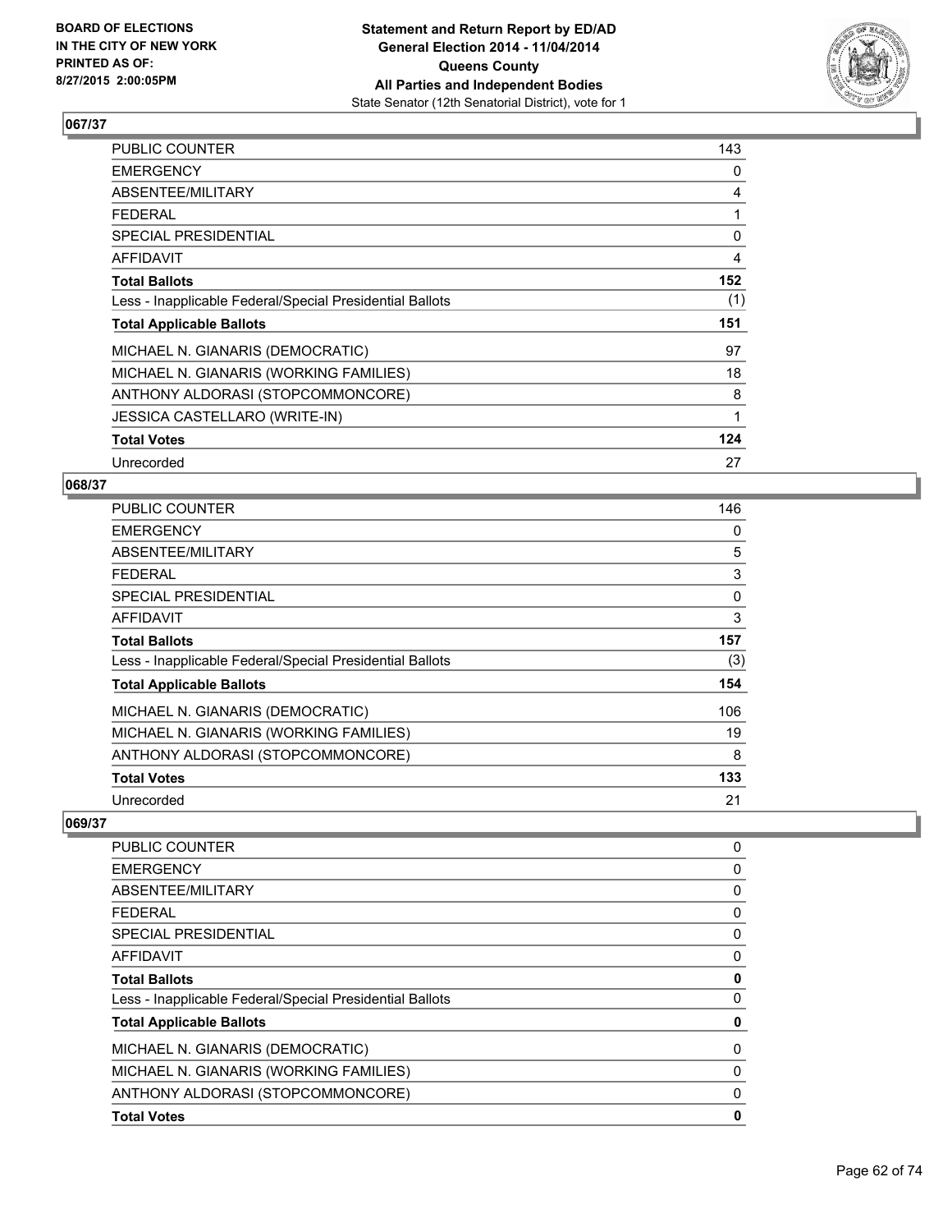### 067/37

| | |
|---|---|
| PUBLIC COUNTER | 143 |
| EMERGENCY | 0 |
| ABSENTEE/MILITARY | 4 |
| FEDERAL | 1 |
| SPECIAL PRESIDENTIAL | 0 |
| AFFIDAVIT | 4 |
| **Total Ballots** | **152** |
| Less - Inapplicable Federal/Special Presidential Ballots | (1) |
| **Total Applicable Ballots** | **151** |
| MICHAEL N. GIANARIS (DEMOCRATIC) | 97 |
| MICHAEL N. GIANARIS (WORKING FAMILIES) | 18 |
| ANTHONY ALDORASI (STOPCOMMONCORE) | 8 |
| JESSICA CASTELLARO (WRITE-IN) | 1 |
| **Total Votes** | **124** |
| Unrecorded | 27 |

### 068/37

| | |
|---|---|
| PUBLIC COUNTER | 146 |
| EMERGENCY | 0 |
| ABSENTEE/MILITARY | 5 |
| FEDERAL | 3 |
| SPECIAL PRESIDENTIAL | 0 |
| AFFIDAVIT | 3 |
| **Total Ballots** | **157** |
| Less - Inapplicable Federal/Special Presidential Ballots | (3) |
| **Total Applicable Ballots** | **154** |
| MICHAEL N. GIANARIS (DEMOCRATIC) | 106 |
| MICHAEL N. GIANARIS (WORKING FAMILIES) | 19 |
| ANTHONY ALDORASI (STOPCOMMONCORE) | 8 |
| **Total Votes** | **133** |
| Unrecorded | 21 |

### 069/37

| | |
|---|---|
| PUBLIC COUNTER | 0 |
| EMERGENCY | 0 |
| ABSENTEE/MILITARY | 0 |
| FEDERAL | 0 |
| SPECIAL PRESIDENTIAL | 0 |
| AFFIDAVIT | 0 |
| **Total Ballots** | **0** |
| Less - Inapplicable Federal/Special Presidential Ballots | 0 |
| **Total Applicable Ballots** | **0** |
| MICHAEL N. GIANARIS (DEMOCRATIC) | 0 |
| MICHAEL N. GIANARIS (WORKING FAMILIES) | 0 |
| ANTHONY ALDORASI (STOPCOMMONCORE) | 0 |
| **Total Votes** | **0** |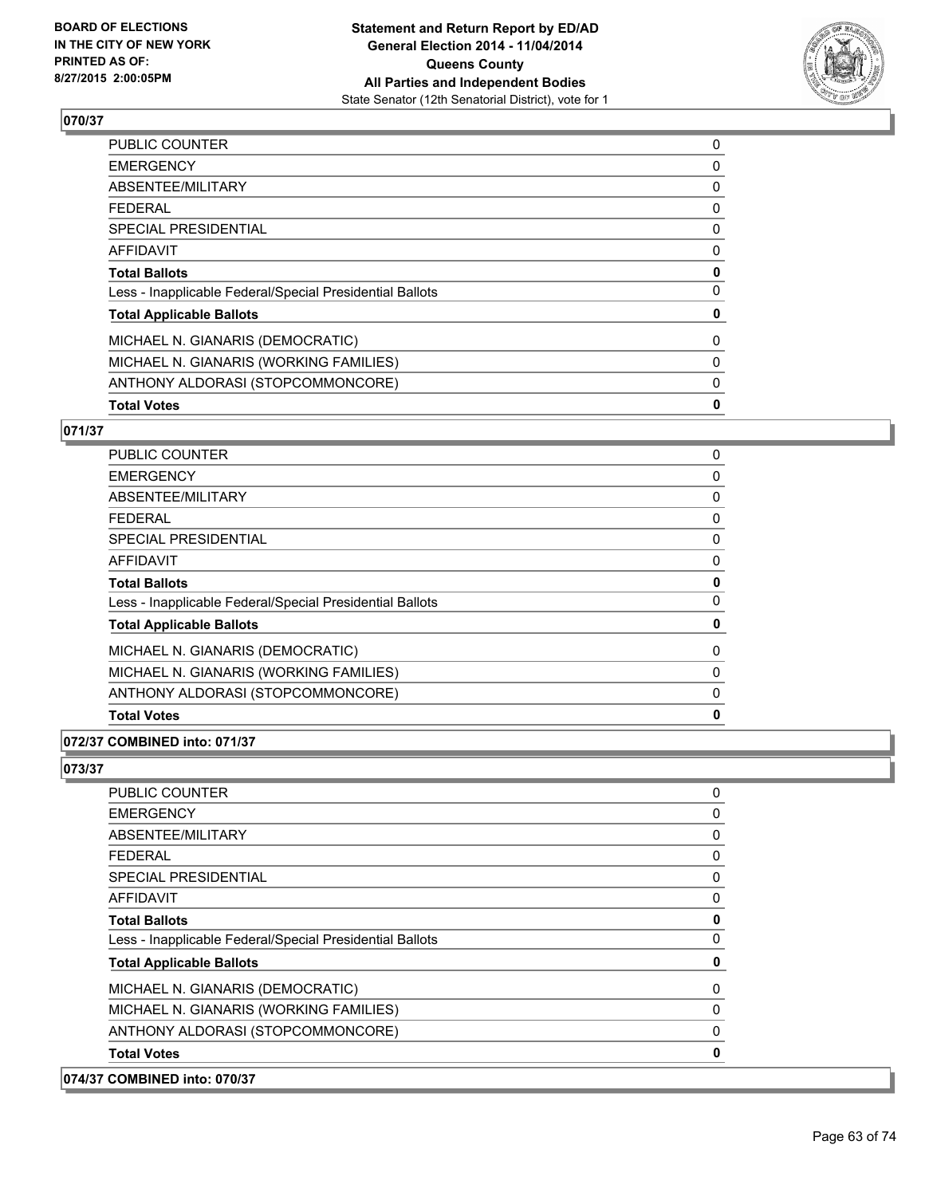**BOARD OF ELECTIONS IN THE CITY OF NEW YORK PRINTED AS OF: 8/27/2015 2:00:05PM**

**Statement and Return Report by ED/AD General Election 2014 - 11/04/2014 Queens County All Parties and Independent Bodies**
State Senator (12th Senatorial District), vote for 1

## 070/37

| | |
|---|---|
| PUBLIC COUNTER | 0 |
| EMERGENCY | 0 |
| ABSENTEE/MILITARY | 0 |
| FEDERAL | 0 |
| SPECIAL PRESIDENTIAL | 0 |
| AFFIDAVIT | 0 |
| **Total Ballots** | **0** |
| Less - Inapplicable Federal/Special Presidential Ballots | 0 |
| **Total Applicable Ballots** | **0** |
| MICHAEL N. GIANARIS (DEMOCRATIC) | 0 |
| MICHAEL N. GIANARIS (WORKING FAMILIES) | 0 |
| ANTHONY ALDORASI (STOPCOMMONCORE) | 0 |
| **Total Votes** | **0** |

## 071/37

| | |
|---|---|
| PUBLIC COUNTER | 0 |
| EMERGENCY | 0 |
| ABSENTEE/MILITARY | 0 |
| FEDERAL | 0 |
| SPECIAL PRESIDENTIAL | 0 |
| AFFIDAVIT | 0 |
| **Total Ballots** | **0** |
| Less - Inapplicable Federal/Special Presidential Ballots | 0 |
| **Total Applicable Ballots** | **0** |
| MICHAEL N. GIANARIS (DEMOCRATIC) | 0 |
| MICHAEL N. GIANARIS (WORKING FAMILIES) | 0 |
| ANTHONY ALDORASI (STOPCOMMONCORE) | 0 |
| **Total Votes** | **0** |

## 072/37 COMBINED into: 071/37

## 073/37

| | |
|---|---|
| PUBLIC COUNTER | 0 |
| EMERGENCY | 0 |
| ABSENTEE/MILITARY | 0 |
| FEDERAL | 0 |
| SPECIAL PRESIDENTIAL | 0 |
| AFFIDAVIT | 0 |
| **Total Ballots** | **0** |
| Less - Inapplicable Federal/Special Presidential Ballots | 0 |
| **Total Applicable Ballots** | **0** |
| MICHAEL N. GIANARIS (DEMOCRATIC) | 0 |
| MICHAEL N. GIANARIS (WORKING FAMILIES) | 0 |
| ANTHONY ALDORASI (STOPCOMMONCORE) | 0 |
| **Total Votes** | **0** |

## 074/37 COMBINED into: 070/37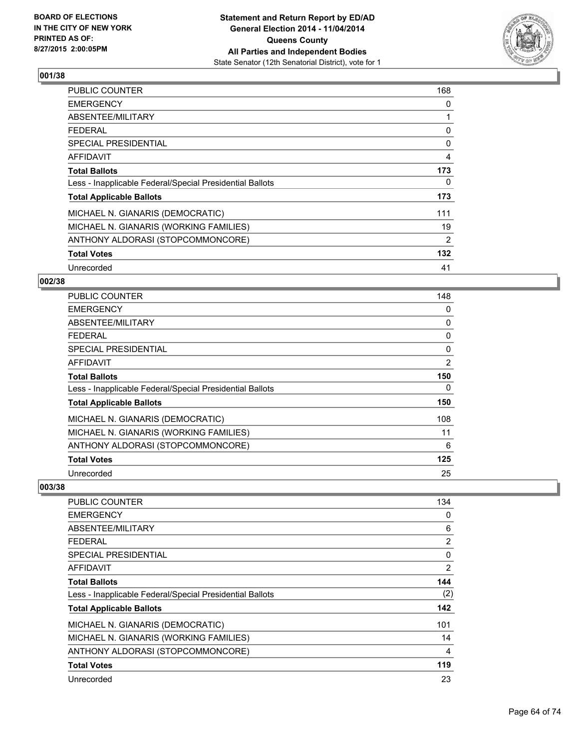BOARD OF ELECTIONS
IN THE CITY OF NEW YORK
PRINTED AS OF:
8/27/2015 2:00:05PM

**Statement and Return Report by ED/AD**
**General Election 2014 - 11/04/2014**
**Queens County**
**All Parties and Independent Bodies**
State Senator (12th Senatorial District), vote for 1

### 001/38

| | |
|---|---|
| PUBLIC COUNTER | 168 |
| EMERGENCY | 0 |
| ABSENTEE/MILITARY | 1 |
| FEDERAL | 0 |
| SPECIAL PRESIDENTIAL | 0 |
| AFFIDAVIT | 4 |
| **Total Ballots** | **173** |
| Less - Inapplicable Federal/Special Presidential Ballots | 0 |
| **Total Applicable Ballots** | **173** |
| MICHAEL N. GIANARIS (DEMOCRATIC) | 111 |
| MICHAEL N. GIANARIS (WORKING FAMILIES) | 19 |
| ANTHONY ALDORASI (STOPCOMMONCORE) | 2 |
| **Total Votes** | **132** |
| Unrecorded | 41 |

### 002/38

| | |
|---|---|
| PUBLIC COUNTER | 148 |
| EMERGENCY | 0 |
| ABSENTEE/MILITARY | 0 |
| FEDERAL | 0 |
| SPECIAL PRESIDENTIAL | 0 |
| AFFIDAVIT | 2 |
| **Total Ballots** | **150** |
| Less - Inapplicable Federal/Special Presidential Ballots | 0 |
| **Total Applicable Ballots** | **150** |
| MICHAEL N. GIANARIS (DEMOCRATIC) | 108 |
| MICHAEL N. GIANARIS (WORKING FAMILIES) | 11 |
| ANTHONY ALDORASI (STOPCOMMONCORE) | 6 |
| **Total Votes** | **125** |
| Unrecorded | 25 |

### 003/38

| | |
|---|---|
| PUBLIC COUNTER | 134 |
| EMERGENCY | 0 |
| ABSENTEE/MILITARY | 6 |
| FEDERAL | 2 |
| SPECIAL PRESIDENTIAL | 0 |
| AFFIDAVIT | 2 |
| **Total Ballots** | **144** |
| Less - Inapplicable Federal/Special Presidential Ballots | (2) |
| **Total Applicable Ballots** | **142** |
| MICHAEL N. GIANARIS (DEMOCRATIC) | 101 |
| MICHAEL N. GIANARIS (WORKING FAMILIES) | 14 |
| ANTHONY ALDORASI (STOPCOMMONCORE) | 4 |
| **Total Votes** | **119** |
| Unrecorded | 23 |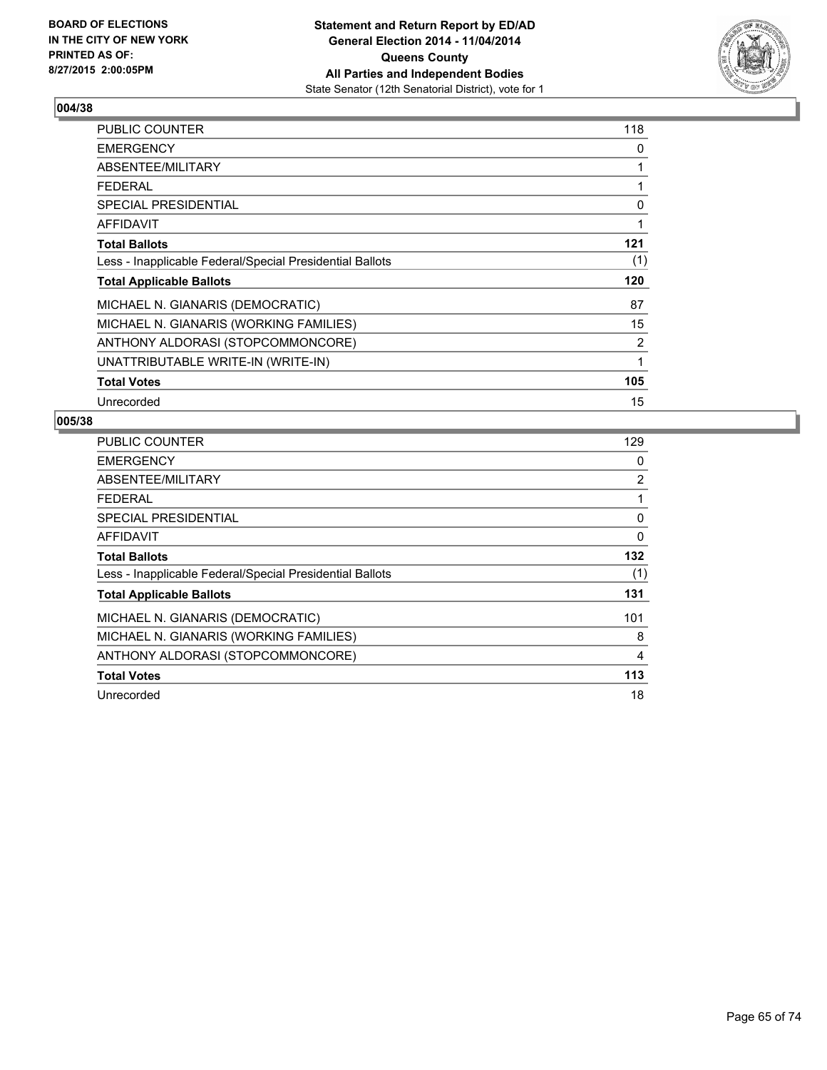**BOARD OF ELECTIONS IN THE CITY OF NEW YORK PRINTED AS OF: 8/27/2015 2:00:05PM**

**Statement and Return Report by ED/AD General Election 2014 - 11/04/2014 Queens County All Parties and Independent Bodies**

State Senator (12th Senatorial District), vote for 1

### 004/38

| | |
|---|---|
| PUBLIC COUNTER | 118 |
| EMERGENCY | 0 |
| ABSENTEE/MILITARY | 1 |
| FEDERAL | 1 |
| SPECIAL PRESIDENTIAL | 0 |
| AFFIDAVIT | 1 |
| **Total Ballots** | **121** |
| Less - Inapplicable Federal/Special Presidential Ballots | (1) |
| **Total Applicable Ballots** | **120** |
| MICHAEL N. GIANARIS (DEMOCRATIC) | 87 |
| MICHAEL N. GIANARIS (WORKING FAMILIES) | 15 |
| ANTHONY ALDORASI (STOPCOMMONCORE) | 2 |
| UNATTRIBUTABLE WRITE-IN (WRITE-IN) | 1 |
| **Total Votes** | **105** |
| Unrecorded | 15 |

### 005/38

| | |
|---|---|
| PUBLIC COUNTER | 129 |
| EMERGENCY | 0 |
| ABSENTEE/MILITARY | 2 |
| FEDERAL | 1 |
| SPECIAL PRESIDENTIAL | 0 |
| AFFIDAVIT | 0 |
| **Total Ballots** | **132** |
| Less - Inapplicable Federal/Special Presidential Ballots | (1) |
| **Total Applicable Ballots** | **131** |
| MICHAEL N. GIANARIS (DEMOCRATIC) | 101 |
| MICHAEL N. GIANARIS (WORKING FAMILIES) | 8 |
| ANTHONY ALDORASI (STOPCOMMONCORE) | 4 |
| **Total Votes** | **113** |
| Unrecorded | 18 |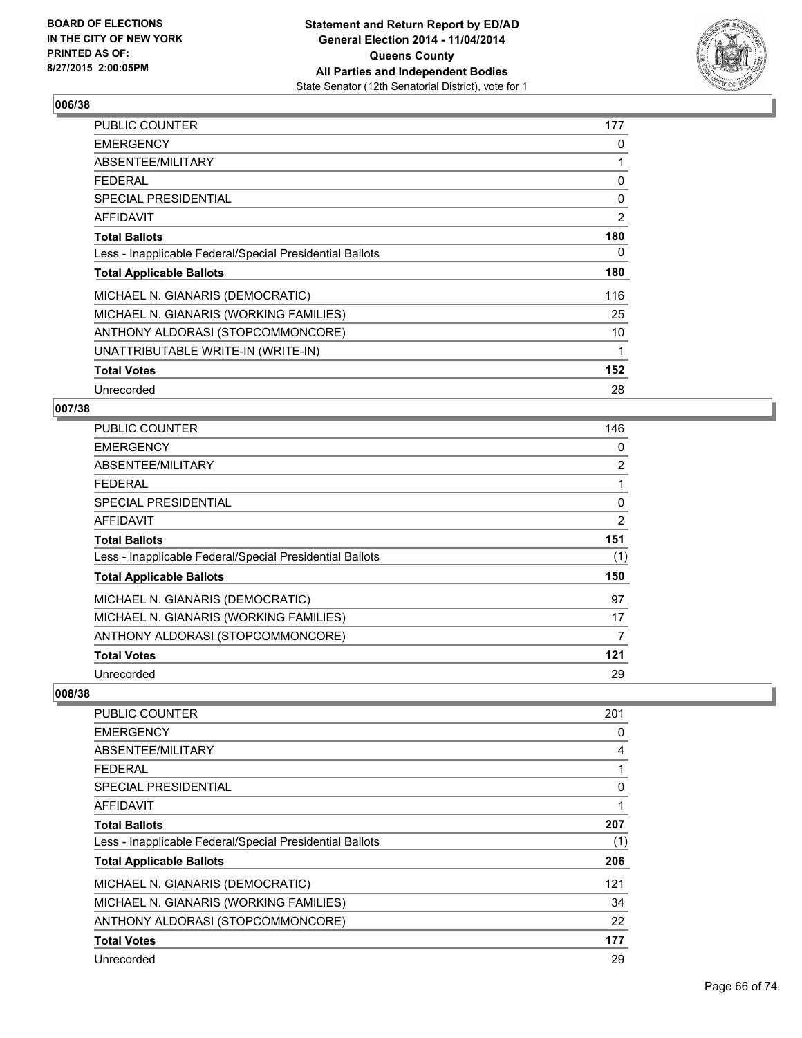**BOARD OF ELECTIONS IN THE CITY OF NEW YORK PRINTED AS OF: 8/27/2015 2:00:05PM**

**Statement and Return Report by ED/AD General Election 2014 - 11/04/2014 Queens County All Parties and Independent Bodies**
State Senator (12th Senatorial District), vote for 1

## 006/38

| | |
|---|---|
| PUBLIC COUNTER | 177 |
| EMERGENCY | 0 |
| ABSENTEE/MILITARY | 1 |
| FEDERAL | 0 |
| SPECIAL PRESIDENTIAL | 0 |
| AFFIDAVIT | 2 |
| **Total Ballots** | **180** |
| Less - Inapplicable Federal/Special Presidential Ballots | 0 |
| **Total Applicable Ballots** | **180** |
| MICHAEL N. GIANARIS (DEMOCRATIC) | 116 |
| MICHAEL N. GIANARIS (WORKING FAMILIES) | 25 |
| ANTHONY ALDORASI (STOPCOMMONCORE) | 10 |
| UNATTRIBUTABLE WRITE-IN (WRITE-IN) | 1 |
| **Total Votes** | **152** |
| Unrecorded | 28 |

## 007/38

| | |
|---|---|
| PUBLIC COUNTER | 146 |
| EMERGENCY | 0 |
| ABSENTEE/MILITARY | 2 |
| FEDERAL | 1 |
| SPECIAL PRESIDENTIAL | 0 |
| AFFIDAVIT | 2 |
| **Total Ballots** | **151** |
| Less - Inapplicable Federal/Special Presidential Ballots | (1) |
| **Total Applicable Ballots** | **150** |
| MICHAEL N. GIANARIS (DEMOCRATIC) | 97 |
| MICHAEL N. GIANARIS (WORKING FAMILIES) | 17 |
| ANTHONY ALDORASI (STOPCOMMONCORE) | 7 |
| **Total Votes** | **121** |
| Unrecorded | 29 |

## 008/38

| | |
|---|---|
| PUBLIC COUNTER | 201 |
| EMERGENCY | 0 |
| ABSENTEE/MILITARY | 4 |
| FEDERAL | 1 |
| SPECIAL PRESIDENTIAL | 0 |
| AFFIDAVIT | 1 |
| **Total Ballots** | **207** |
| Less - Inapplicable Federal/Special Presidential Ballots | (1) |
| **Total Applicable Ballots** | **206** |
| MICHAEL N. GIANARIS (DEMOCRATIC) | 121 |
| MICHAEL N. GIANARIS (WORKING FAMILIES) | 34 |
| ANTHONY ALDORASI (STOPCOMMONCORE) | 22 |
| **Total Votes** | **177** |
| Unrecorded | 29 |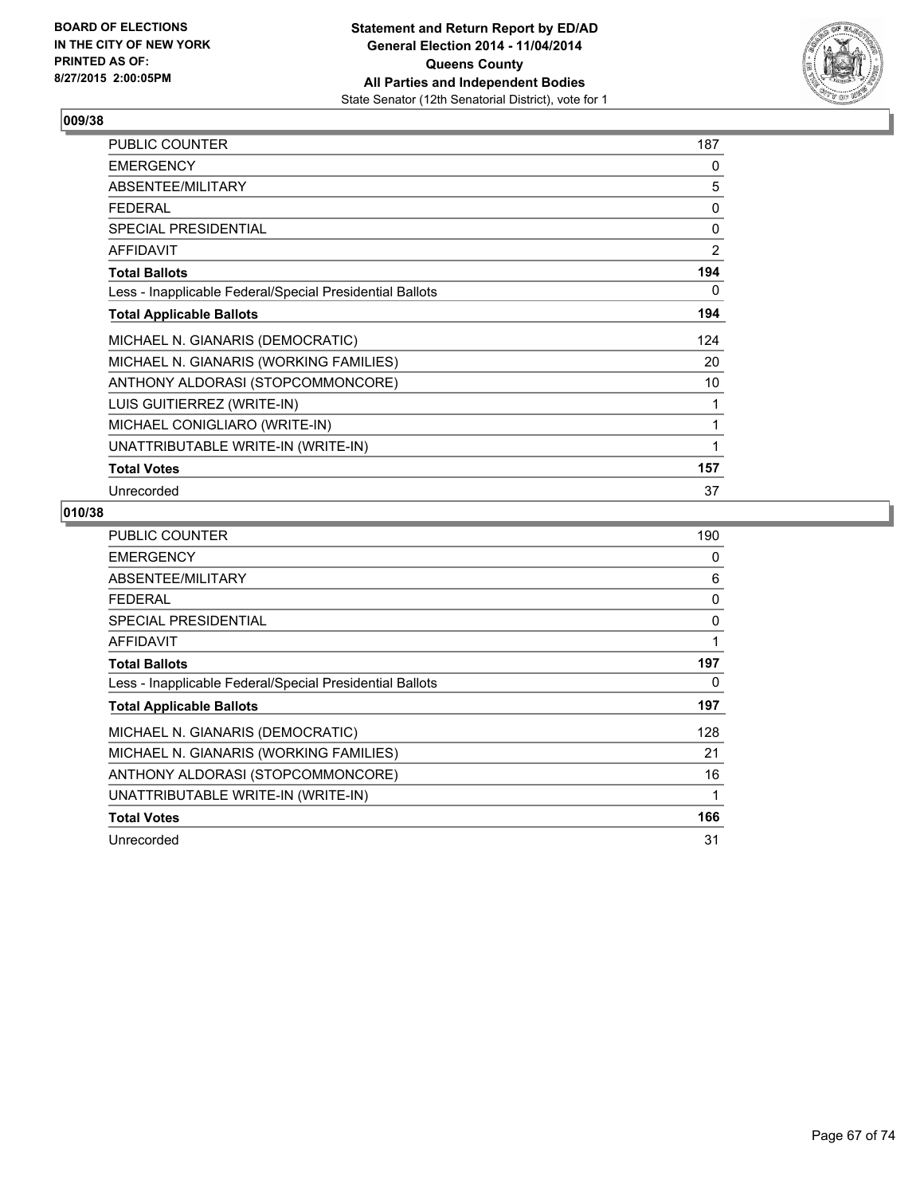BOARD OF ELECTIONS
IN THE CITY OF NEW YORK
PRINTED AS OF:
8/27/2015 2:00:05PM

**Statement and Return Report by ED/AD**
**General Election 2014 - 11/04/2014**
**Queens County**
**All Parties and Independent Bodies**
State Senator (12th Senatorial District), vote for 1

### 009/38

| | |
|---|---|
| PUBLIC COUNTER | 187 |
| EMERGENCY | 0 |
| ABSENTEE/MILITARY | 5 |
| FEDERAL | 0 |
| SPECIAL PRESIDENTIAL | 0 |
| AFFIDAVIT | 2 |
| **Total Ballots** | **194** |
| Less - Inapplicable Federal/Special Presidential Ballots | 0 |
| **Total Applicable Ballots** | **194** |
| MICHAEL N. GIANARIS (DEMOCRATIC) | 124 |
| MICHAEL N. GIANARIS (WORKING FAMILIES) | 20 |
| ANTHONY ALDORASI (STOPCOMMONCORE) | 10 |
| LUIS GUITIERREZ (WRITE-IN) | 1 |
| MICHAEL CONIGLIARO (WRITE-IN) | 1 |
| UNATTRIBUTABLE WRITE-IN (WRITE-IN) | 1 |
| **Total Votes** | **157** |
| Unrecorded | 37 |

### 010/38

| | |
|---|---|
| PUBLIC COUNTER | 190 |
| EMERGENCY | 0 |
| ABSENTEE/MILITARY | 6 |
| FEDERAL | 0 |
| SPECIAL PRESIDENTIAL | 0 |
| AFFIDAVIT | 1 |
| **Total Ballots** | **197** |
| Less - Inapplicable Federal/Special Presidential Ballots | 0 |
| **Total Applicable Ballots** | **197** |
| MICHAEL N. GIANARIS (DEMOCRATIC) | 128 |
| MICHAEL N. GIANARIS (WORKING FAMILIES) | 21 |
| ANTHONY ALDORASI (STOPCOMMONCORE) | 16 |
| UNATTRIBUTABLE WRITE-IN (WRITE-IN) | 1 |
| **Total Votes** | **166** |
| Unrecorded | 31 |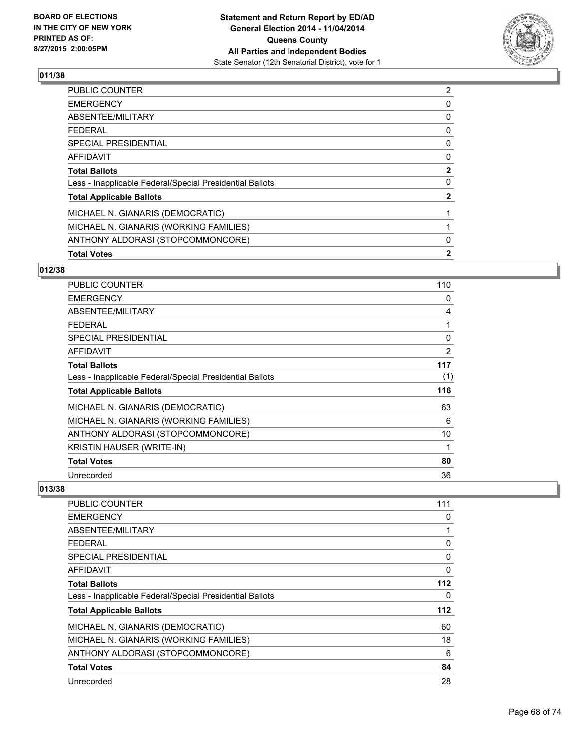**Statement and Return Report by ED/AD**
**General Election 2014 - 11/04/2014**
**Queens County**
**All Parties and Independent Bodies**
State Senator (12th Senatorial District), vote for 1

BOARD OF ELECTIONS IN THE CITY OF NEW YORK PRINTED AS OF: 8/27/2015 2:00:05PM

## 011/38

| | |
|---|---|
| PUBLIC COUNTER | 2 |
| EMERGENCY | 0 |
| ABSENTEE/MILITARY | 0 |
| FEDERAL | 0 |
| SPECIAL PRESIDENTIAL | 0 |
| AFFIDAVIT | 0 |
| **Total Ballots** | **2** |
| Less - Inapplicable Federal/Special Presidential Ballots | 0 |
| **Total Applicable Ballots** | **2** |
| MICHAEL N. GIANARIS (DEMOCRATIC) | 1 |
| MICHAEL N. GIANARIS (WORKING FAMILIES) | 1 |
| ANTHONY ALDORASI (STOPCOMMONCORE) | 0 |
| **Total Votes** | **2** |

## 012/38

| | |
|---|---|
| PUBLIC COUNTER | 110 |
| EMERGENCY | 0 |
| ABSENTEE/MILITARY | 4 |
| FEDERAL | 1 |
| SPECIAL PRESIDENTIAL | 0 |
| AFFIDAVIT | 2 |
| **Total Ballots** | **117** |
| Less - Inapplicable Federal/Special Presidential Ballots | (1) |
| **Total Applicable Ballots** | **116** |
| MICHAEL N. GIANARIS (DEMOCRATIC) | 63 |
| MICHAEL N. GIANARIS (WORKING FAMILIES) | 6 |
| ANTHONY ALDORASI (STOPCOMMONCORE) | 10 |
| KRISTIN HAUSER (WRITE-IN) | 1 |
| **Total Votes** | **80** |
| Unrecorded | 36 |

## 013/38

| | |
|---|---|
| PUBLIC COUNTER | 111 |
| EMERGENCY | 0 |
| ABSENTEE/MILITARY | 1 |
| FEDERAL | 0 |
| SPECIAL PRESIDENTIAL | 0 |
| AFFIDAVIT | 0 |
| **Total Ballots** | **112** |
| Less - Inapplicable Federal/Special Presidential Ballots | 0 |
| **Total Applicable Ballots** | **112** |
| MICHAEL N. GIANARIS (DEMOCRATIC) | 60 |
| MICHAEL N. GIANARIS (WORKING FAMILIES) | 18 |
| ANTHONY ALDORASI (STOPCOMMONCORE) | 6 |
| **Total Votes** | **84** |
| Unrecorded | 28 |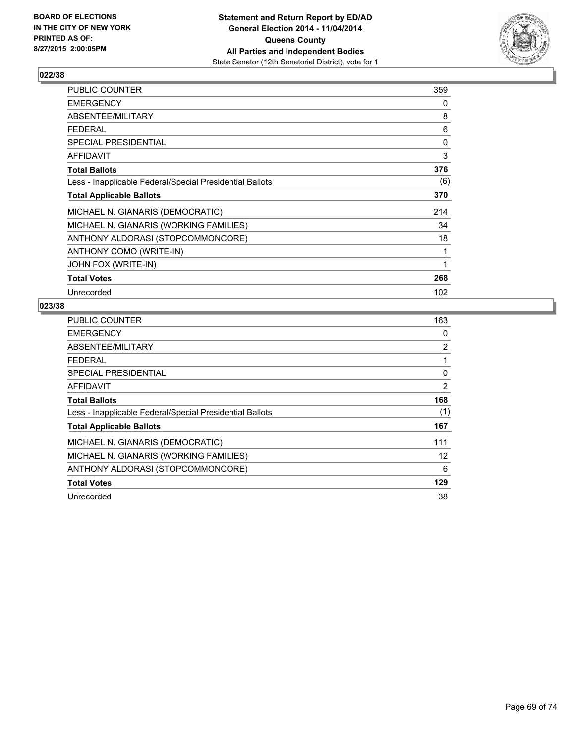**BOARD OF ELECTIONS IN THE CITY OF NEW YORK PRINTED AS OF: 8/27/2015 2:00:05PM**

**Statement and Return Report by ED/AD General Election 2014 - 11/04/2014 Queens County All Parties and Independent Bodies**
State Senator (12th Senatorial District), vote for 1

### 022/38

| | |
|---|---|
| PUBLIC COUNTER | 359 |
| EMERGENCY | 0 |
| ABSENTEE/MILITARY | 8 |
| FEDERAL | 6 |
| SPECIAL PRESIDENTIAL | 0 |
| AFFIDAVIT | 3 |
| **Total Ballots** | **376** |
| Less - Inapplicable Federal/Special Presidential Ballots | (6) |
| **Total Applicable Ballots** | **370** |
| MICHAEL N. GIANARIS (DEMOCRATIC) | 214 |
| MICHAEL N. GIANARIS (WORKING FAMILIES) | 34 |
| ANTHONY ALDORASI (STOPCOMMONCORE) | 18 |
| ANTHONY COMO (WRITE-IN) | 1 |
| JOHN FOX (WRITE-IN) | 1 |
| **Total Votes** | **268** |
| Unrecorded | 102 |

### 023/38

| | |
|---|---|
| PUBLIC COUNTER | 163 |
| EMERGENCY | 0 |
| ABSENTEE/MILITARY | 2 |
| FEDERAL | 1 |
| SPECIAL PRESIDENTIAL | 0 |
| AFFIDAVIT | 2 |
| **Total Ballots** | **168** |
| Less - Inapplicable Federal/Special Presidential Ballots | (1) |
| **Total Applicable Ballots** | **167** |
| MICHAEL N. GIANARIS (DEMOCRATIC) | 111 |
| MICHAEL N. GIANARIS (WORKING FAMILIES) | 12 |
| ANTHONY ALDORASI (STOPCOMMONCORE) | 6 |
| **Total Votes** | **129** |
| Unrecorded | 38 |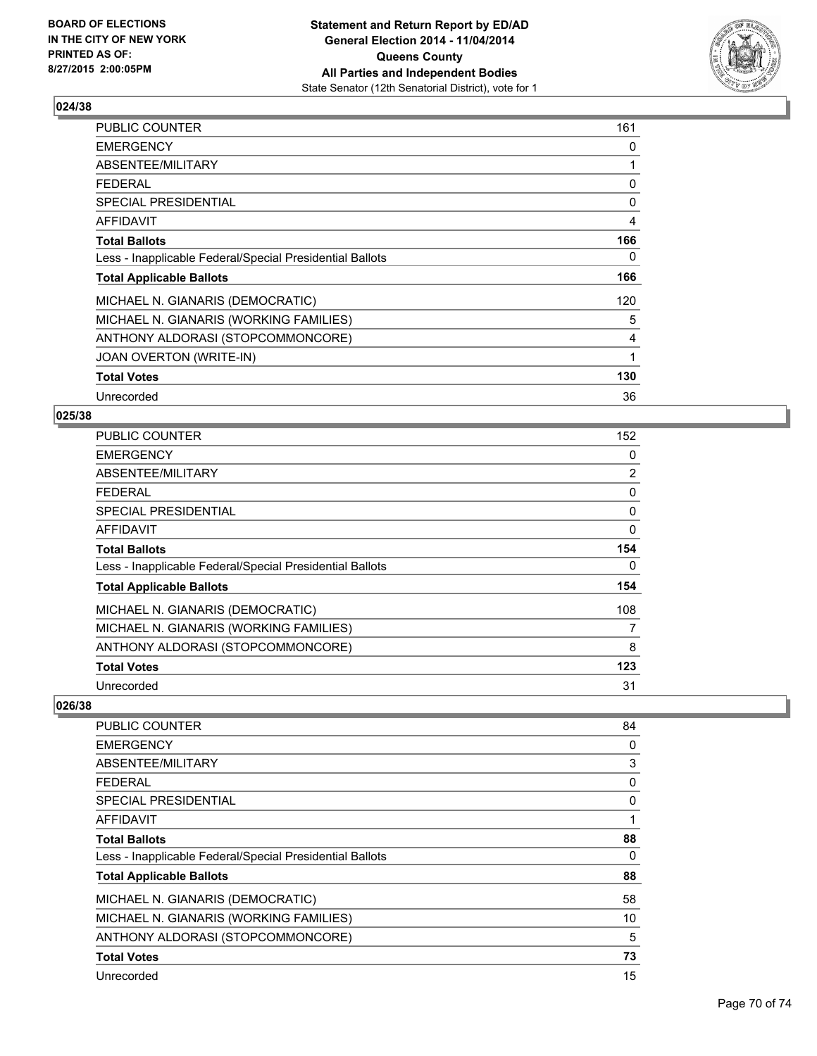## 024/38

| | |
|---|---|
| PUBLIC COUNTER | 161 |
| EMERGENCY | 0 |
| ABSENTEE/MILITARY | 1 |
| FEDERAL | 0 |
| SPECIAL PRESIDENTIAL | 0 |
| AFFIDAVIT | 4 |
| **Total Ballots** | **166** |
| Less - Inapplicable Federal/Special Presidential Ballots | 0 |
| **Total Applicable Ballots** | **166** |
| MICHAEL N. GIANARIS (DEMOCRATIC) | 120 |
| MICHAEL N. GIANARIS (WORKING FAMILIES) | 5 |
| ANTHONY ALDORASI (STOPCOMMONCORE) | 4 |
| JOAN OVERTON (WRITE-IN) | 1 |
| **Total Votes** | **130** |
| Unrecorded | 36 |

## 025/38

| | |
|---|---|
| PUBLIC COUNTER | 152 |
| EMERGENCY | 0 |
| ABSENTEE/MILITARY | 2 |
| FEDERAL | 0 |
| SPECIAL PRESIDENTIAL | 0 |
| AFFIDAVIT | 0 |
| **Total Ballots** | **154** |
| Less - Inapplicable Federal/Special Presidential Ballots | 0 |
| **Total Applicable Ballots** | **154** |
| MICHAEL N. GIANARIS (DEMOCRATIC) | 108 |
| MICHAEL N. GIANARIS (WORKING FAMILIES) | 7 |
| ANTHONY ALDORASI (STOPCOMMONCORE) | 8 |
| **Total Votes** | **123** |
| Unrecorded | 31 |

## 026/38

| | |
|---|---|
| PUBLIC COUNTER | 84 |
| EMERGENCY | 0 |
| ABSENTEE/MILITARY | 3 |
| FEDERAL | 0 |
| SPECIAL PRESIDENTIAL | 0 |
| AFFIDAVIT | 1 |
| **Total Ballots** | **88** |
| Less - Inapplicable Federal/Special Presidential Ballots | 0 |
| **Total Applicable Ballots** | **88** |
| MICHAEL N. GIANARIS (DEMOCRATIC) | 58 |
| MICHAEL N. GIANARIS (WORKING FAMILIES) | 10 |
| ANTHONY ALDORASI (STOPCOMMONCORE) | 5 |
| **Total Votes** | **73** |
| Unrecorded | 15 |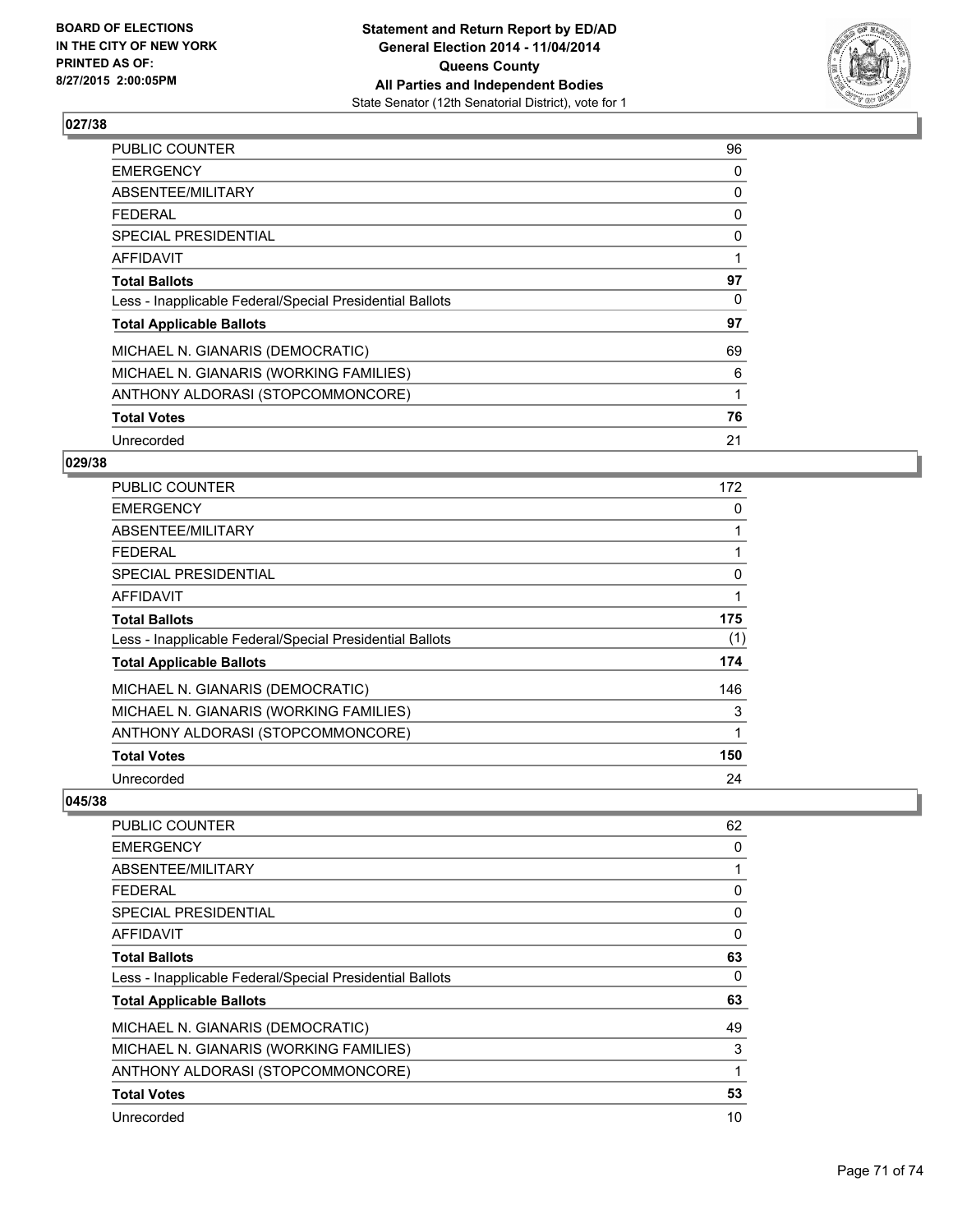## 027/38

| | |
|---|---|
| PUBLIC COUNTER | 96 |
| EMERGENCY | 0 |
| ABSENTEE/MILITARY | 0 |
| FEDERAL | 0 |
| SPECIAL PRESIDENTIAL | 0 |
| AFFIDAVIT | 1 |
| **Total Ballots** | **97** |
| Less - Inapplicable Federal/Special Presidential Ballots | 0 |
| **Total Applicable Ballots** | **97** |
| MICHAEL N. GIANARIS (DEMOCRATIC) | 69 |
| MICHAEL N. GIANARIS (WORKING FAMILIES) | 6 |
| ANTHONY ALDORASI (STOPCOMMONCORE) | 1 |
| **Total Votes** | **76** |
| Unrecorded | 21 |

## 029/38

| | |
|---|---|
| PUBLIC COUNTER | 172 |
| EMERGENCY | 0 |
| ABSENTEE/MILITARY | 1 |
| FEDERAL | 1 |
| SPECIAL PRESIDENTIAL | 0 |
| AFFIDAVIT | 1 |
| **Total Ballots** | **175** |
| Less - Inapplicable Federal/Special Presidential Ballots | (1) |
| **Total Applicable Ballots** | **174** |
| MICHAEL N. GIANARIS (DEMOCRATIC) | 146 |
| MICHAEL N. GIANARIS (WORKING FAMILIES) | 3 |
| ANTHONY ALDORASI (STOPCOMMONCORE) | 1 |
| **Total Votes** | **150** |
| Unrecorded | 24 |

## 045/38

| | |
|---|---|
| PUBLIC COUNTER | 62 |
| EMERGENCY | 0 |
| ABSENTEE/MILITARY | 1 |
| FEDERAL | 0 |
| SPECIAL PRESIDENTIAL | 0 |
| AFFIDAVIT | 0 |
| **Total Ballots** | **63** |
| Less - Inapplicable Federal/Special Presidential Ballots | 0 |
| **Total Applicable Ballots** | **63** |
| MICHAEL N. GIANARIS (DEMOCRATIC) | 49 |
| MICHAEL N. GIANARIS (WORKING FAMILIES) | 3 |
| ANTHONY ALDORASI (STOPCOMMONCORE) | 1 |
| **Total Votes** | **53** |
| Unrecorded | 10 |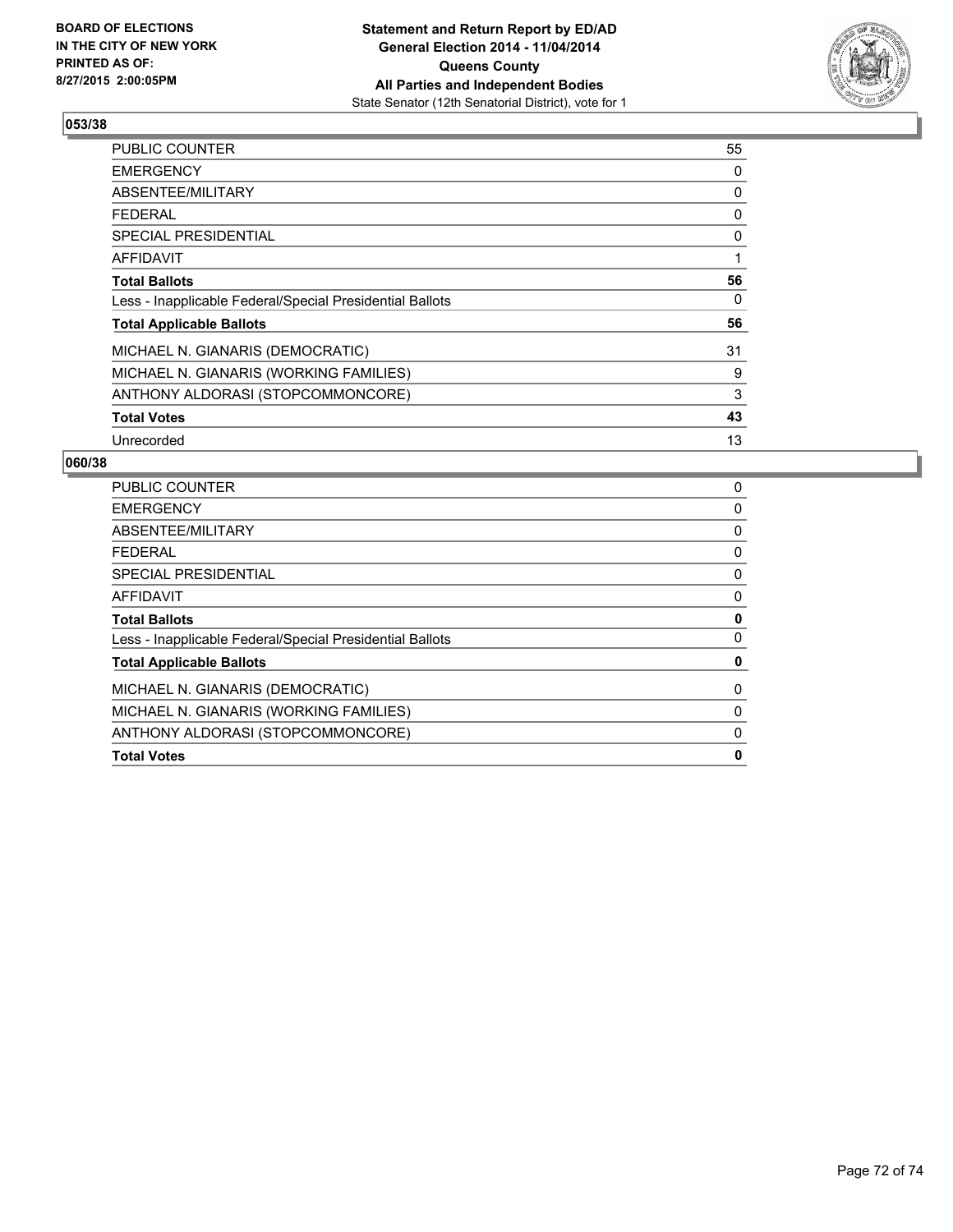## 053/38

| | |
|---|---|
| PUBLIC COUNTER | 55 |
| EMERGENCY | 0 |
| ABSENTEE/MILITARY | 0 |
| FEDERAL | 0 |
| SPECIAL PRESIDENTIAL | 0 |
| AFFIDAVIT | 1 |
| **Total Ballots** | **56** |
| Less - Inapplicable Federal/Special Presidential Ballots | 0 |
| **Total Applicable Ballots** | **56** |
| MICHAEL N. GIANARIS (DEMOCRATIC) | 31 |
| MICHAEL N. GIANARIS (WORKING FAMILIES) | 9 |
| ANTHONY ALDORASI (STOPCOMMONCORE) | 3 |
| **Total Votes** | **43** |
| Unrecorded | 13 |

## 060/38

| | |
|---|---|
| PUBLIC COUNTER | 0 |
| EMERGENCY | 0 |
| ABSENTEE/MILITARY | 0 |
| FEDERAL | 0 |
| SPECIAL PRESIDENTIAL | 0 |
| AFFIDAVIT | 0 |
| **Total Ballots** | **0** |
| Less - Inapplicable Federal/Special Presidential Ballots | 0 |
| **Total Applicable Ballots** | **0** |
| MICHAEL N. GIANARIS (DEMOCRATIC) | 0 |
| MICHAEL N. GIANARIS (WORKING FAMILIES) | 0 |
| ANTHONY ALDORASI (STOPCOMMONCORE) | 0 |
| **Total Votes** | **0** |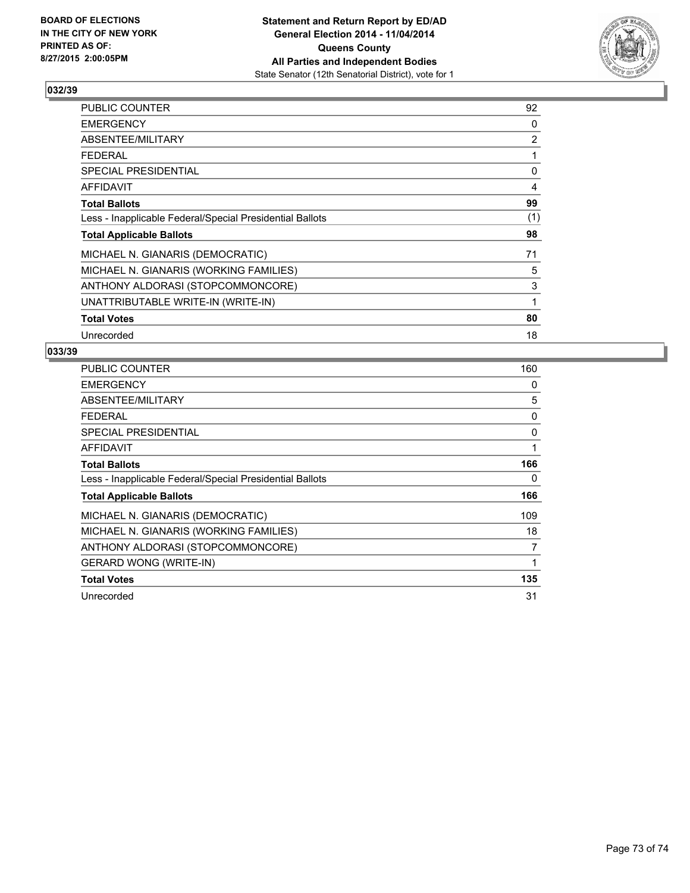**BOARD OF ELECTIONS IN THE CITY OF NEW YORK PRINTED AS OF: 8/27/2015 2:00:05PM**

**Statement and Return Report by ED/AD General Election 2014 - 11/04/2014 Queens County All Parties and Independent Bodies**
State Senator (12th Senatorial District), vote for 1

### 032/39

| | |
|---|---|
| PUBLIC COUNTER | 92 |
| EMERGENCY | 0 |
| ABSENTEE/MILITARY | 2 |
| FEDERAL | 1 |
| SPECIAL PRESIDENTIAL | 0 |
| AFFIDAVIT | 4 |
| **Total Ballots** | **99** |
| Less - Inapplicable Federal/Special Presidential Ballots | (1) |
| **Total Applicable Ballots** | **98** |
| MICHAEL N. GIANARIS (DEMOCRATIC) | 71 |
| MICHAEL N. GIANARIS (WORKING FAMILIES) | 5 |
| ANTHONY ALDORASI (STOPCOMMONCORE) | 3 |
| UNATTRIBUTABLE WRITE-IN (WRITE-IN) | 1 |
| **Total Votes** | **80** |
| Unrecorded | 18 |

### 033/39

| | |
|---|---|
| PUBLIC COUNTER | 160 |
| EMERGENCY | 0 |
| ABSENTEE/MILITARY | 5 |
| FEDERAL | 0 |
| SPECIAL PRESIDENTIAL | 0 |
| AFFIDAVIT | 1 |
| **Total Ballots** | **166** |
| Less - Inapplicable Federal/Special Presidential Ballots | 0 |
| **Total Applicable Ballots** | **166** |
| MICHAEL N. GIANARIS (DEMOCRATIC) | 109 |
| MICHAEL N. GIANARIS (WORKING FAMILIES) | 18 |
| ANTHONY ALDORASI (STOPCOMMONCORE) | 7 |
| GERARD WONG (WRITE-IN) | 1 |
| **Total Votes** | **135** |
| Unrecorded | 31 |